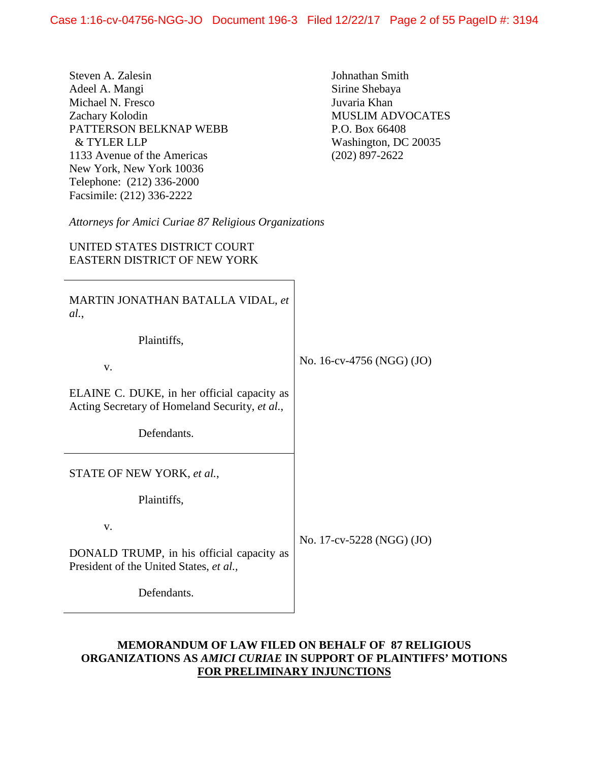Steven A. Zalesin
Adeel A. Mangi
Michael N. Fresco
Zachary Kolodin
PATTERSON BELKNAP WEBB
& TYLER LLP
1133 Avenue of the Americas
New York, New York 10036
Telephone: (212) 336-2000
Facsimile: (212) 336-2222

Johnathan Smith
Sirine Shebaya
Juvaria Khan
MUSLIM ADVOCATES
P.O. Box 66408
Washington, DC 20035
(202) 897-2622

*Attorneys for Amici Curiae 87 Religious Organizations*

UNITED STATES DISTRICT COURT
EASTERN DISTRICT OF NEW YORK

| | |
|---|---|
| MARTIN JONATHAN BATALLA VIDAL, *et al.*,<br><br>Plaintiffs,<br><br>v.<br><br>ELAINE C. DUKE, in her official capacity as Acting Secretary of Homeland Security, *et al.*,<br><br>Defendants. | No. 16-cv-4756 (NGG) (JO) |
| STATE OF NEW YORK, *et al.*,<br><br>Plaintiffs,<br><br>v.<br><br>DONALD TRUMP, in his official capacity as President of the United States, *et al.*,<br><br>Defendants. | No. 17-cv-5228 (NGG) (JO) |

**MEMORANDUM OF LAW FILED ON BEHALF OF 87 RELIGIOUS ORGANIZATIONS AS *AMICI CURIAE* IN SUPPORT OF PLAINTIFFS' MOTIONS FOR PRELIMINARY INJUNCTIONS**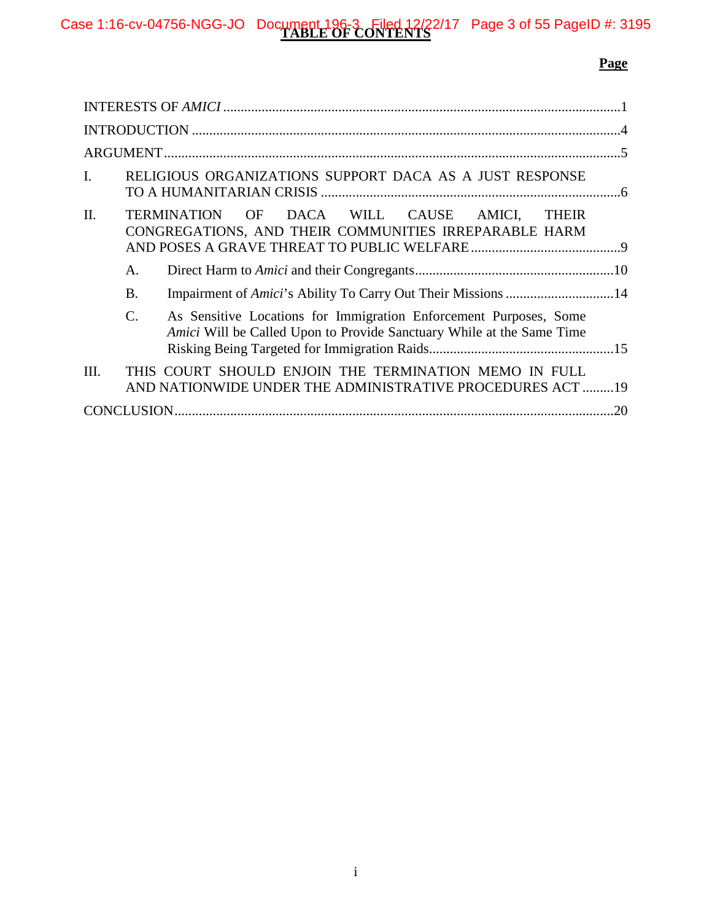# TABLE OF CONTENTS

**Page**

INTERESTS OF *AMICI* .....1

INTRODUCTION .....4

ARGUMENT .....5

I. RELIGIOUS ORGANIZATIONS SUPPORT DACA AS A JUST RESPONSE TO A HUMANITARIAN CRISIS .....6

II. TERMINATION OF DACA WILL CAUSE AMICI, THEIR CONGREGATIONS, AND THEIR COMMUNITIES IRREPARABLE HARM AND POSES A GRAVE THREAT TO PUBLIC WELFARE .....9

  A. Direct Harm to *Amici* and their Congregants .....10

  B. Impairment of *Amici*'s Ability To Carry Out Their Missions .....14

  C. As Sensitive Locations for Immigration Enforcement Purposes, Some *Amici* Will be Called Upon to Provide Sanctuary While at the Same Time Risking Being Targeted for Immigration Raids .....15

III. THIS COURT SHOULD ENJOIN THE TERMINATION MEMO IN FULL AND NATIONWIDE UNDER THE ADMINISTRATIVE PROCEDURES ACT .....19

CONCLUSION .....20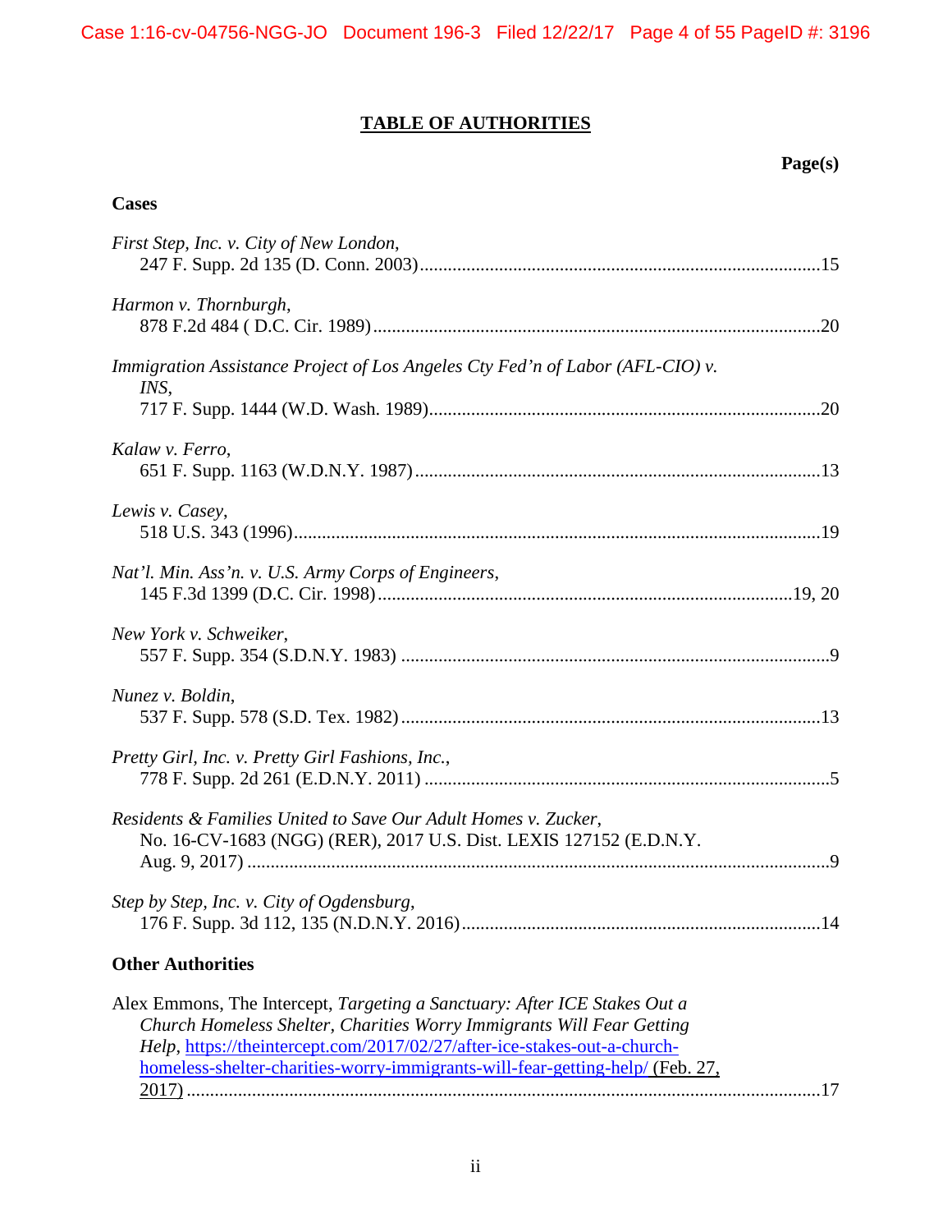# TABLE OF AUTHORITIES

**Page(s)**

## Cases

*First Step, Inc. v. City of New London*,
247 F. Supp. 2d 135 (D. Conn. 2003) .......... 15

*Harmon v. Thornburgh*,
878 F.2d 484 ( D.C. Cir. 1989) .......... 20

*Immigration Assistance Project of Los Angeles Cty Fed'n of Labor (AFL-CIO) v. INS*,
717 F. Supp. 1444 (W.D. Wash. 1989) .......... 20

*Kalaw v. Ferro*,
651 F. Supp. 1163 (W.D.N.Y. 1987) .......... 13

*Lewis v. Casey*,
518 U.S. 343 (1996) .......... 19

*Nat'l. Min. Ass'n. v. U.S. Army Corps of Engineers*,
145 F.3d 1399 (D.C. Cir. 1998) .......... 19, 20

*New York v. Schweiker*,
557 F. Supp. 354 (S.D.N.Y. 1983) .......... 9

*Nunez v. Boldin*,
537 F. Supp. 578 (S.D. Tex. 1982) .......... 13

*Pretty Girl, Inc. v. Pretty Girl Fashions, Inc.*,
778 F. Supp. 2d 261 (E.D.N.Y. 2011) .......... 5

*Residents & Families United to Save Our Adult Homes v. Zucker*,
No. 16-CV-1683 (NGG) (RER), 2017 U.S. Dist. LEXIS 127152 (E.D.N.Y. Aug. 9, 2017) .......... 9

*Step by Step, Inc. v. City of Ogdensburg*,
176 F. Supp. 3d 112, 135 (N.D.N.Y. 2016) .......... 14

## Other Authorities

Alex Emmons, The Intercept, *Targeting a Sanctuary: After ICE Stakes Out a Church Homeless Shelter, Charities Worry Immigrants Will Fear Getting Help*, https://theintercept.com/2017/02/27/after-ice-stakes-out-a-church-homeless-shelter-charities-worry-immigrants-will-fear-getting-help/ (Feb. 27, 2017) .......... 17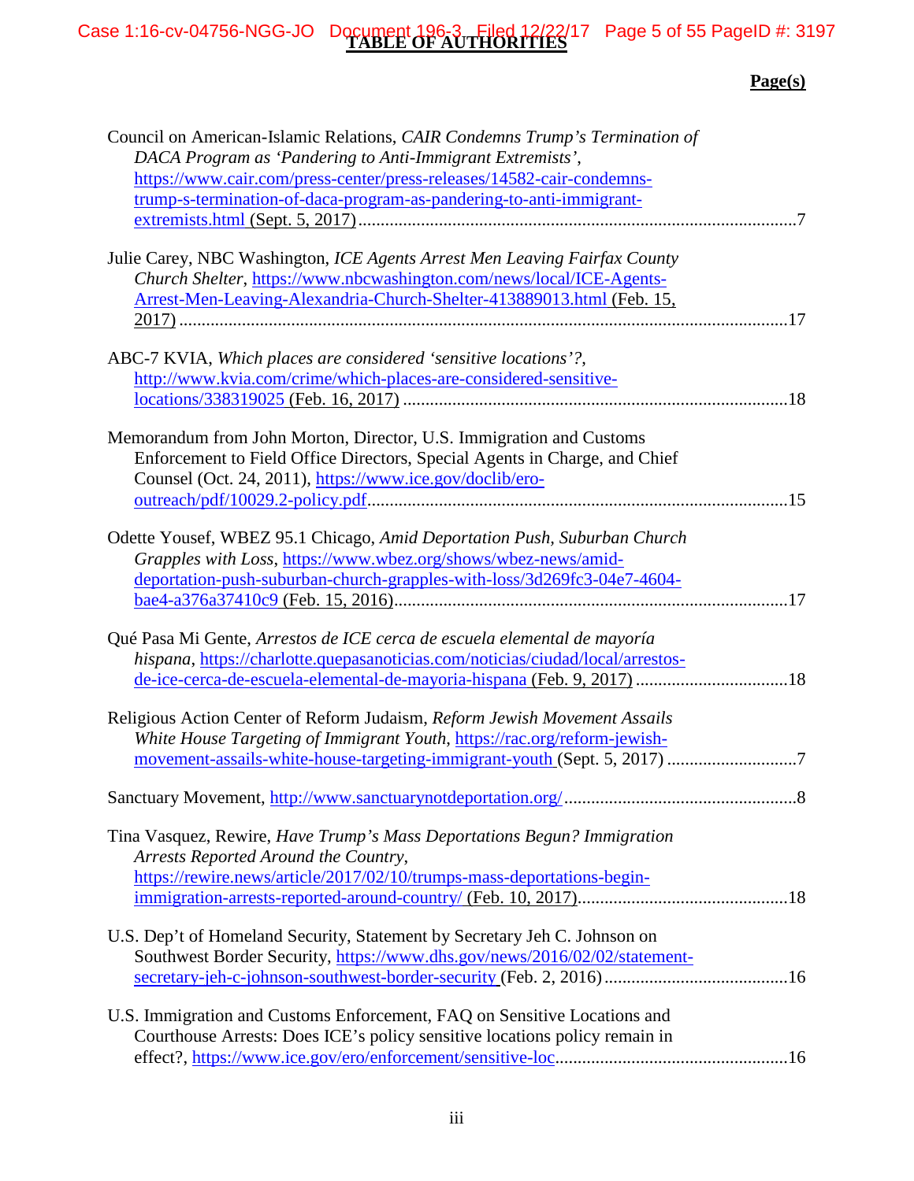**TABLE OF AUTHORITIES**

**Page(s)**

Council on American-Islamic Relations, *CAIR Condemns Trump's Termination of DACA Program as 'Pandering to Anti-Immigrant Extremists'*, https://www.cair.com/press-center/press-releases/14582-cair-condemns-trump-s-termination-of-daca-program-as-pandering-to-anti-immigrant-extremists.html (Sept. 5, 2017) ....................7

Julie Carey, NBC Washington, *ICE Agents Arrest Men Leaving Fairfax County Church Shelter*, https://www.nbcwashington.com/news/local/ICE-Agents-Arrest-Men-Leaving-Alexandria-Church-Shelter-413889013.html (Feb. 15, 2017) ....................17

ABC-7 KVIA, *Which places are considered 'sensitive locations'?*, http://www.kvia.com/crime/which-places-are-considered-sensitive-locations/338319025 (Feb. 16, 2017) ....................18

Memorandum from John Morton, Director, U.S. Immigration and Customs Enforcement to Field Office Directors, Special Agents in Charge, and Chief Counsel (Oct. 24, 2011), https://www.ice.gov/doclib/ero-outreach/pdf/10029.2-policy.pdf....................15

Odette Yousef, WBEZ 95.1 Chicago, *Amid Deportation Push, Suburban Church Grapples with Loss*, https://www.wbez.org/shows/wbez-news/amid-deportation-push-suburban-church-grapples-with-loss/3d269fc3-04e7-4604-bae4-a376a37410c9 (Feb. 15, 2016)....................17

Qué Pasa Mi Gente, *Arrestos de ICE cerca de escuela elemental de mayoría hispana*, https://charlotte.quepasanoticias.com/noticias/ciudad/local/arrestos-de-ice-cerca-de-escuela-elemental-de-mayoria-hispana (Feb. 9, 2017) ....................18

Religious Action Center of Reform Judaism, *Reform Jewish Movement Assails White House Targeting of Immigrant Youth*, https://rac.org/reform-jewish-movement-assails-white-house-targeting-immigrant-youth (Sept. 5, 2017) ....................7

Sanctuary Movement, http://www.sanctuarynotdeportation.org/....................8

Tina Vasquez, Rewire, *Have Trump's Mass Deportations Begun? Immigration Arrests Reported Around the Country*, https://rewire.news/article/2017/02/10/trumps-mass-deportations-begin-immigration-arrests-reported-around-country/ (Feb. 10, 2017)....................18

U.S. Dep't of Homeland Security, Statement by Secretary Jeh C. Johnson on Southwest Border Security, https://www.dhs.gov/news/2016/02/02/statement-secretary-jeh-c-johnson-southwest-border-security (Feb. 2, 2016)....................16

U.S. Immigration and Customs Enforcement, FAQ on Sensitive Locations and Courthouse Arrests: Does ICE's policy sensitive locations policy remain in effect?, https://www.ice.gov/ero/enforcement/sensitive-loc....................16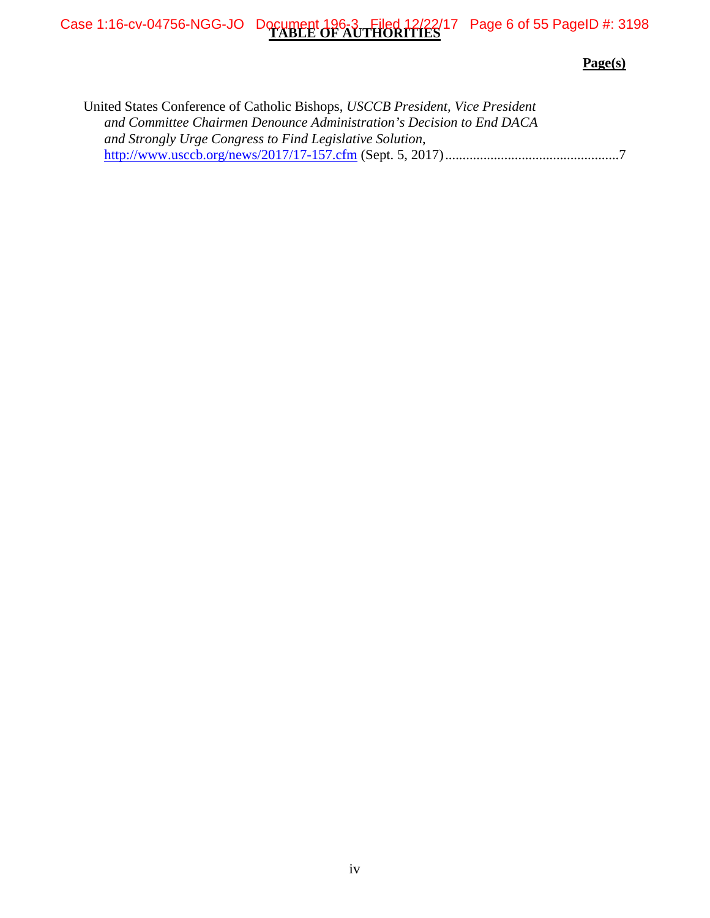**TABLE OF AUTHORITIES**

**Page(s)**

United States Conference of Catholic Bishops, *USCCB President, Vice President and Committee Chairmen Denounce Administration's Decision to End DACA and Strongly Urge Congress to Find Legislative Solution*, http://www.usccb.org/news/2017/17-157.cfm (Sept. 5, 2017) ..................................................7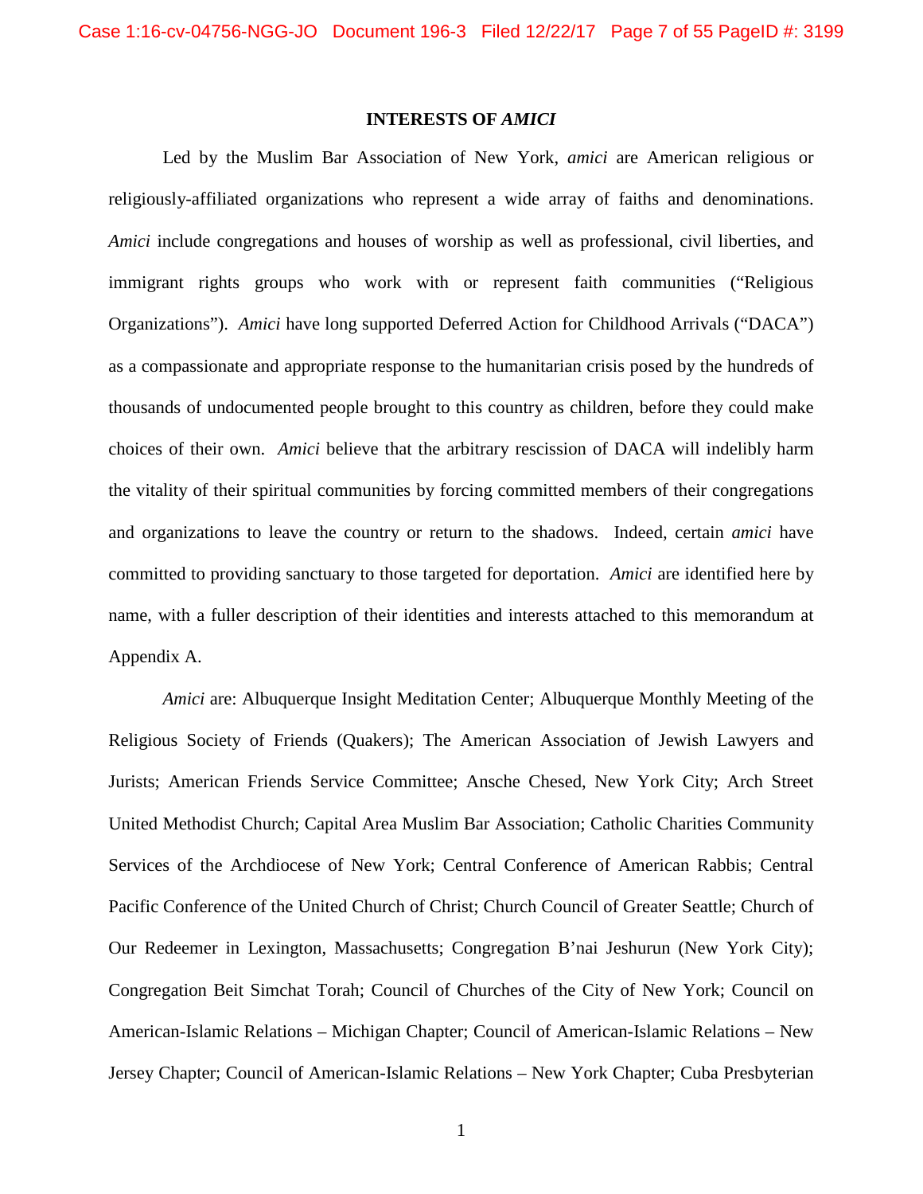## INTERESTS OF *AMICI*

Led by the Muslim Bar Association of New York, *amici* are American religious or religiously-affiliated organizations who represent a wide array of faiths and denominations. *Amici* include congregations and houses of worship as well as professional, civil liberties, and immigrant rights groups who work with or represent faith communities ("Religious Organizations"). *Amici* have long supported Deferred Action for Childhood Arrivals ("DACA") as a compassionate and appropriate response to the humanitarian crisis posed by the hundreds of thousands of undocumented people brought to this country as children, before they could make choices of their own. *Amici* believe that the arbitrary rescission of DACA will indelibly harm the vitality of their spiritual communities by forcing committed members of their congregations and organizations to leave the country or return to the shadows. Indeed, certain *amici* have committed to providing sanctuary to those targeted for deportation. *Amici* are identified here by name, with a fuller description of their identities and interests attached to this memorandum at Appendix A.

*Amici* are: Albuquerque Insight Meditation Center; Albuquerque Monthly Meeting of the Religious Society of Friends (Quakers); The American Association of Jewish Lawyers and Jurists; American Friends Service Committee; Ansche Chesed, New York City; Arch Street United Methodist Church; Capital Area Muslim Bar Association; Catholic Charities Community Services of the Archdiocese of New York; Central Conference of American Rabbis; Central Pacific Conference of the United Church of Christ; Church Council of Greater Seattle; Church of Our Redeemer in Lexington, Massachusetts; Congregation B'nai Jeshurun (New York City); Congregation Beit Simchat Torah; Council of Churches of the City of New York; Council on American-Islamic Relations – Michigan Chapter; Council of American-Islamic Relations – New Jersey Chapter; Council of American-Islamic Relations – New York Chapter; Cuba Presbyterian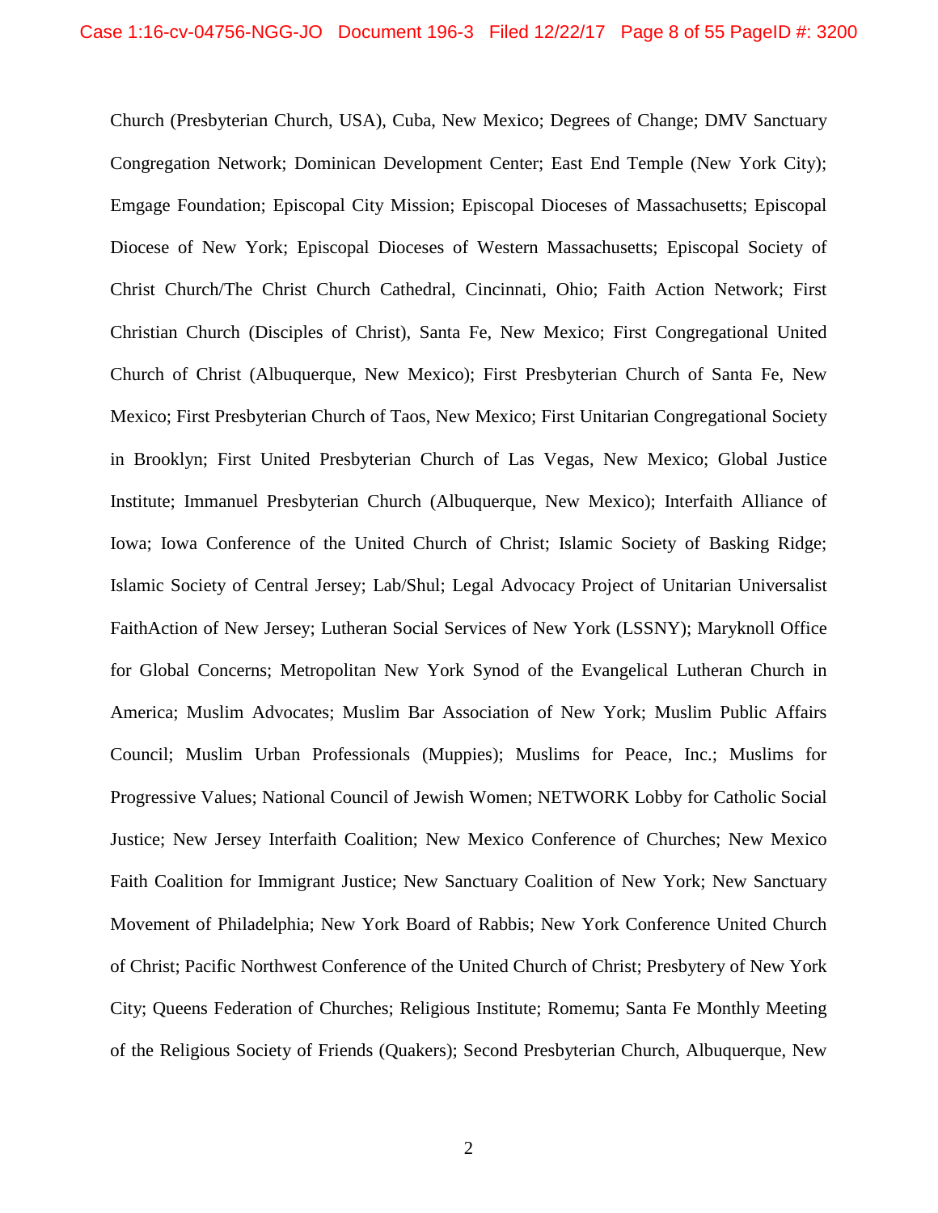Church (Presbyterian Church, USA), Cuba, New Mexico; Degrees of Change; DMV Sanctuary Congregation Network; Dominican Development Center; East End Temple (New York City); Emgage Foundation; Episcopal City Mission; Episcopal Dioceses of Massachusetts; Episcopal Diocese of New York; Episcopal Dioceses of Western Massachusetts; Episcopal Society of Christ Church/The Christ Church Cathedral, Cincinnati, Ohio; Faith Action Network; First Christian Church (Disciples of Christ), Santa Fe, New Mexico; First Congregational United Church of Christ (Albuquerque, New Mexico); First Presbyterian Church of Santa Fe, New Mexico; First Presbyterian Church of Taos, New Mexico; First Unitarian Congregational Society in Brooklyn; First United Presbyterian Church of Las Vegas, New Mexico; Global Justice Institute; Immanuel Presbyterian Church (Albuquerque, New Mexico); Interfaith Alliance of Iowa; Iowa Conference of the United Church of Christ; Islamic Society of Basking Ridge; Islamic Society of Central Jersey; Lab/Shul; Legal Advocacy Project of Unitarian Universalist FaithAction of New Jersey; Lutheran Social Services of New York (LSSNY); Maryknoll Office for Global Concerns; Metropolitan New York Synod of the Evangelical Lutheran Church in America; Muslim Advocates; Muslim Bar Association of New York; Muslim Public Affairs Council; Muslim Urban Professionals (Muppies); Muslims for Peace, Inc.; Muslims for Progressive Values; National Council of Jewish Women; NETWORK Lobby for Catholic Social Justice; New Jersey Interfaith Coalition; New Mexico Conference of Churches; New Mexico Faith Coalition for Immigrant Justice; New Sanctuary Coalition of New York; New Sanctuary Movement of Philadelphia; New York Board of Rabbis; New York Conference United Church of Christ; Pacific Northwest Conference of the United Church of Christ; Presbytery of New York City; Queens Federation of Churches; Religious Institute; Romemu; Santa Fe Monthly Meeting of the Religious Society of Friends (Quakers); Second Presbyterian Church, Albuquerque, New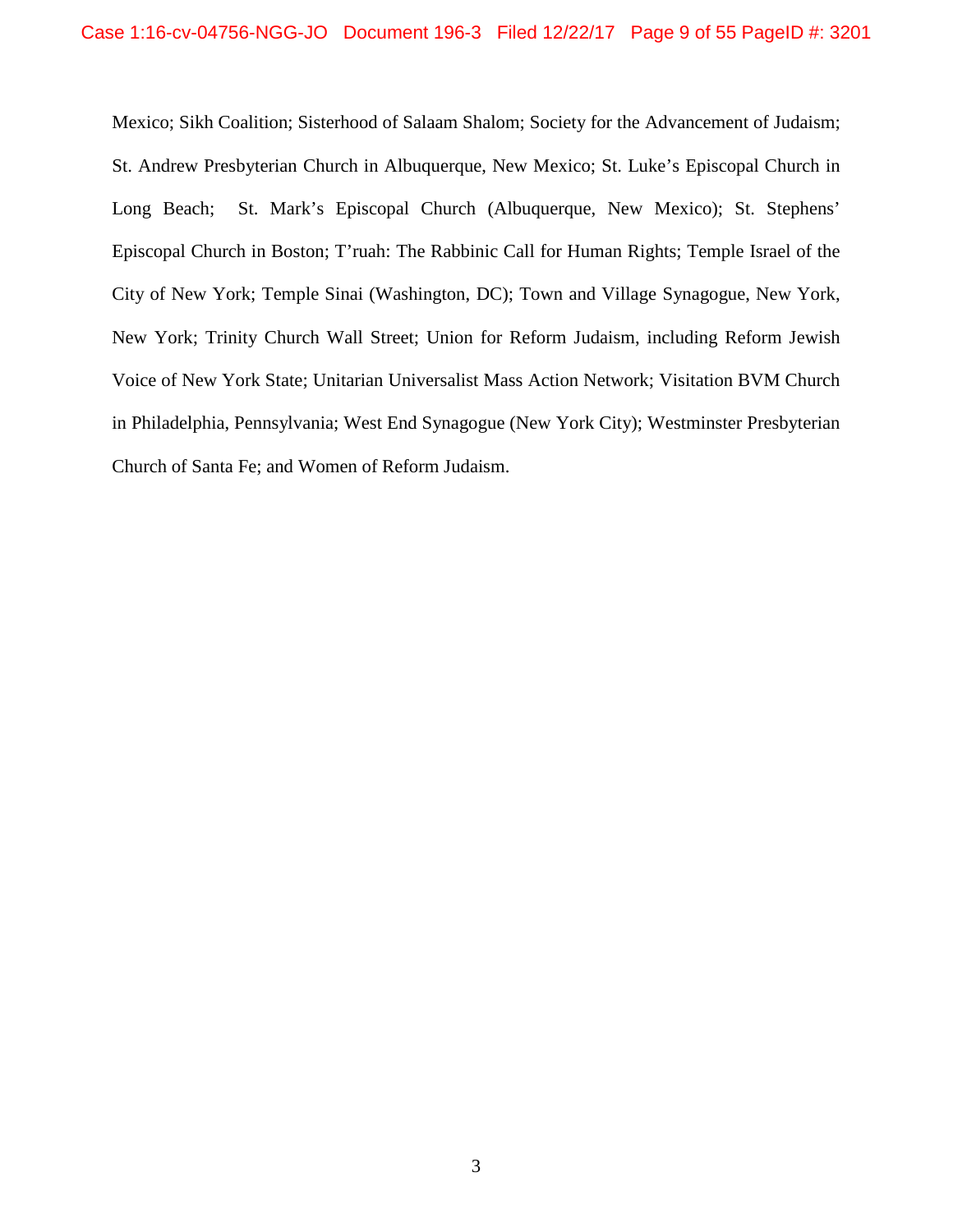Mexico; Sikh Coalition; Sisterhood of Salaam Shalom; Society for the Advancement of Judaism; St. Andrew Presbyterian Church in Albuquerque, New Mexico; St. Luke's Episcopal Church in Long Beach; St. Mark's Episcopal Church (Albuquerque, New Mexico); St. Stephens' Episcopal Church in Boston; T'ruah: The Rabbinic Call for Human Rights; Temple Israel of the City of New York; Temple Sinai (Washington, DC); Town and Village Synagogue, New York, New York; Trinity Church Wall Street; Union for Reform Judaism, including Reform Jewish Voice of New York State; Unitarian Universalist Mass Action Network; Visitation BVM Church in Philadelphia, Pennsylvania; West End Synagogue (New York City); Westminster Presbyterian Church of Santa Fe; and Women of Reform Judaism.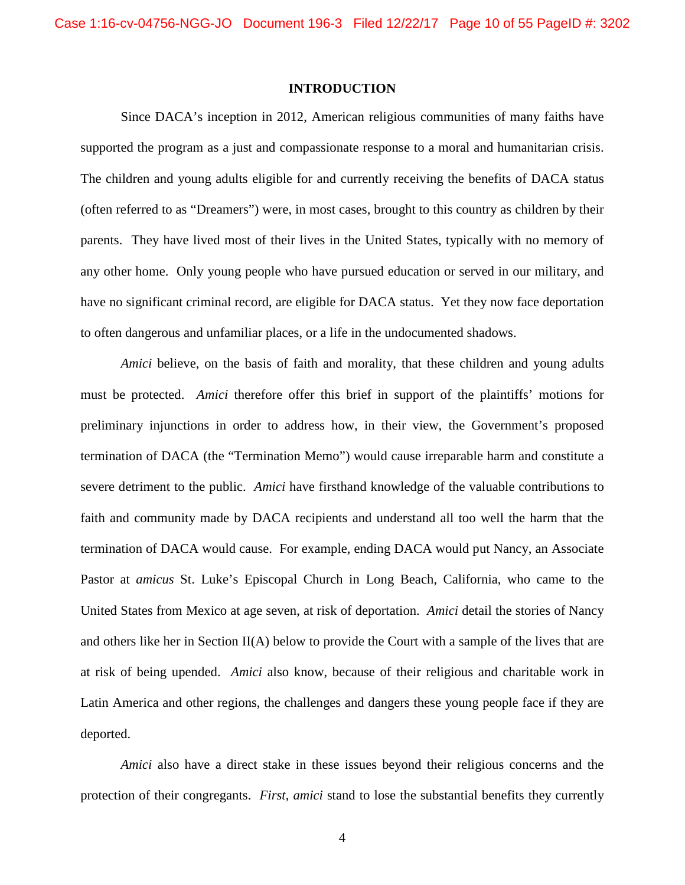## INTRODUCTION

Since DACA's inception in 2012, American religious communities of many faiths have supported the program as a just and compassionate response to a moral and humanitarian crisis. The children and young adults eligible for and currently receiving the benefits of DACA status (often referred to as "Dreamers") were, in most cases, brought to this country as children by their parents. They have lived most of their lives in the United States, typically with no memory of any other home. Only young people who have pursued education or served in our military, and have no significant criminal record, are eligible for DACA status. Yet they now face deportation to often dangerous and unfamiliar places, or a life in the undocumented shadows.

*Amici* believe, on the basis of faith and morality, that these children and young adults must be protected. *Amici* therefore offer this brief in support of the plaintiffs' motions for preliminary injunctions in order to address how, in their view, the Government's proposed termination of DACA (the "Termination Memo") would cause irreparable harm and constitute a severe detriment to the public. *Amici* have firsthand knowledge of the valuable contributions to faith and community made by DACA recipients and understand all too well the harm that the termination of DACA would cause. For example, ending DACA would put Nancy, an Associate Pastor at *amicus* St. Luke's Episcopal Church in Long Beach, California, who came to the United States from Mexico at age seven, at risk of deportation. *Amici* detail the stories of Nancy and others like her in Section II(A) below to provide the Court with a sample of the lives that are at risk of being upended. *Amici* also know, because of their religious and charitable work in Latin America and other regions, the challenges and dangers these young people face if they are deported.

*Amici* also have a direct stake in these issues beyond their religious concerns and the protection of their congregants. *First*, *amici* stand to lose the substantial benefits they currently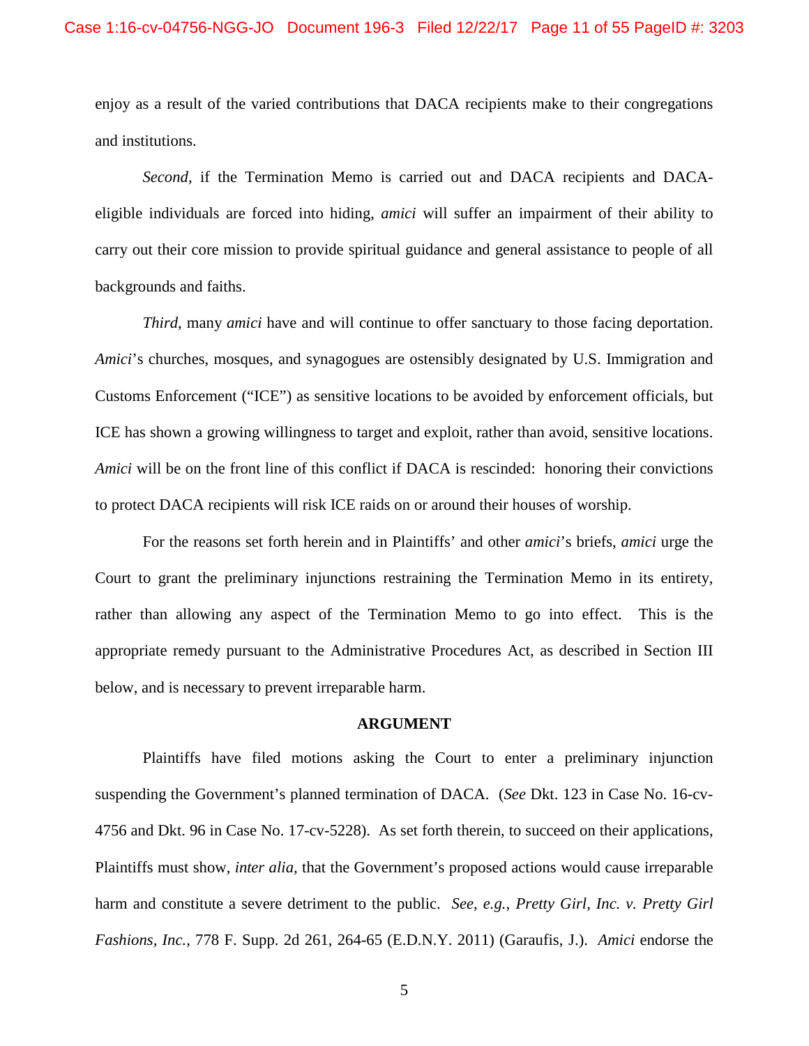enjoy as a result of the varied contributions that DACA recipients make to their congregations and institutions.

*Second*, if the Termination Memo is carried out and DACA recipients and DACA-eligible individuals are forced into hiding, *amici* will suffer an impairment of their ability to carry out their core mission to provide spiritual guidance and general assistance to people of all backgrounds and faiths.

*Third*, many *amici* have and will continue to offer sanctuary to those facing deportation. *Amici*'s churches, mosques, and synagogues are ostensibly designated by U.S. Immigration and Customs Enforcement ("ICE") as sensitive locations to be avoided by enforcement officials, but ICE has shown a growing willingness to target and exploit, rather than avoid, sensitive locations. *Amici* will be on the front line of this conflict if DACA is rescinded: honoring their convictions to protect DACA recipients will risk ICE raids on or around their houses of worship.

For the reasons set forth herein and in Plaintiffs' and other *amici*'s briefs, *amici* urge the Court to grant the preliminary injunctions restraining the Termination Memo in its entirety, rather than allowing any aspect of the Termination Memo to go into effect. This is the appropriate remedy pursuant to the Administrative Procedures Act, as described in Section III below, and is necessary to prevent irreparable harm.

## ARGUMENT

Plaintiffs have filed motions asking the Court to enter a preliminary injunction suspending the Government's planned termination of DACA. (*See* Dkt. 123 in Case No. 16-cv-4756 and Dkt. 96 in Case No. 17-cv-5228). As set forth therein, to succeed on their applications, Plaintiffs must show, *inter alia,* that the Government's proposed actions would cause irreparable harm and constitute a severe detriment to the public. *See, e.g., Pretty Girl, Inc. v. Pretty Girl Fashions, Inc.*, 778 F. Supp. 2d 261, 264-65 (E.D.N.Y. 2011) (Garaufis, J.). *Amici* endorse the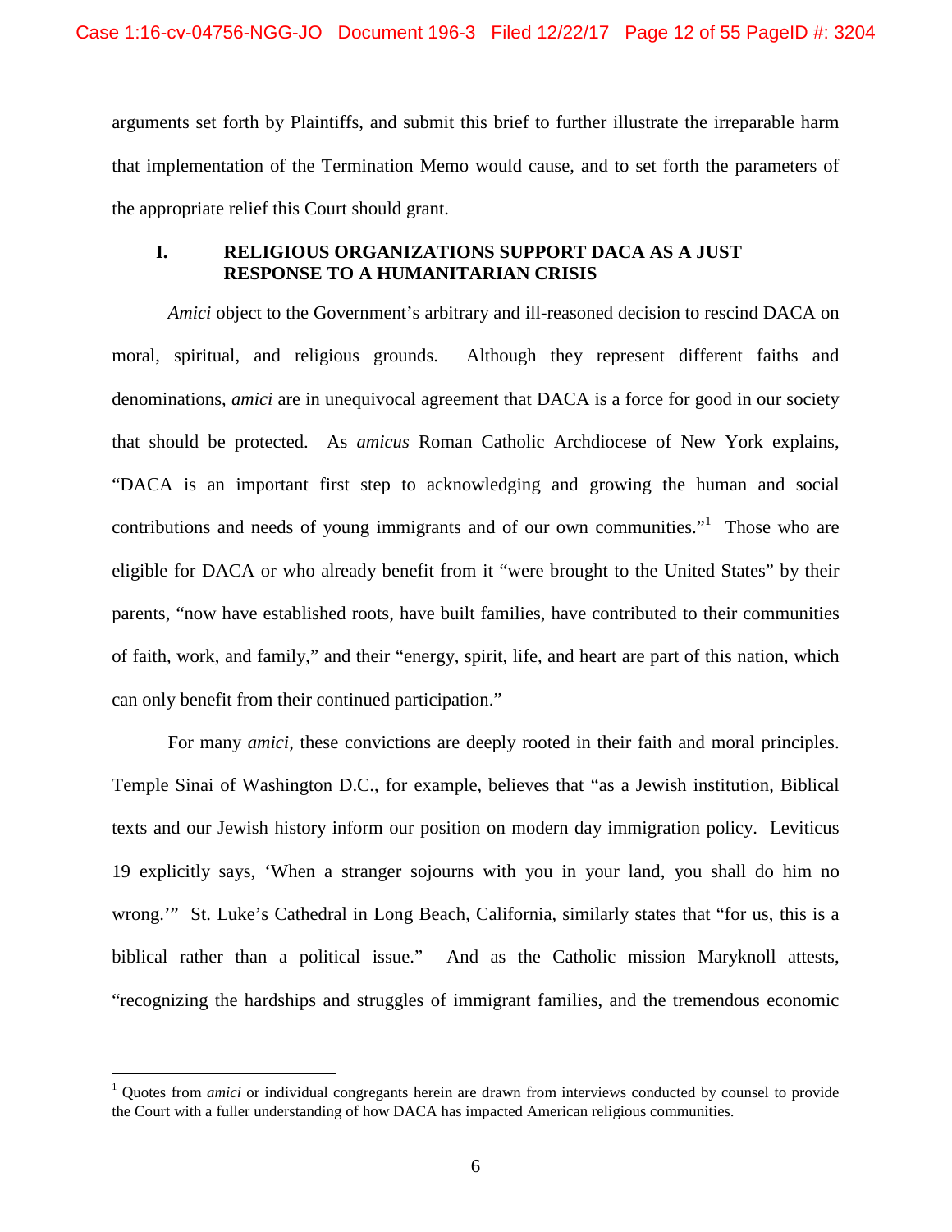arguments set forth by Plaintiffs, and submit this brief to further illustrate the irreparable harm that implementation of the Termination Memo would cause, and to set forth the parameters of the appropriate relief this Court should grant.

## I. RELIGIOUS ORGANIZATIONS SUPPORT DACA AS A JUST RESPONSE TO A HUMANITARIAN CRISIS

*Amici* object to the Government's arbitrary and ill-reasoned decision to rescind DACA on moral, spiritual, and religious grounds. Although they represent different faiths and denominations, *amici* are in unequivocal agreement that DACA is a force for good in our society that should be protected. As *amicus* Roman Catholic Archdiocese of New York explains, "DACA is an important first step to acknowledging and growing the human and social contributions and needs of young immigrants and of our own communities."[1] Those who are eligible for DACA or who already benefit from it "were brought to the United States" by their parents, "now have established roots, have built families, have contributed to their communities of faith, work, and family," and their "energy, spirit, life, and heart are part of this nation, which can only benefit from their continued participation."

For many *amici*, these convictions are deeply rooted in their faith and moral principles. Temple Sinai of Washington D.C., for example, believes that "as a Jewish institution, Biblical texts and our Jewish history inform our position on modern day immigration policy. Leviticus 19 explicitly says, 'When a stranger sojourns with you in your land, you shall do him no wrong.'" St. Luke's Cathedral in Long Beach, California, similarly states that "for us, this is a biblical rather than a political issue." And as the Catholic mission Maryknoll attests, "recognizing the hardships and struggles of immigrant families, and the tremendous economic

---

[1] Quotes from *amici* or individual congregants herein are drawn from interviews conducted by counsel to provide the Court with a fuller understanding of how DACA has impacted American religious communities.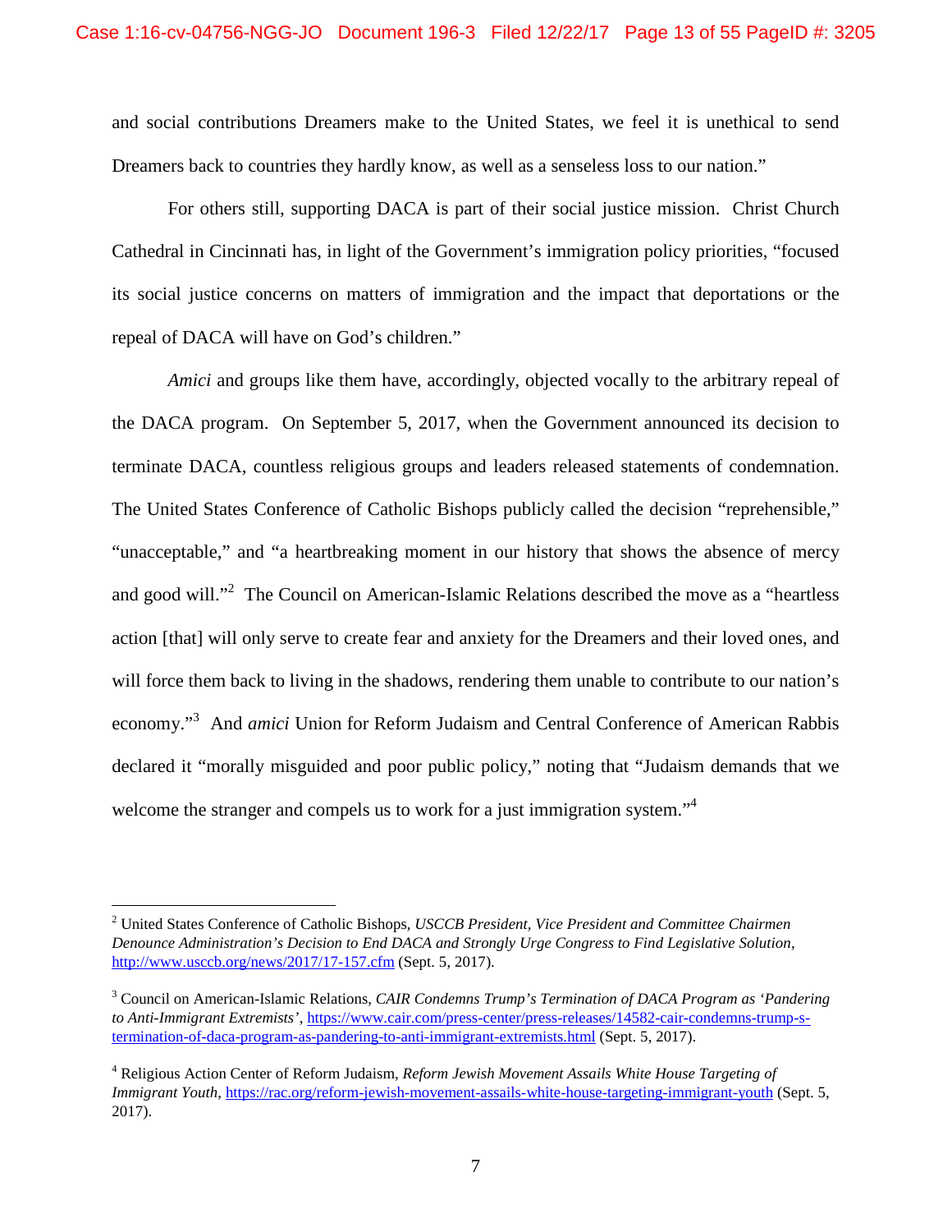and social contributions Dreamers make to the United States, we feel it is unethical to send Dreamers back to countries they hardly know, as well as a senseless loss to our nation."

For others still, supporting DACA is part of their social justice mission. Christ Church Cathedral in Cincinnati has, in light of the Government's immigration policy priorities, "focused its social justice concerns on matters of immigration and the impact that deportations or the repeal of DACA will have on God's children."

*Amici* and groups like them have, accordingly, objected vocally to the arbitrary repeal of the DACA program. On September 5, 2017, when the Government announced its decision to terminate DACA, countless religious groups and leaders released statements of condemnation. The United States Conference of Catholic Bishops publicly called the decision "reprehensible," "unacceptable," and "a heartbreaking moment in our history that shows the absence of mercy and good will."[2] The Council on American-Islamic Relations described the move as a "heartless action [that] will only serve to create fear and anxiety for the Dreamers and their loved ones, and will force them back to living in the shadows, rendering them unable to contribute to our nation's economy."[3] And *amici* Union for Reform Judaism and Central Conference of American Rabbis declared it "morally misguided and poor public policy," noting that "Judaism demands that we welcome the stranger and compels us to work for a just immigration system."[4]

---

[2] United States Conference of Catholic Bishops, *USCCB President, Vice President and Committee Chairmen Denounce Administration's Decision to End DACA and Strongly Urge Congress to Find Legislative Solution*, http://www.usccb.org/news/2017/17-157.cfm (Sept. 5, 2017).

[3] Council on American-Islamic Relations, *CAIR Condemns Trump's Termination of DACA Program as 'Pandering to Anti-Immigrant Extremists'*, https://www.cair.com/press-center/press-releases/14582-cair-condemns-trump-s-termination-of-daca-program-as-pandering-to-anti-immigrant-extremists.html (Sept. 5, 2017).

[4] Religious Action Center of Reform Judaism, *Reform Jewish Movement Assails White House Targeting of Immigrant Youth*, https://rac.org/reform-jewish-movement-assails-white-house-targeting-immigrant-youth (Sept. 5, 2017).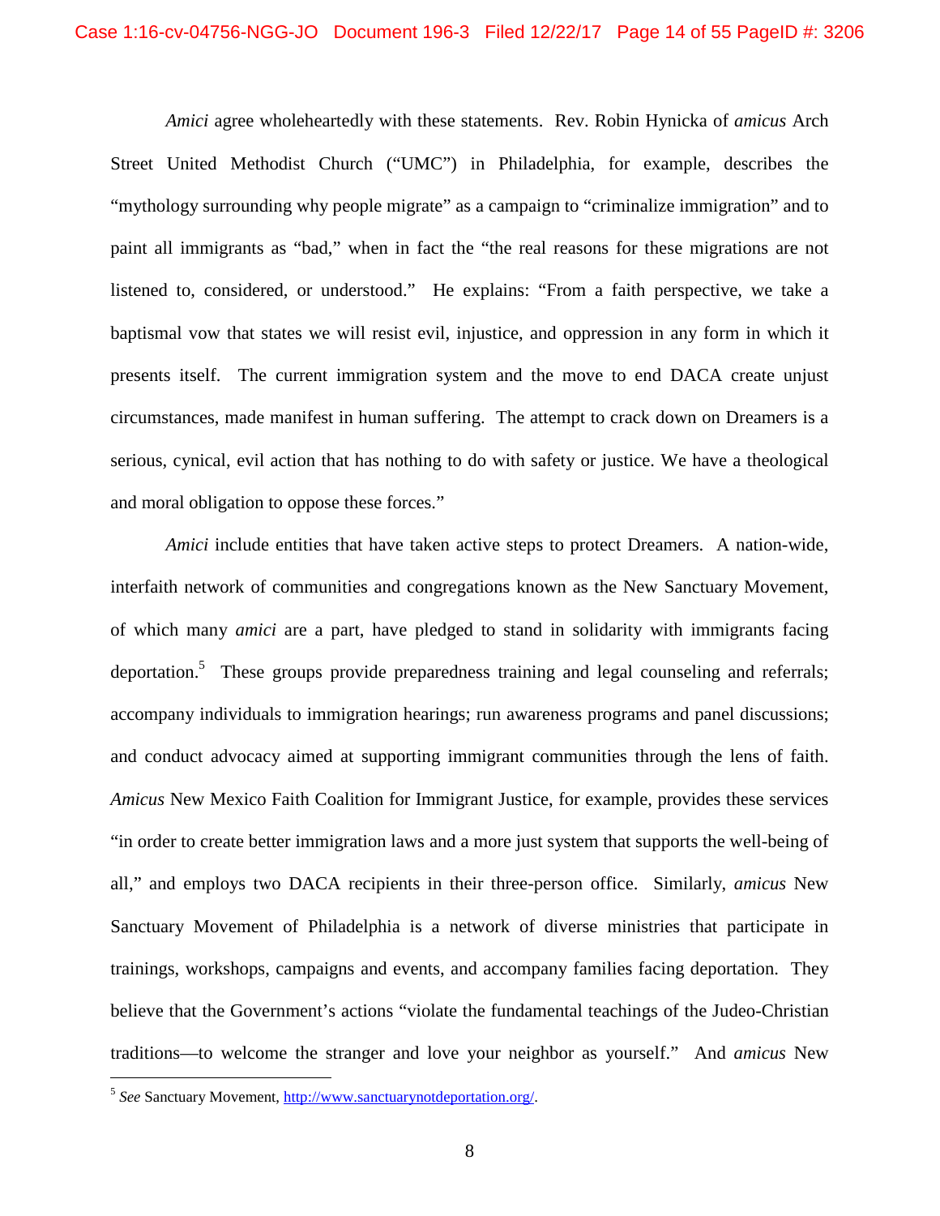*Amici* agree wholeheartedly with these statements. Rev. Robin Hynicka of *amicus* Arch Street United Methodist Church ("UMC") in Philadelphia, for example, describes the "mythology surrounding why people migrate" as a campaign to "criminalize immigration" and to paint all immigrants as "bad," when in fact the "the real reasons for these migrations are not listened to, considered, or understood." He explains: "From a faith perspective, we take a baptismal vow that states we will resist evil, injustice, and oppression in any form in which it presents itself. The current immigration system and the move to end DACA create unjust circumstances, made manifest in human suffering. The attempt to crack down on Dreamers is a serious, cynical, evil action that has nothing to do with safety or justice. We have a theological and moral obligation to oppose these forces."

*Amici* include entities that have taken active steps to protect Dreamers. A nation-wide, interfaith network of communities and congregations known as the New Sanctuary Movement, of which many *amici* are a part, have pledged to stand in solidarity with immigrants facing deportation.[5] These groups provide preparedness training and legal counseling and referrals; accompany individuals to immigration hearings; run awareness programs and panel discussions; and conduct advocacy aimed at supporting immigrant communities through the lens of faith. *Amicus* New Mexico Faith Coalition for Immigrant Justice, for example, provides these services "in order to create better immigration laws and a more just system that supports the well-being of all," and employs two DACA recipients in their three-person office. Similarly, *amicus* New Sanctuary Movement of Philadelphia is a network of diverse ministries that participate in trainings, workshops, campaigns and events, and accompany families facing deportation. They believe that the Government's actions "violate the fundamental teachings of the Judeo-Christian traditions—to welcome the stranger and love your neighbor as yourself." And *amicus* New

[5] *See* Sanctuary Movement, http://www.sanctuarynotdeportation.org/.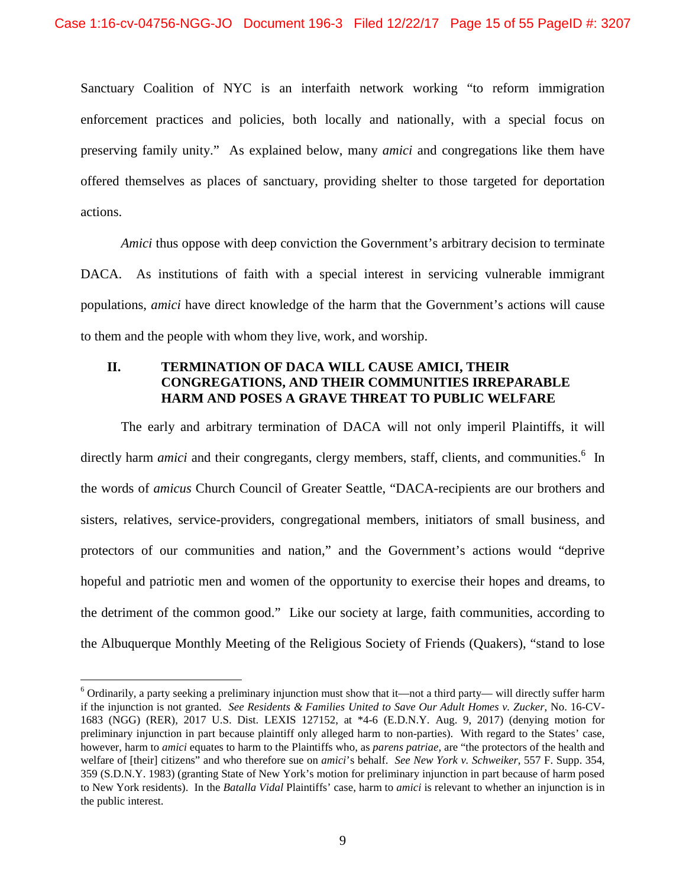Sanctuary Coalition of NYC is an interfaith network working "to reform immigration enforcement practices and policies, both locally and nationally, with a special focus on preserving family unity." As explained below, many *amici* and congregations like them have offered themselves as places of sanctuary, providing shelter to those targeted for deportation actions.

*Amici* thus oppose with deep conviction the Government's arbitrary decision to terminate DACA. As institutions of faith with a special interest in servicing vulnerable immigrant populations, *amici* have direct knowledge of the harm that the Government's actions will cause to them and the people with whom they live, work, and worship.

## II. TERMINATION OF DACA WILL CAUSE AMICI, THEIR CONGREGATIONS, AND THEIR COMMUNITIES IRREPARABLE HARM AND POSES A GRAVE THREAT TO PUBLIC WELFARE

The early and arbitrary termination of DACA will not only imperil Plaintiffs, it will directly harm *amici* and their congregants, clergy members, staff, clients, and communities.[6] In the words of *amicus* Church Council of Greater Seattle, "DACA-recipients are our brothers and sisters, relatives, service-providers, congregational members, initiators of small business, and protectors of our communities and nation," and the Government's actions would "deprive hopeful and patriotic men and women of the opportunity to exercise their hopes and dreams, to the detriment of the common good." Like our society at large, faith communities, according to the Albuquerque Monthly Meeting of the Religious Society of Friends (Quakers), "stand to lose

---

[6] Ordinarily, a party seeking a preliminary injunction must show that it—not a third party— will directly suffer harm if the injunction is not granted. *See Residents & Families United to Save Our Adult Homes v. Zucker*, No. 16-CV-1683 (NGG) (RER), 2017 U.S. Dist. LEXIS 127152, at *4-6 (E.D.N.Y. Aug. 9, 2017) (denying motion for preliminary injunction in part because plaintiff only alleged harm to non-parties). With regard to the States' case, however, harm to *amici* equates to harm to the Plaintiffs who, as *parens patriae*, are "the protectors of the health and welfare of [their] citizens" and who therefore sue on *amici*'s behalf. *See New York v. Schweiker*, 557 F. Supp. 354, 359 (S.D.N.Y. 1983) (granting State of New York's motion for preliminary injunction in part because of harm posed to New York residents). In the *Batalla Vidal* Plaintiffs' case, harm to *amici* is relevant to whether an injunction is in the public interest.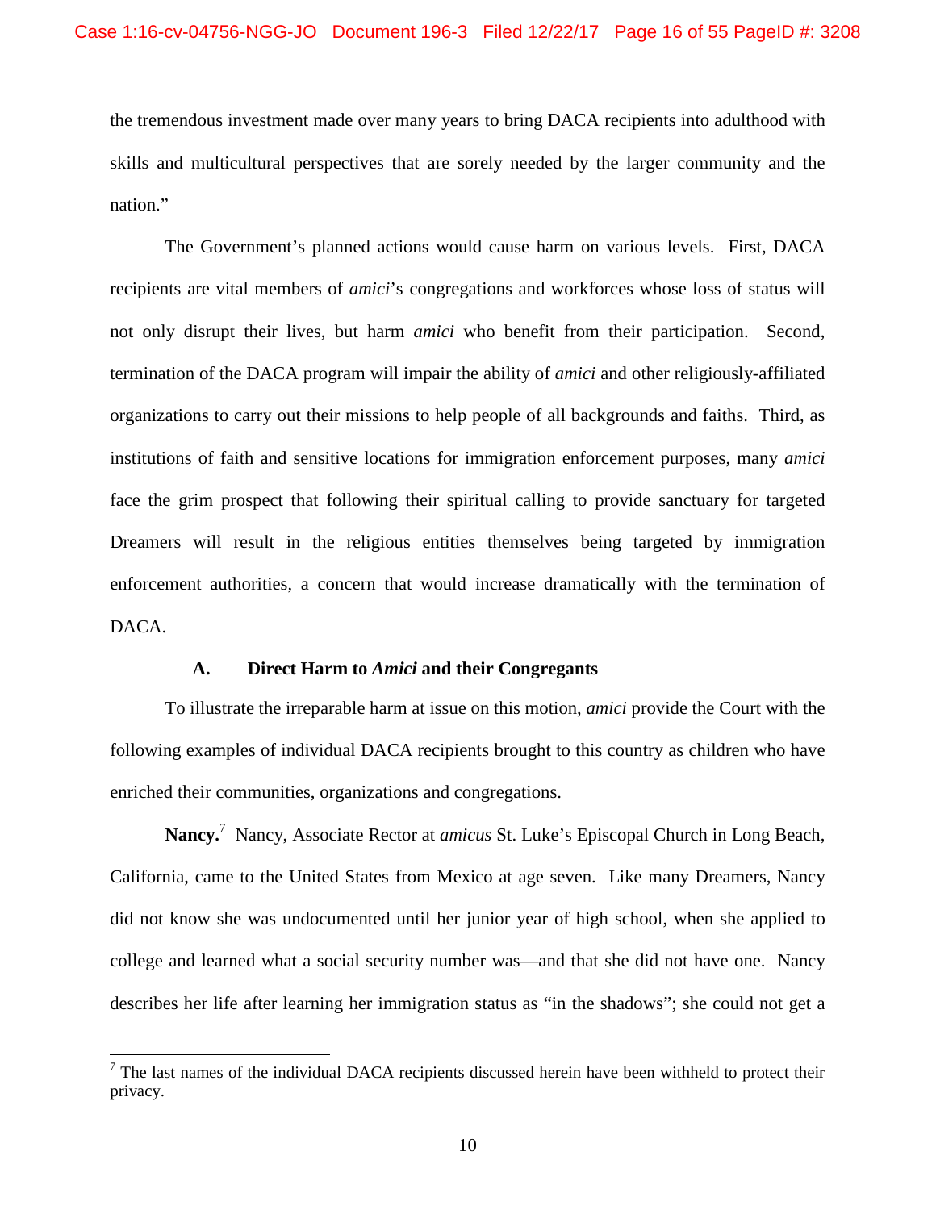the tremendous investment made over many years to bring DACA recipients into adulthood with skills and multicultural perspectives that are sorely needed by the larger community and the nation."

The Government's planned actions would cause harm on various levels. First, DACA recipients are vital members of *amici*'s congregations and workforces whose loss of status will not only disrupt their lives, but harm *amici* who benefit from their participation. Second, termination of the DACA program will impair the ability of *amici* and other religiously-affiliated organizations to carry out their missions to help people of all backgrounds and faiths. Third, as institutions of faith and sensitive locations for immigration enforcement purposes, many *amici* face the grim prospect that following their spiritual calling to provide sanctuary for targeted Dreamers will result in the religious entities themselves being targeted by immigration enforcement authorities, a concern that would increase dramatically with the termination of DACA.

### A. Direct Harm to *Amici* and their Congregants

To illustrate the irreparable harm at issue on this motion, *amici* provide the Court with the following examples of individual DACA recipients brought to this country as children who have enriched their communities, organizations and congregations.

**Nancy.**[7] Nancy, Associate Rector at *amicus* St. Luke's Episcopal Church in Long Beach, California, came to the United States from Mexico at age seven. Like many Dreamers, Nancy did not know she was undocumented until her junior year of high school, when she applied to college and learned what a social security number was—and that she did not have one. Nancy describes her life after learning her immigration status as "in the shadows"; she could not get a

[7] The last names of the individual DACA recipients discussed herein have been withheld to protect their privacy.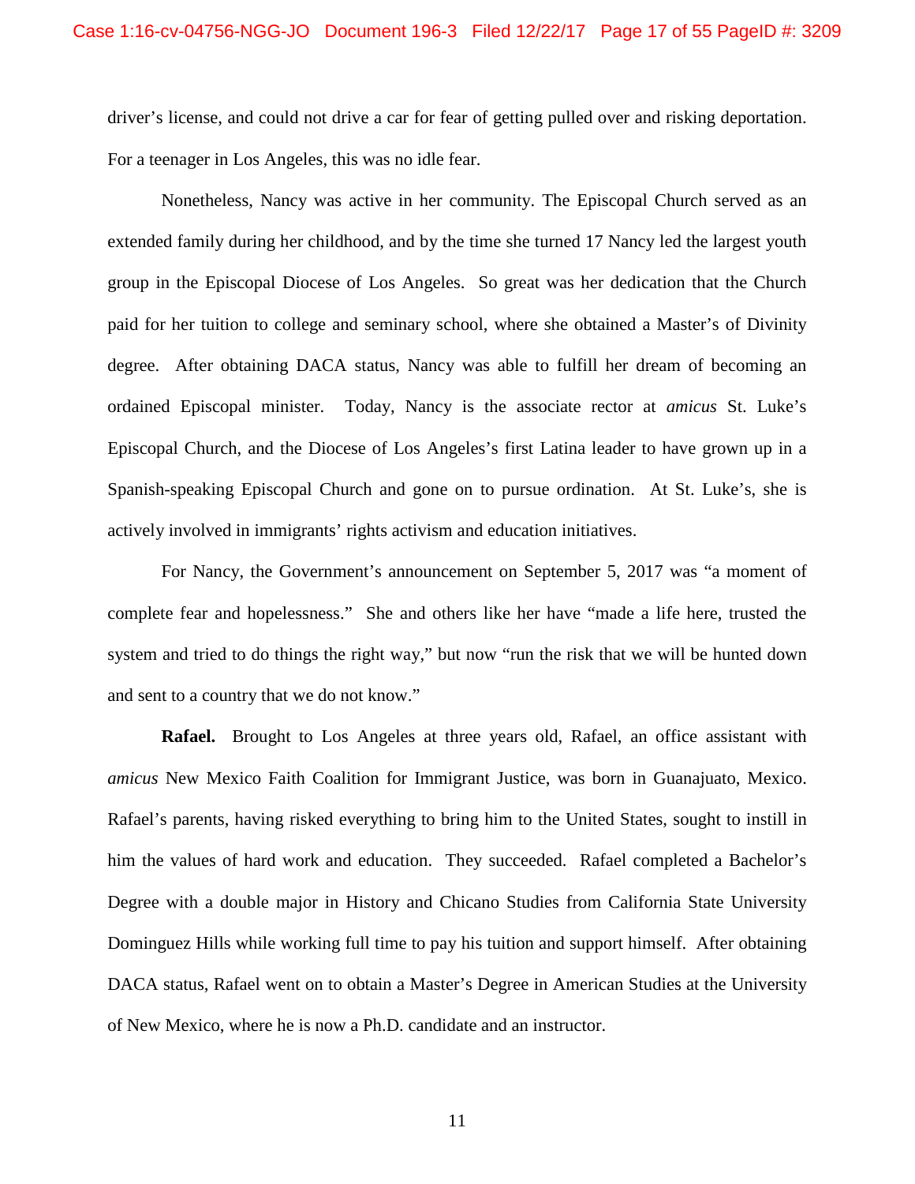driver's license, and could not drive a car for fear of getting pulled over and risking deportation. For a teenager in Los Angeles, this was no idle fear.

Nonetheless, Nancy was active in her community. The Episcopal Church served as an extended family during her childhood, and by the time she turned 17 Nancy led the largest youth group in the Episcopal Diocese of Los Angeles. So great was her dedication that the Church paid for her tuition to college and seminary school, where she obtained a Master's of Divinity degree. After obtaining DACA status, Nancy was able to fulfill her dream of becoming an ordained Episcopal minister. Today, Nancy is the associate rector at *amicus* St. Luke's Episcopal Church, and the Diocese of Los Angeles's first Latina leader to have grown up in a Spanish-speaking Episcopal Church and gone on to pursue ordination. At St. Luke's, she is actively involved in immigrants' rights activism and education initiatives.

For Nancy, the Government's announcement on September 5, 2017 was "a moment of complete fear and hopelessness." She and others like her have "made a life here, trusted the system and tried to do things the right way," but now "run the risk that we will be hunted down and sent to a country that we do not know."

**Rafael.** Brought to Los Angeles at three years old, Rafael, an office assistant with *amicus* New Mexico Faith Coalition for Immigrant Justice, was born in Guanajuato, Mexico. Rafael's parents, having risked everything to bring him to the United States, sought to instill in him the values of hard work and education. They succeeded. Rafael completed a Bachelor's Degree with a double major in History and Chicano Studies from California State University Dominguez Hills while working full time to pay his tuition and support himself. After obtaining DACA status, Rafael went on to obtain a Master's Degree in American Studies at the University of New Mexico, where he is now a Ph.D. candidate and an instructor.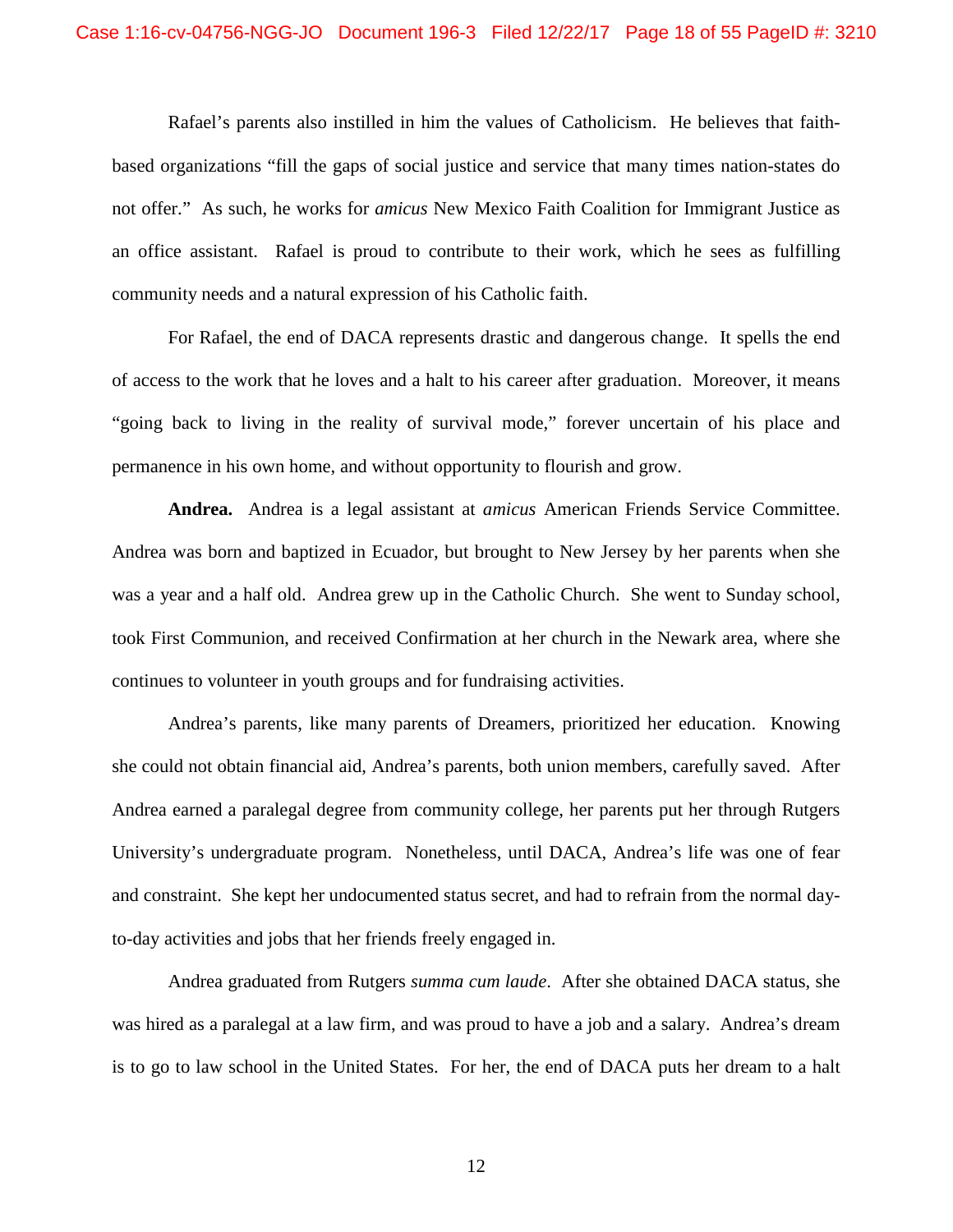Rafael's parents also instilled in him the values of Catholicism. He believes that faith-based organizations "fill the gaps of social justice and service that many times nation-states do not offer." As such, he works for *amicus* New Mexico Faith Coalition for Immigrant Justice as an office assistant. Rafael is proud to contribute to their work, which he sees as fulfilling community needs and a natural expression of his Catholic faith.

For Rafael, the end of DACA represents drastic and dangerous change. It spells the end of access to the work that he loves and a halt to his career after graduation. Moreover, it means "going back to living in the reality of survival mode," forever uncertain of his place and permanence in his own home, and without opportunity to flourish and grow.

**Andrea.** Andrea is a legal assistant at *amicus* American Friends Service Committee. Andrea was born and baptized in Ecuador, but brought to New Jersey by her parents when she was a year and a half old. Andrea grew up in the Catholic Church. She went to Sunday school, took First Communion, and received Confirmation at her church in the Newark area, where she continues to volunteer in youth groups and for fundraising activities.

Andrea's parents, like many parents of Dreamers, prioritized her education. Knowing she could not obtain financial aid, Andrea's parents, both union members, carefully saved. After Andrea earned a paralegal degree from community college, her parents put her through Rutgers University's undergraduate program. Nonetheless, until DACA, Andrea's life was one of fear and constraint. She kept her undocumented status secret, and had to refrain from the normal day-to-day activities and jobs that her friends freely engaged in.

Andrea graduated from Rutgers *summa cum laude*. After she obtained DACA status, she was hired as a paralegal at a law firm, and was proud to have a job and a salary. Andrea's dream is to go to law school in the United States. For her, the end of DACA puts her dream to a halt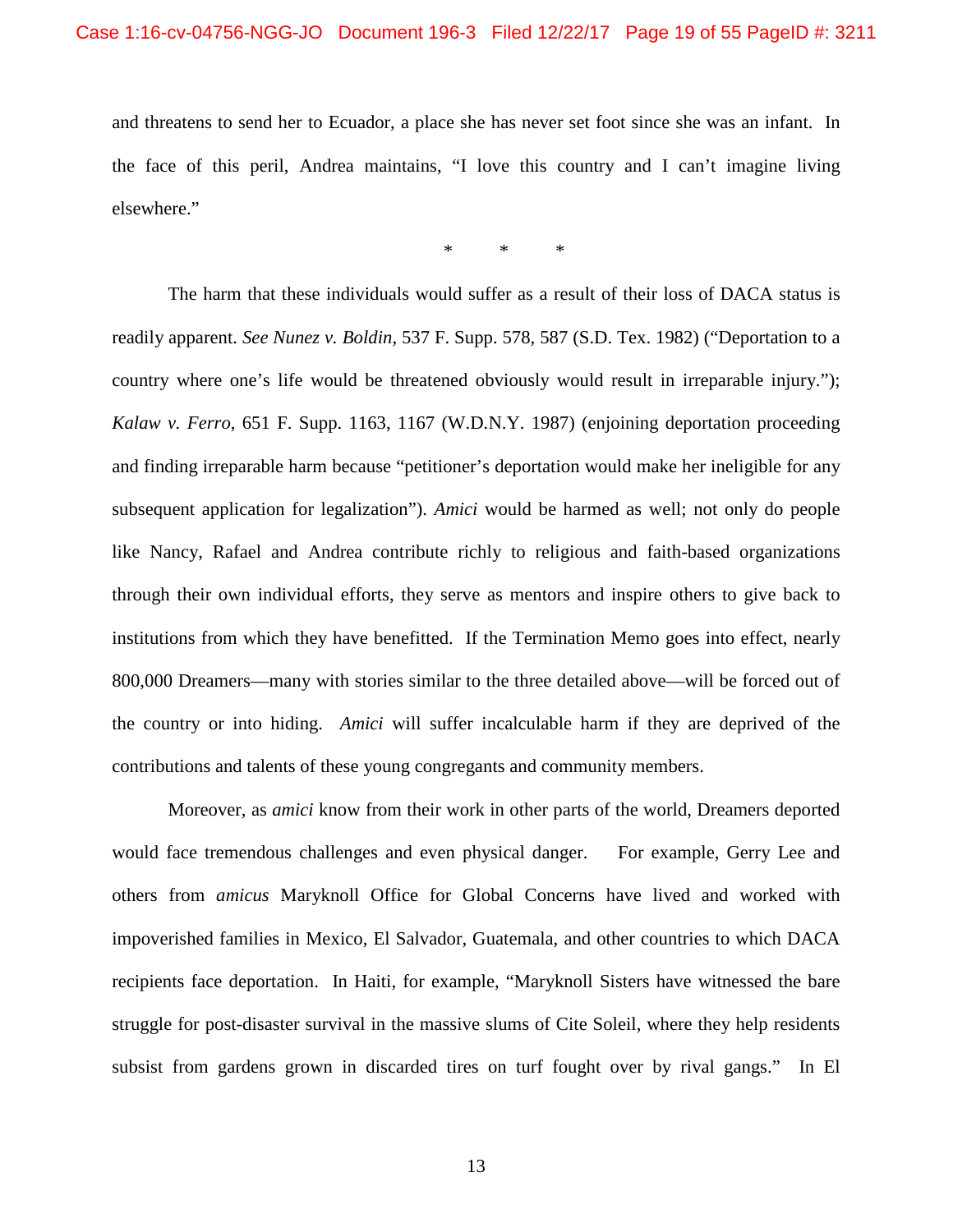and threatens to send her to Ecuador, a place she has never set foot since she was an infant. In the face of this peril, Andrea maintains, "I love this country and I can't imagine living elsewhere."

\* \* \*

The harm that these individuals would suffer as a result of their loss of DACA status is readily apparent. *See Nunez v. Boldin*, 537 F. Supp. 578, 587 (S.D. Tex. 1982) ("Deportation to a country where one's life would be threatened obviously would result in irreparable injury."); *Kalaw v. Ferro*, 651 F. Supp. 1163, 1167 (W.D.N.Y. 1987) (enjoining deportation proceeding and finding irreparable harm because "petitioner's deportation would make her ineligible for any subsequent application for legalization"). *Amici* would be harmed as well; not only do people like Nancy, Rafael and Andrea contribute richly to religious and faith-based organizations through their own individual efforts, they serve as mentors and inspire others to give back to institutions from which they have benefitted. If the Termination Memo goes into effect, nearly 800,000 Dreamers—many with stories similar to the three detailed above—will be forced out of the country or into hiding. *Amici* will suffer incalculable harm if they are deprived of the contributions and talents of these young congregants and community members.

Moreover, as *amici* know from their work in other parts of the world, Dreamers deported would face tremendous challenges and even physical danger. For example, Gerry Lee and others from *amicus* Maryknoll Office for Global Concerns have lived and worked with impoverished families in Mexico, El Salvador, Guatemala, and other countries to which DACA recipients face deportation. In Haiti, for example, "Maryknoll Sisters have witnessed the bare struggle for post-disaster survival in the massive slums of Cite Soleil, where they help residents subsist from gardens grown in discarded tires on turf fought over by rival gangs." In El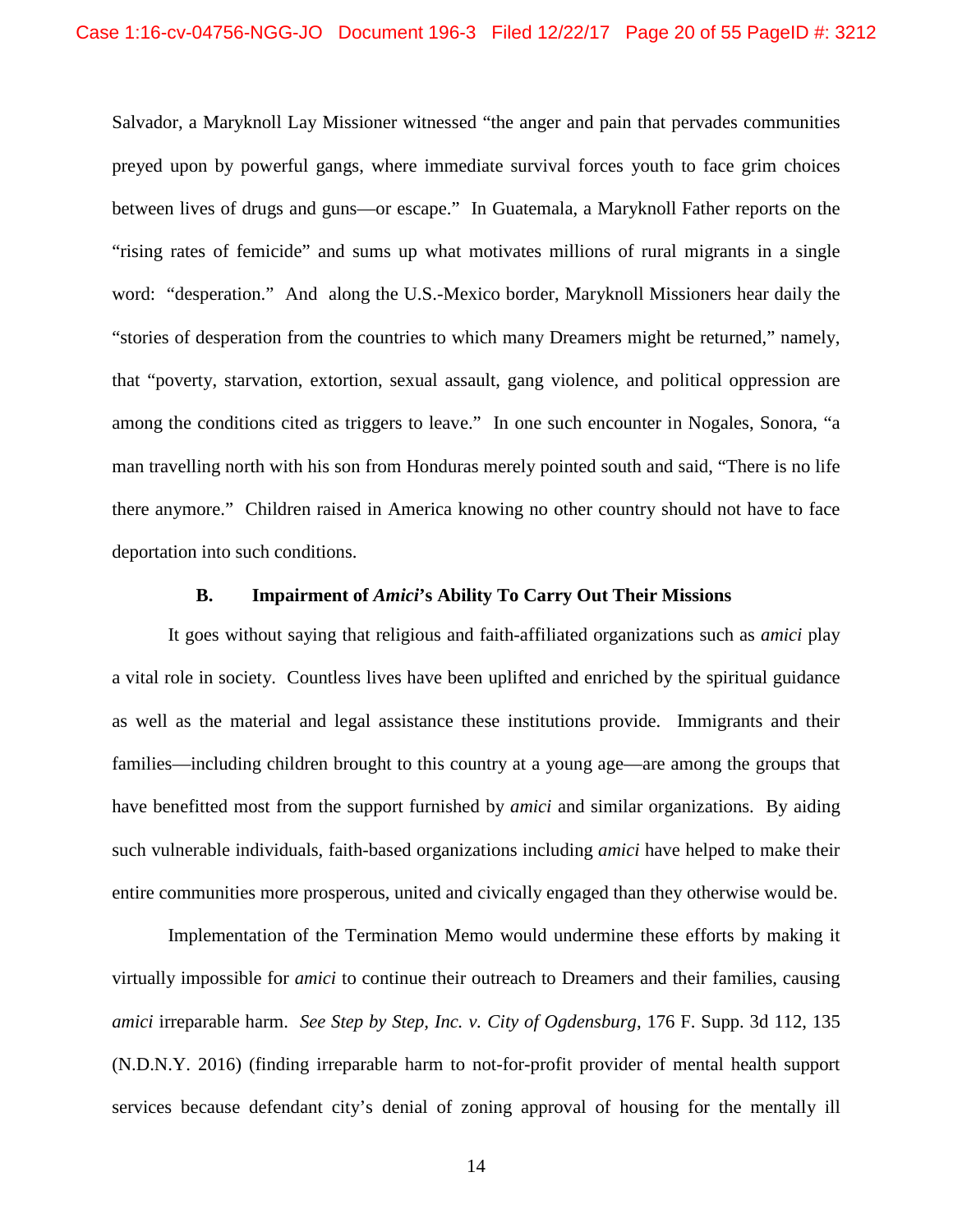Salvador, a Maryknoll Lay Missioner witnessed "the anger and pain that pervades communities preyed upon by powerful gangs, where immediate survival forces youth to face grim choices between lives of drugs and guns—or escape." In Guatemala, a Maryknoll Father reports on the "rising rates of femicide" and sums up what motivates millions of rural migrants in a single word: "desperation." And along the U.S.-Mexico border, Maryknoll Missioners hear daily the "stories of desperation from the countries to which many Dreamers might be returned," namely, that "poverty, starvation, extortion, sexual assault, gang violence, and political oppression are among the conditions cited as triggers to leave." In one such encounter in Nogales, Sonora, "a man travelling north with his son from Honduras merely pointed south and said, "There is no life there anymore." Children raised in America knowing no other country should not have to face deportation into such conditions.

### B. Impairment of *Amici*'s Ability To Carry Out Their Missions

It goes without saying that religious and faith-affiliated organizations such as *amici* play a vital role in society. Countless lives have been uplifted and enriched by the spiritual guidance as well as the material and legal assistance these institutions provide. Immigrants and their families—including children brought to this country at a young age—are among the groups that have benefitted most from the support furnished by *amici* and similar organizations. By aiding such vulnerable individuals, faith-based organizations including *amici* have helped to make their entire communities more prosperous, united and civically engaged than they otherwise would be.

Implementation of the Termination Memo would undermine these efforts by making it virtually impossible for *amici* to continue their outreach to Dreamers and their families, causing *amici* irreparable harm. *See Step by Step, Inc. v. City of Ogdensburg*, 176 F. Supp. 3d 112, 135 (N.D.N.Y. 2016) (finding irreparable harm to not-for-profit provider of mental health support services because defendant city's denial of zoning approval of housing for the mentally ill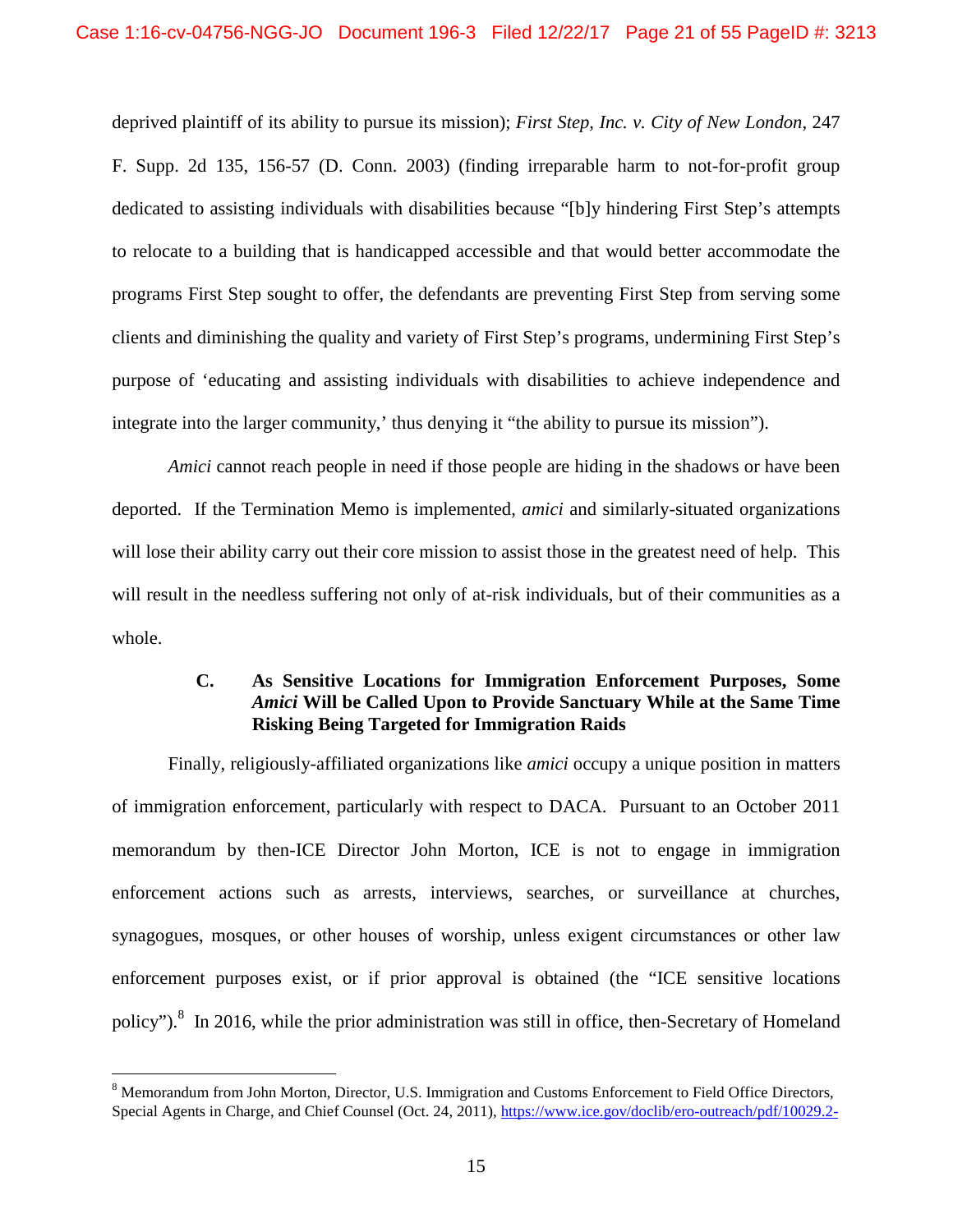deprived plaintiff of its ability to pursue its mission); *First Step, Inc. v. City of New London*, 247 F. Supp. 2d 135, 156-57 (D. Conn. 2003) (finding irreparable harm to not-for-profit group dedicated to assisting individuals with disabilities because "[b]y hindering First Step's attempts to relocate to a building that is handicapped accessible and that would better accommodate the programs First Step sought to offer, the defendants are preventing First Step from serving some clients and diminishing the quality and variety of First Step's programs, undermining First Step's purpose of 'educating and assisting individuals with disabilities to achieve independence and integrate into the larger community,' thus denying it "the ability to pursue its mission").

*Amici* cannot reach people in need if those people are hiding in the shadows or have been deported. If the Termination Memo is implemented, *amici* and similarly-situated organizations will lose their ability carry out their core mission to assist those in the greatest need of help. This will result in the needless suffering not only of at-risk individuals, but of their communities as a whole.

### C. As Sensitive Locations for Immigration Enforcement Purposes, Some *Amici* Will be Called Upon to Provide Sanctuary While at the Same Time Risking Being Targeted for Immigration Raids

Finally, religiously-affiliated organizations like *amici* occupy a unique position in matters of immigration enforcement, particularly with respect to DACA. Pursuant to an October 2011 memorandum by then-ICE Director John Morton, ICE is not to engage in immigration enforcement actions such as arrests, interviews, searches, or surveillance at churches, synagogues, mosques, or other houses of worship, unless exigent circumstances or other law enforcement purposes exist, or if prior approval is obtained (the "ICE sensitive locations policy").[8] In 2016, while the prior administration was still in office, then-Secretary of Homeland

---

[8] Memorandum from John Morton, Director, U.S. Immigration and Customs Enforcement to Field Office Directors, Special Agents in Charge, and Chief Counsel (Oct. 24, 2011), https://www.ice.gov/doclib/ero-outreach/pdf/10029.2-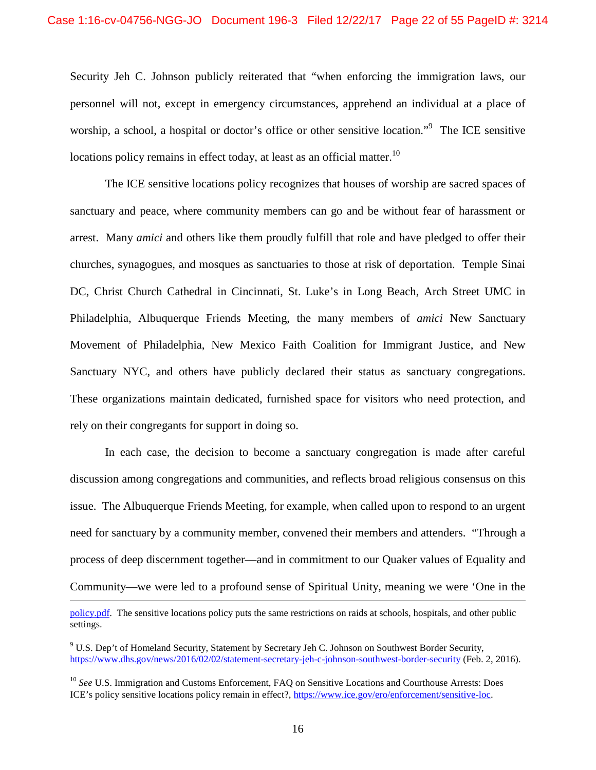Security Jeh C. Johnson publicly reiterated that "when enforcing the immigration laws, our personnel will not, except in emergency circumstances, apprehend an individual at a place of worship, a school, a hospital or doctor's office or other sensitive location."[9] The ICE sensitive locations policy remains in effect today, at least as an official matter.[10]

The ICE sensitive locations policy recognizes that houses of worship are sacred spaces of sanctuary and peace, where community members can go and be without fear of harassment or arrest. Many *amici* and others like them proudly fulfill that role and have pledged to offer their churches, synagogues, and mosques as sanctuaries to those at risk of deportation. Temple Sinai DC, Christ Church Cathedral in Cincinnati, St. Luke's in Long Beach, Arch Street UMC in Philadelphia, Albuquerque Friends Meeting, the many members of *amici* New Sanctuary Movement of Philadelphia, New Mexico Faith Coalition for Immigrant Justice, and New Sanctuary NYC, and others have publicly declared their status as sanctuary congregations. These organizations maintain dedicated, furnished space for visitors who need protection, and rely on their congregants for support in doing so.

In each case, the decision to become a sanctuary congregation is made after careful discussion among congregations and communities, and reflects broad religious consensus on this issue. The Albuquerque Friends Meeting, for example, when called upon to respond to an urgent need for sanctuary by a community member, convened their members and attenders. "Through a process of deep discernment together—and in commitment to our Quaker values of Equality and Community—we were led to a profound sense of Spiritual Unity, meaning we were 'One in the

---

policy.pdf. The sensitive locations policy puts the same restrictions on raids at schools, hospitals, and other public settings.

[9] U.S. Dep't of Homeland Security, Statement by Secretary Jeh C. Johnson on Southwest Border Security, https://www.dhs.gov/news/2016/02/02/statement-secretary-jeh-c-johnson-southwest-border-security (Feb. 2, 2016).

[10] *See* U.S. Immigration and Customs Enforcement, FAQ on Sensitive Locations and Courthouse Arrests: Does ICE's policy sensitive locations policy remain in effect?, https://www.ice.gov/ero/enforcement/sensitive-loc.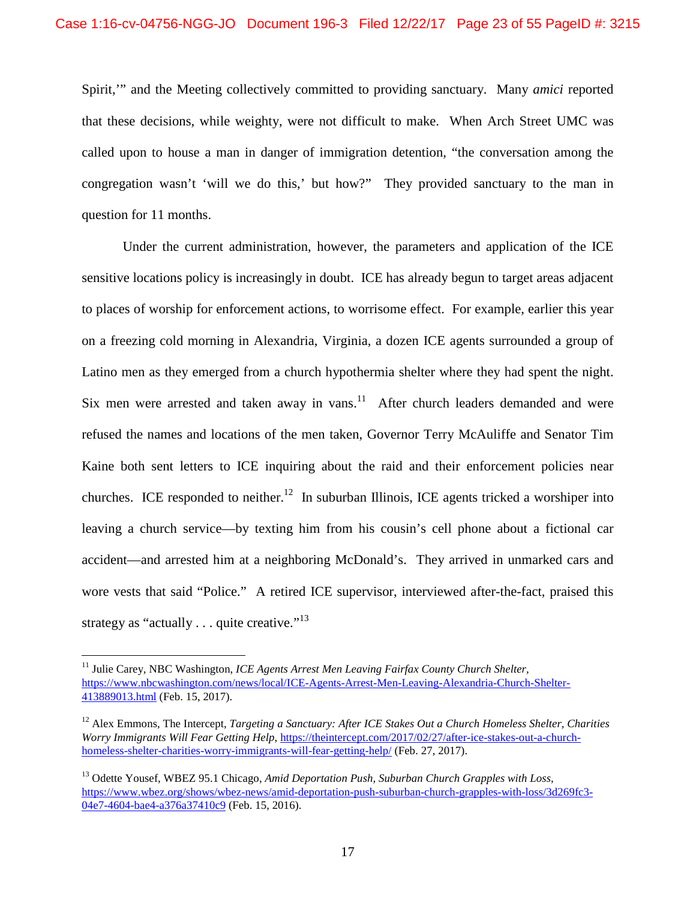Spirit,'" and the Meeting collectively committed to providing sanctuary. Many *amici* reported that these decisions, while weighty, were not difficult to make. When Arch Street UMC was called upon to house a man in danger of immigration detention, "the conversation among the congregation wasn't 'will we do this,' but how?" They provided sanctuary to the man in question for 11 months.

Under the current administration, however, the parameters and application of the ICE sensitive locations policy is increasingly in doubt. ICE has already begun to target areas adjacent to places of worship for enforcement actions, to worrisome effect. For example, earlier this year on a freezing cold morning in Alexandria, Virginia, a dozen ICE agents surrounded a group of Latino men as they emerged from a church hypothermia shelter where they had spent the night. Six men were arrested and taken away in vans.[11] After church leaders demanded and were refused the names and locations of the men taken, Governor Terry McAuliffe and Senator Tim Kaine both sent letters to ICE inquiring about the raid and their enforcement policies near churches. ICE responded to neither.[12] In suburban Illinois, ICE agents tricked a worshiper into leaving a church service—by texting him from his cousin's cell phone about a fictional car accident—and arrested him at a neighboring McDonald's. They arrived in unmarked cars and wore vests that said "Police." A retired ICE supervisor, interviewed after-the-fact, praised this strategy as "actually . . . quite creative."[13]

---

[11] Julie Carey, NBC Washington, *ICE Agents Arrest Men Leaving Fairfax County Church Shelter*, https://www.nbcwashington.com/news/local/ICE-Agents-Arrest-Men-Leaving-Alexandria-Church-Shelter-413889013.html (Feb. 15, 2017).

[12] Alex Emmons, The Intercept, *Targeting a Sanctuary: After ICE Stakes Out a Church Homeless Shelter, Charities Worry Immigrants Will Fear Getting Help*, https://theintercept.com/2017/02/27/after-ice-stakes-out-a-church-homeless-shelter-charities-worry-immigrants-will-fear-getting-help/ (Feb. 27, 2017).

[13] Odette Yousef, WBEZ 95.1 Chicago, *Amid Deportation Push, Suburban Church Grapples with Loss*, https://www.wbez.org/shows/wbez-news/amid-deportation-push-suburban-church-grapples-with-loss/3d269fc3-04e7-4604-bae4-a376a37410c9 (Feb. 15, 2016).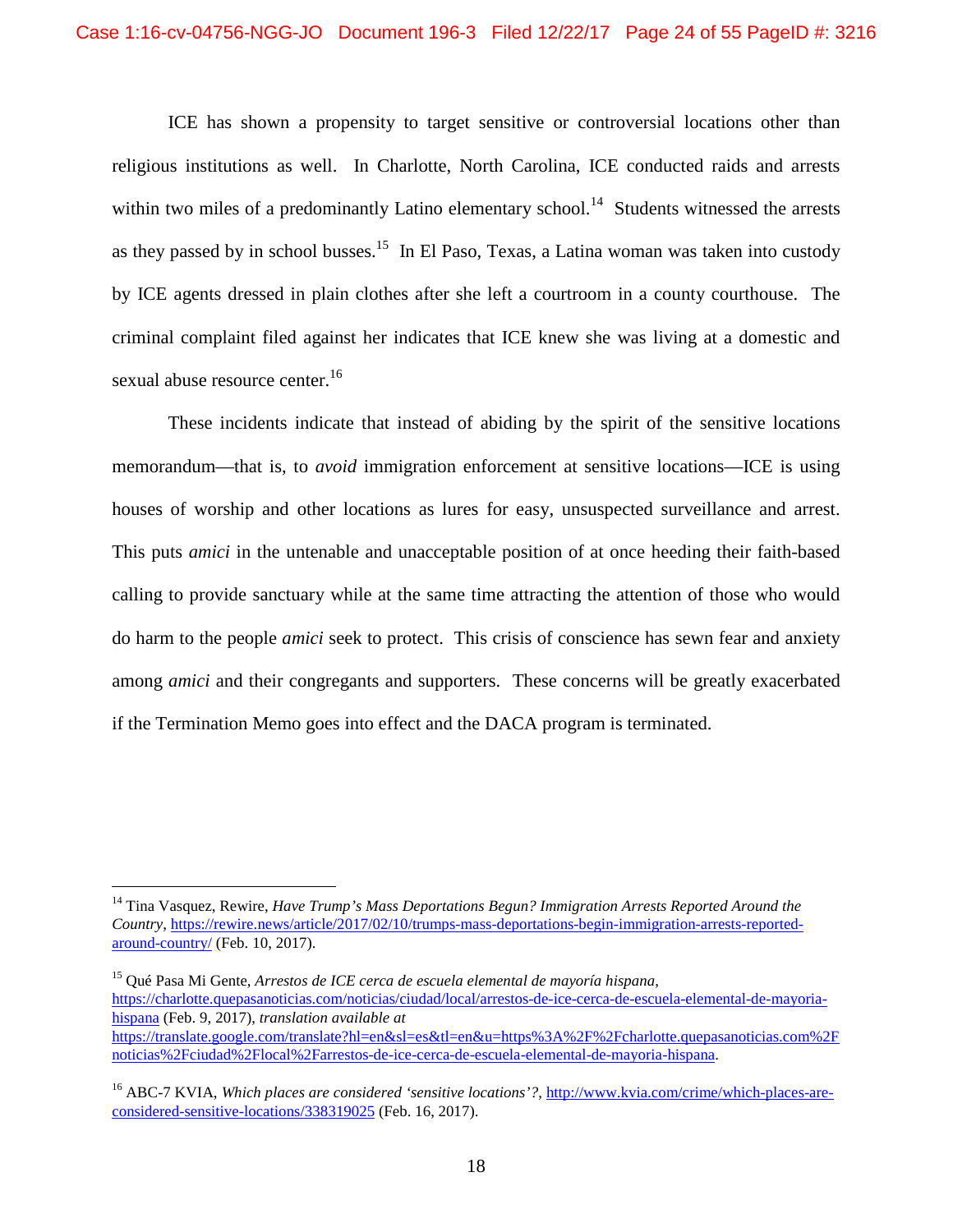ICE has shown a propensity to target sensitive or controversial locations other than religious institutions as well. In Charlotte, North Carolina, ICE conducted raids and arrests within two miles of a predominantly Latino elementary school.[14] Students witnessed the arrests as they passed by in school busses.[15] In El Paso, Texas, a Latina woman was taken into custody by ICE agents dressed in plain clothes after she left a courtroom in a county courthouse. The criminal complaint filed against her indicates that ICE knew she was living at a domestic and sexual abuse resource center.[16]

These incidents indicate that instead of abiding by the spirit of the sensitive locations memorandum—that is, to *avoid* immigration enforcement at sensitive locations—ICE is using houses of worship and other locations as lures for easy, unsuspected surveillance and arrest. This puts *amici* in the untenable and unacceptable position of at once heeding their faith-based calling to provide sanctuary while at the same time attracting the attention of those who would do harm to the people *amici* seek to protect. This crisis of conscience has sewn fear and anxiety among *amici* and their congregants and supporters. These concerns will be greatly exacerbated if the Termination Memo goes into effect and the DACA program is terminated.

---

[14] Tina Vasquez, Rewire, *Have Trump's Mass Deportations Begun? Immigration Arrests Reported Around the Country*, https://rewire.news/article/2017/02/10/trumps-mass-deportations-begin-immigration-arrests-reported-around-country/ (Feb. 10, 2017).

[15] Qué Pasa Mi Gente, *Arrestos de ICE cerca de escuela elemental de mayoría hispana*, https://charlotte.quepasanoticias.com/noticias/ciudad/local/arrestos-de-ice-cerca-de-escuela-elemental-de-mayoria-hispana (Feb. 9, 2017), *translation available at* https://translate.google.com/translate?hl=en&sl=es&tl=en&u=https%3A%2F%2Fcharlotte.quepasanoticias.com%2Fnoticias%2Fciudad%2Flocal%2Farrestos-de-ice-cerca-de-escuela-elemental-de-mayoria-hispana.

[16] ABC-7 KVIA, *Which places are considered 'sensitive locations'?*, http://www.kvia.com/crime/which-places-are-considered-sensitive-locations/338319025 (Feb. 16, 2017).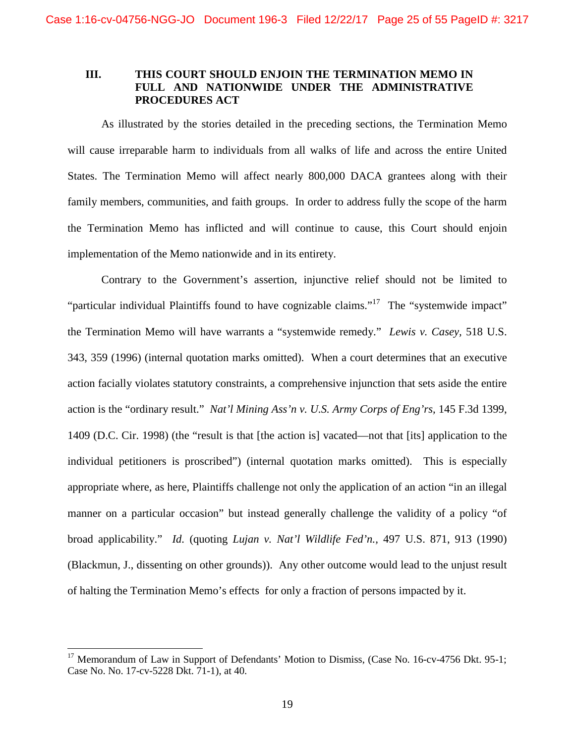## III. THIS COURT SHOULD ENJOIN THE TERMINATION MEMO IN FULL AND NATIONWIDE UNDER THE ADMINISTRATIVE PROCEDURES ACT

As illustrated by the stories detailed in the preceding sections, the Termination Memo will cause irreparable harm to individuals from all walks of life and across the entire United States. The Termination Memo will affect nearly 800,000 DACA grantees along with their family members, communities, and faith groups. In order to address fully the scope of the harm the Termination Memo has inflicted and will continue to cause, this Court should enjoin implementation of the Memo nationwide and in its entirety.

Contrary to the Government's assertion, injunctive relief should not be limited to "particular individual Plaintiffs found to have cognizable claims."[17] The "systemwide impact" the Termination Memo will have warrants a "systemwide remedy." *Lewis v. Casey*, 518 U.S. 343, 359 (1996) (internal quotation marks omitted). When a court determines that an executive action facially violates statutory constraints, a comprehensive injunction that sets aside the entire action is the "ordinary result." *Nat'l Mining Ass'n v. U.S. Army Corps of Eng'rs,* 145 F.3d 1399, 1409 (D.C. Cir. 1998) (the "result is that [the action is] vacated—not that [its] application to the individual petitioners is proscribed") (internal quotation marks omitted). This is especially appropriate where, as here, Plaintiffs challenge not only the application of an action "in an illegal manner on a particular occasion" but instead generally challenge the validity of a policy "of broad applicability." *Id.* (quoting *Lujan v. Nat'l Wildlife Fed'n.,* 497 U.S. 871, 913 (1990) (Blackmun, J., dissenting on other grounds)). Any other outcome would lead to the unjust result of halting the Termination Memo's effects for only a fraction of persons impacted by it.

---

[17] Memorandum of Law in Support of Defendants' Motion to Dismiss, (Case No. 16-cv-4756 Dkt. 95-1; Case No. No. 17-cv-5228 Dkt. 71-1), at 40.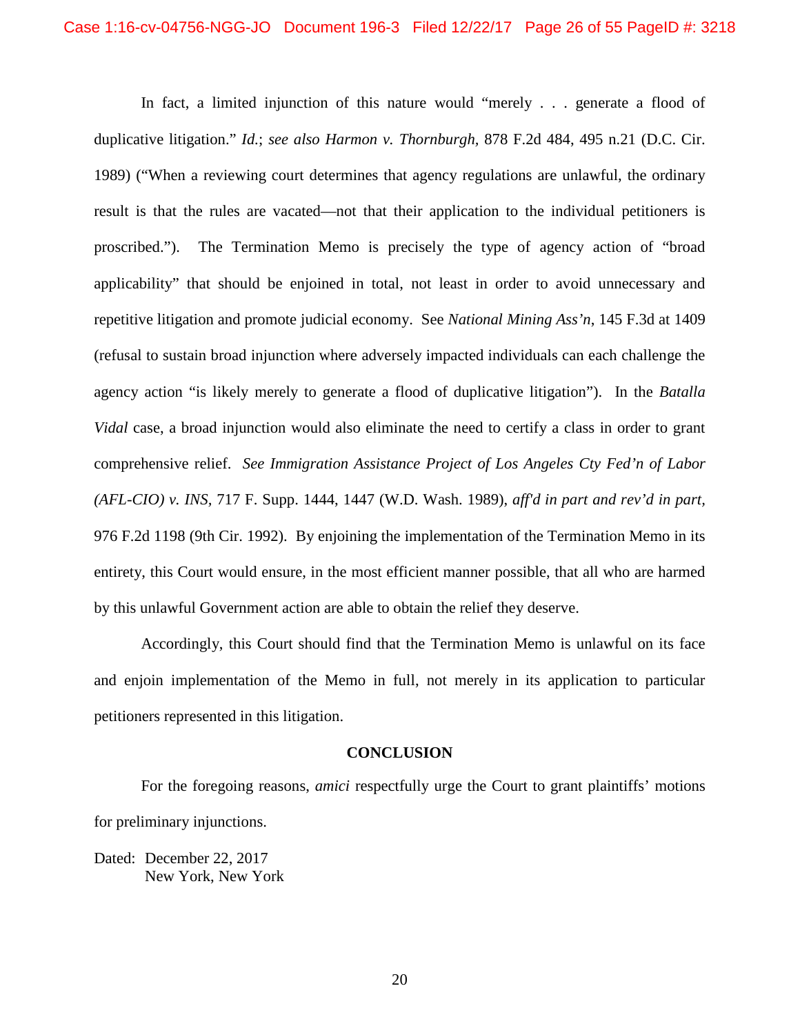In fact, a limited injunction of this nature would "merely . . . generate a flood of duplicative litigation." *Id.*; *see also Harmon v. Thornburgh*, 878 F.2d 484, 495 n.21 (D.C. Cir. 1989) ("When a reviewing court determines that agency regulations are unlawful, the ordinary result is that the rules are vacated—not that their application to the individual petitioners is proscribed."). The Termination Memo is precisely the type of agency action of "broad applicability" that should be enjoined in total, not least in order to avoid unnecessary and repetitive litigation and promote judicial economy. See *National Mining Ass'n*, 145 F.3d at 1409 (refusal to sustain broad injunction where adversely impacted individuals can each challenge the agency action "is likely merely to generate a flood of duplicative litigation"). In the *Batalla Vidal* case, a broad injunction would also eliminate the need to certify a class in order to grant comprehensive relief. *See Immigration Assistance Project of Los Angeles Cty Fed'n of Labor (AFL-CIO) v. INS,* 717 F. Supp. 1444, 1447 (W.D. Wash. 1989), *aff'd in part and rev'd in part,* 976 F.2d 1198 (9th Cir. 1992). By enjoining the implementation of the Termination Memo in its entirety, this Court would ensure, in the most efficient manner possible, that all who are harmed by this unlawful Government action are able to obtain the relief they deserve.

Accordingly, this Court should find that the Termination Memo is unlawful on its face and enjoin implementation of the Memo in full, not merely in its application to particular petitioners represented in this litigation.

## CONCLUSION

For the foregoing reasons, *amici* respectfully urge the Court to grant plaintiffs' motions for preliminary injunctions.

Dated: December 22, 2017
New York, New York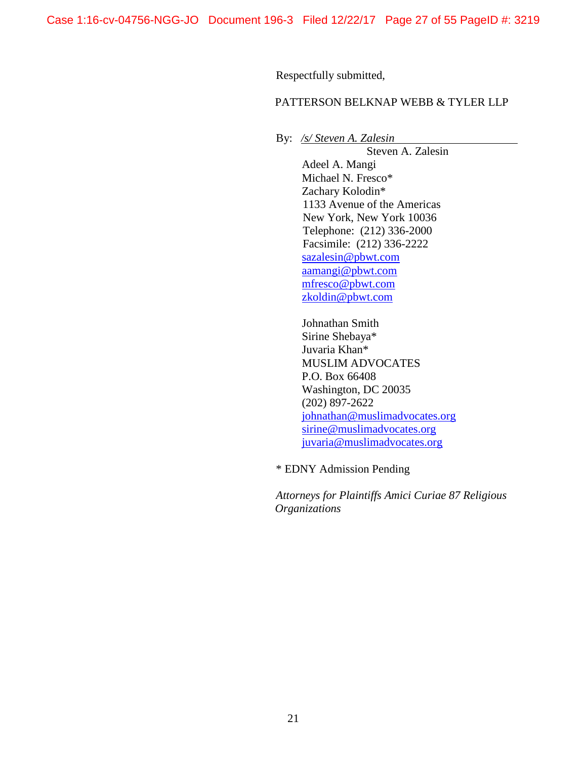Respectfully submitted,

PATTERSON BELKNAP WEBB & TYLER LLP

By: */s/ Steven A. Zalesin*

Steven A. Zalesin
Adeel A. Mangi
Michael N. Fresco*
Zachary Kolodin*
1133 Avenue of the Americas
New York, New York 10036
Telephone: (212) 336-2000
Facsimile: (212) 336-2222
sazalesin@pbwt.com
aamangi@pbwt.com
mfresco@pbwt.com
zkoldin@pbwt.com

Johnathan Smith
Sirine Shebaya*
Juvaria Khan*
MUSLIM ADVOCATES
P.O. Box 66408
Washington, DC 20035
(202) 897-2622
johnathan@muslimadvocates.org
sirine@muslimadvocates.org
juvaria@muslimadvocates.org

* EDNY Admission Pending

*Attorneys for Plaintiffs Amici Curiae 87 Religious Organizations*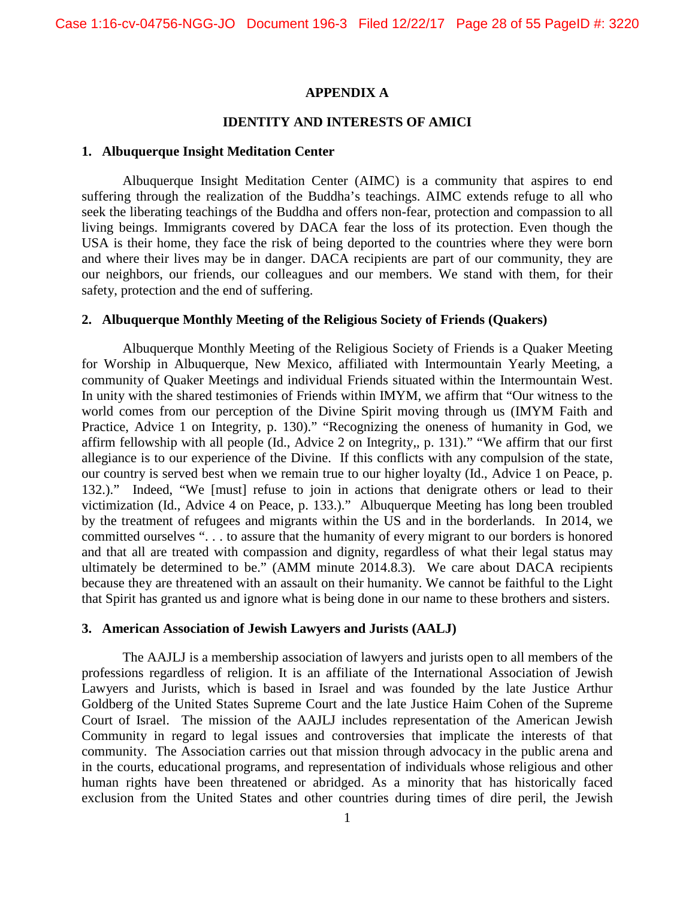## APPENDIX A

## IDENTITY AND INTERESTS OF AMICI

### 1. Albuquerque Insight Meditation Center

Albuquerque Insight Meditation Center (AIMC) is a community that aspires to end suffering through the realization of the Buddha's teachings. AIMC extends refuge to all who seek the liberating teachings of the Buddha and offers non-fear, protection and compassion to all living beings. Immigrants covered by DACA fear the loss of its protection. Even though the USA is their home, they face the risk of being deported to the countries where they were born and where their lives may be in danger. DACA recipients are part of our community, they are our neighbors, our friends, our colleagues and our members. We stand with them, for their safety, protection and the end of suffering.

### 2. Albuquerque Monthly Meeting of the Religious Society of Friends (Quakers)

Albuquerque Monthly Meeting of the Religious Society of Friends is a Quaker Meeting for Worship in Albuquerque, New Mexico, affiliated with Intermountain Yearly Meeting, a community of Quaker Meetings and individual Friends situated within the Intermountain West. In unity with the shared testimonies of Friends within IMYM, we affirm that "Our witness to the world comes from our perception of the Divine Spirit moving through us (IMYM Faith and Practice, Advice 1 on Integrity, p. 130)." "Recognizing the oneness of humanity in God, we affirm fellowship with all people (Id., Advice 2 on Integrity,, p. 131)." "We affirm that our first allegiance is to our experience of the Divine. If this conflicts with any compulsion of the state, our country is served best when we remain true to our higher loyalty (Id., Advice 1 on Peace, p. 132.)." Indeed, "We [must] refuse to join in actions that denigrate others or lead to their victimization (Id., Advice 4 on Peace, p. 133.)." Albuquerque Meeting has long been troubled by the treatment of refugees and migrants within the US and in the borderlands. In 2014, we committed ourselves ". . . to assure that the humanity of every migrant to our borders is honored and that all are treated with compassion and dignity, regardless of what their legal status may ultimately be determined to be." (AMM minute 2014.8.3). We care about DACA recipients because they are threatened with an assault on their humanity. We cannot be faithful to the Light that Spirit has granted us and ignore what is being done in our name to these brothers and sisters.

### 3. American Association of Jewish Lawyers and Jurists (AALJ)

The AAJLJ is a membership association of lawyers and jurists open to all members of the professions regardless of religion. It is an affiliate of the International Association of Jewish Lawyers and Jurists, which is based in Israel and was founded by the late Justice Arthur Goldberg of the United States Supreme Court and the late Justice Haim Cohen of the Supreme Court of Israel. The mission of the AAJLJ includes representation of the American Jewish Community in regard to legal issues and controversies that implicate the interests of that community. The Association carries out that mission through advocacy in the public arena and in the courts, educational programs, and representation of individuals whose religious and other human rights have been threatened or abridged. As a minority that has historically faced exclusion from the United States and other countries during times of dire peril, the Jewish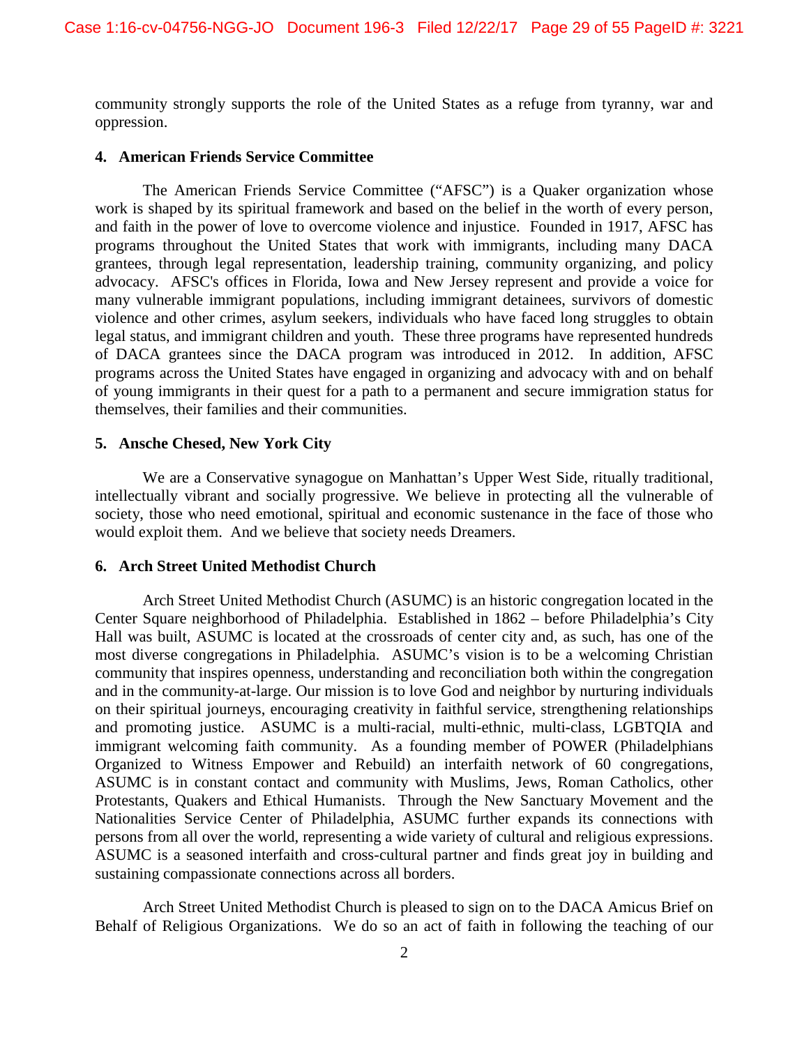community strongly supports the role of the United States as a refuge from tyranny, war and oppression.

**4. American Friends Service Committee**

The American Friends Service Committee ("AFSC") is a Quaker organization whose work is shaped by its spiritual framework and based on the belief in the worth of every person, and faith in the power of love to overcome violence and injustice. Founded in 1917, AFSC has programs throughout the United States that work with immigrants, including many DACA grantees, through legal representation, leadership training, community organizing, and policy advocacy. AFSC's offices in Florida, Iowa and New Jersey represent and provide a voice for many vulnerable immigrant populations, including immigrant detainees, survivors of domestic violence and other crimes, asylum seekers, individuals who have faced long struggles to obtain legal status, and immigrant children and youth. These three programs have represented hundreds of DACA grantees since the DACA program was introduced in 2012. In addition, AFSC programs across the United States have engaged in organizing and advocacy with and on behalf of young immigrants in their quest for a path to a permanent and secure immigration status for themselves, their families and their communities.

**5. Ansche Chesed, New York City**

We are a Conservative synagogue on Manhattan's Upper West Side, ritually traditional, intellectually vibrant and socially progressive. We believe in protecting all the vulnerable of society, those who need emotional, spiritual and economic sustenance in the face of those who would exploit them. And we believe that society needs Dreamers.

**6. Arch Street United Methodist Church**

Arch Street United Methodist Church (ASUMC) is an historic congregation located in the Center Square neighborhood of Philadelphia. Established in 1862 – before Philadelphia's City Hall was built, ASUMC is located at the crossroads of center city and, as such, has one of the most diverse congregations in Philadelphia. ASUMC's vision is to be a welcoming Christian community that inspires openness, understanding and reconciliation both within the congregation and in the community-at-large. Our mission is to love God and neighbor by nurturing individuals on their spiritual journeys, encouraging creativity in faithful service, strengthening relationships and promoting justice. ASUMC is a multi-racial, multi-ethnic, multi-class, LGBTQIA and immigrant welcoming faith community. As a founding member of POWER (Philadelphians Organized to Witness Empower and Rebuild) an interfaith network of 60 congregations, ASUMC is in constant contact and community with Muslims, Jews, Roman Catholics, other Protestants, Quakers and Ethical Humanists. Through the New Sanctuary Movement and the Nationalities Service Center of Philadelphia, ASUMC further expands its connections with persons from all over the world, representing a wide variety of cultural and religious expressions. ASUMC is a seasoned interfaith and cross-cultural partner and finds great joy in building and sustaining compassionate connections across all borders.

Arch Street United Methodist Church is pleased to sign on to the DACA Amicus Brief on Behalf of Religious Organizations. We do so an act of faith in following the teaching of our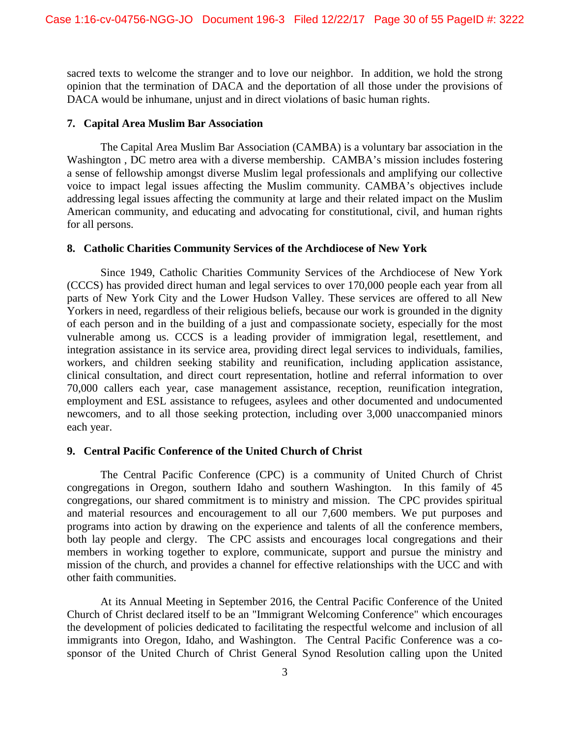sacred texts to welcome the stranger and to love our neighbor. In addition, we hold the strong opinion that the termination of DACA and the deportation of all those under the provisions of DACA would be inhumane, unjust and in direct violations of basic human rights.

### 7. Capital Area Muslim Bar Association

The Capital Area Muslim Bar Association (CAMBA) is a voluntary bar association in the Washington , DC metro area with a diverse membership. CAMBA's mission includes fostering a sense of fellowship amongst diverse Muslim legal professionals and amplifying our collective voice to impact legal issues affecting the Muslim community. CAMBA's objectives include addressing legal issues affecting the community at large and their related impact on the Muslim American community, and educating and advocating for constitutional, civil, and human rights for all persons.

### 8. Catholic Charities Community Services of the Archdiocese of New York

Since 1949, Catholic Charities Community Services of the Archdiocese of New York (CCCS) has provided direct human and legal services to over 170,000 people each year from all parts of New York City and the Lower Hudson Valley. These services are offered to all New Yorkers in need, regardless of their religious beliefs, because our work is grounded in the dignity of each person and in the building of a just and compassionate society, especially for the most vulnerable among us. CCCS is a leading provider of immigration legal, resettlement, and integration assistance in its service area, providing direct legal services to individuals, families, workers, and children seeking stability and reunification, including application assistance, clinical consultation, and direct court representation, hotline and referral information to over 70,000 callers each year, case management assistance, reception, reunification integration, employment and ESL assistance to refugees, asylees and other documented and undocumented newcomers, and to all those seeking protection, including over 3,000 unaccompanied minors each year.

### 9. Central Pacific Conference of the United Church of Christ

The Central Pacific Conference (CPC) is a community of United Church of Christ congregations in Oregon, southern Idaho and southern Washington. In this family of 45 congregations, our shared commitment is to ministry and mission. The CPC provides spiritual and material resources and encouragement to all our 7,600 members. We put purposes and programs into action by drawing on the experience and talents of all the conference members, both lay people and clergy. The CPC assists and encourages local congregations and their members in working together to explore, communicate, support and pursue the ministry and mission of the church, and provides a channel for effective relationships with the UCC and with other faith communities.

At its Annual Meeting in September 2016, the Central Pacific Conference of the United Church of Christ declared itself to be an "Immigrant Welcoming Conference" which encourages the development of policies dedicated to facilitating the respectful welcome and inclusion of all immigrants into Oregon, Idaho, and Washington. The Central Pacific Conference was a co-sponsor of the United Church of Christ General Synod Resolution calling upon the United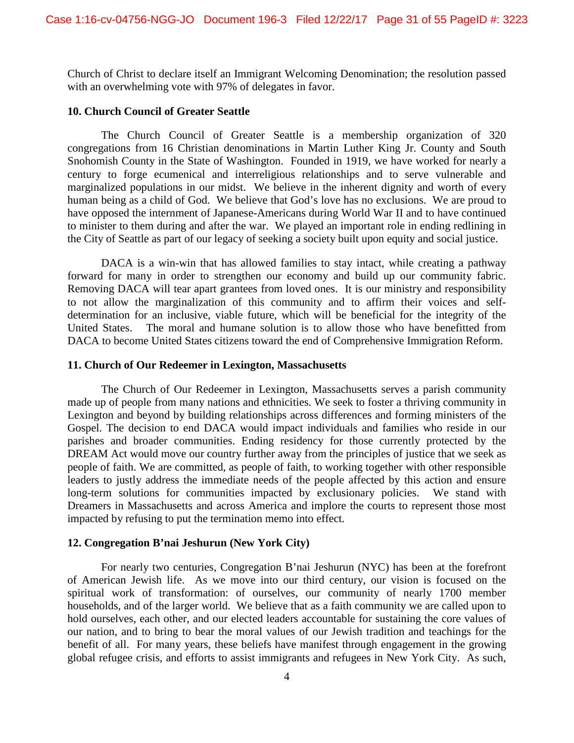Church of Christ to declare itself an Immigrant Welcoming Denomination; the resolution passed with an overwhelming vote with 97% of delegates in favor.

**10. Church Council of Greater Seattle**

The Church Council of Greater Seattle is a membership organization of 320 congregations from 16 Christian denominations in Martin Luther King Jr. County and South Snohomish County in the State of Washington. Founded in 1919, we have worked for nearly a century to forge ecumenical and interreligious relationships and to serve vulnerable and marginalized populations in our midst. We believe in the inherent dignity and worth of every human being as a child of God. We believe that God's love has no exclusions. We are proud to have opposed the internment of Japanese-Americans during World War II and to have continued to minister to them during and after the war. We played an important role in ending redlining in the City of Seattle as part of our legacy of seeking a society built upon equity and social justice.

DACA is a win-win that has allowed families to stay intact, while creating a pathway forward for many in order to strengthen our economy and build up our community fabric. Removing DACA will tear apart grantees from loved ones. It is our ministry and responsibility to not allow the marginalization of this community and to affirm their voices and self-determination for an inclusive, viable future, which will be beneficial for the integrity of the United States. The moral and humane solution is to allow those who have benefitted from DACA to become United States citizens toward the end of Comprehensive Immigration Reform.

**11. Church of Our Redeemer in Lexington, Massachusetts**

The Church of Our Redeemer in Lexington, Massachusetts serves a parish community made up of people from many nations and ethnicities. We seek to foster a thriving community in Lexington and beyond by building relationships across differences and forming ministers of the Gospel. The decision to end DACA would impact individuals and families who reside in our parishes and broader communities. Ending residency for those currently protected by the DREAM Act would move our country further away from the principles of justice that we seek as people of faith. We are committed, as people of faith, to working together with other responsible leaders to justly address the immediate needs of the people affected by this action and ensure long-term solutions for communities impacted by exclusionary policies. We stand with Dreamers in Massachusetts and across America and implore the courts to represent those most impacted by refusing to put the termination memo into effect.

**12. Congregation B'nai Jeshurun (New York City)**

For nearly two centuries, Congregation B'nai Jeshurun (NYC) has been at the forefront of American Jewish life. As we move into our third century, our vision is focused on the spiritual work of transformation: of ourselves, our community of nearly 1700 member households, and of the larger world. We believe that as a faith community we are called upon to hold ourselves, each other, and our elected leaders accountable for sustaining the core values of our nation, and to bring to bear the moral values of our Jewish tradition and teachings for the benefit of all. For many years, these beliefs have manifest through engagement in the growing global refugee crisis, and efforts to assist immigrants and refugees in New York City. As such,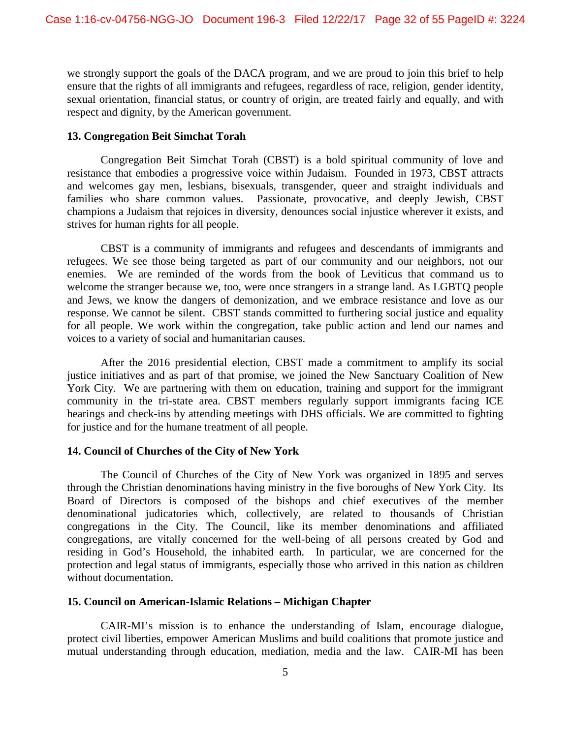we strongly support the goals of the DACA program, and we are proud to join this brief to help ensure that the rights of all immigrants and refugees, regardless of race, religion, gender identity, sexual orientation, financial status, or country of origin, are treated fairly and equally, and with respect and dignity, by the American government.

**13. Congregation Beit Simchat Torah**

Congregation Beit Simchat Torah (CBST) is a bold spiritual community of love and resistance that embodies a progressive voice within Judaism. Founded in 1973, CBST attracts and welcomes gay men, lesbians, bisexuals, transgender, queer and straight individuals and families who share common values. Passionate, provocative, and deeply Jewish, CBST champions a Judaism that rejoices in diversity, denounces social injustice wherever it exists, and strives for human rights for all people.

CBST is a community of immigrants and refugees and descendants of immigrants and refugees. We see those being targeted as part of our community and our neighbors, not our enemies. We are reminded of the words from the book of Leviticus that command us to welcome the stranger because we, too, were once strangers in a strange land. As LGBTQ people and Jews, we know the dangers of demonization, and we embrace resistance and love as our response. We cannot be silent. CBST stands committed to furthering social justice and equality for all people. We work within the congregation, take public action and lend our names and voices to a variety of social and humanitarian causes.

After the 2016 presidential election, CBST made a commitment to amplify its social justice initiatives and as part of that promise, we joined the New Sanctuary Coalition of New York City. We are partnering with them on education, training and support for the immigrant community in the tri-state area. CBST members regularly support immigrants facing ICE hearings and check-ins by attending meetings with DHS officials. We are committed to fighting for justice and for the humane treatment of all people.

**14. Council of Churches of the City of New York**

The Council of Churches of the City of New York was organized in 1895 and serves through the Christian denominations having ministry in the five boroughs of New York City. Its Board of Directors is composed of the bishops and chief executives of the member denominational judicatories which, collectively, are related to thousands of Christian congregations in the City. The Council, like its member denominations and affiliated congregations, are vitally concerned for the well-being of all persons created by God and residing in God's Household, the inhabited earth. In particular, we are concerned for the protection and legal status of immigrants, especially those who arrived in this nation as children without documentation.

**15. Council on American-Islamic Relations – Michigan Chapter**

CAIR-MI's mission is to enhance the understanding of Islam, encourage dialogue, protect civil liberties, empower American Muslims and build coalitions that promote justice and mutual understanding through education, mediation, media and the law. CAIR-MI has been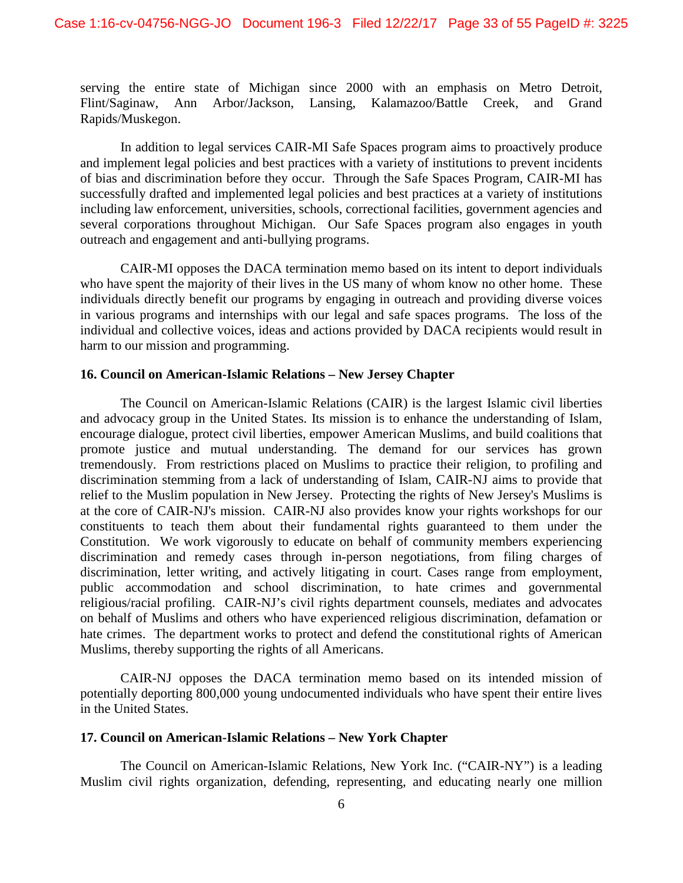serving the entire state of Michigan since 2000 with an emphasis on Metro Detroit, Flint/Saginaw, Ann Arbor/Jackson, Lansing, Kalamazoo/Battle Creek, and Grand Rapids/Muskegon.

In addition to legal services CAIR-MI Safe Spaces program aims to proactively produce and implement legal policies and best practices with a variety of institutions to prevent incidents of bias and discrimination before they occur. Through the Safe Spaces Program, CAIR-MI has successfully drafted and implemented legal policies and best practices at a variety of institutions including law enforcement, universities, schools, correctional facilities, government agencies and several corporations throughout Michigan. Our Safe Spaces program also engages in youth outreach and engagement and anti-bullying programs.

CAIR-MI opposes the DACA termination memo based on its intent to deport individuals who have spent the majority of their lives in the US many of whom know no other home. These individuals directly benefit our programs by engaging in outreach and providing diverse voices in various programs and internships with our legal and safe spaces programs. The loss of the individual and collective voices, ideas and actions provided by DACA recipients would result in harm to our mission and programming.

**16. Council on American-Islamic Relations – New Jersey Chapter**

The Council on American-Islamic Relations (CAIR) is the largest Islamic civil liberties and advocacy group in the United States. Its mission is to enhance the understanding of Islam, encourage dialogue, protect civil liberties, empower American Muslims, and build coalitions that promote justice and mutual understanding. The demand for our services has grown tremendously. From restrictions placed on Muslims to practice their religion, to profiling and discrimination stemming from a lack of understanding of Islam, CAIR-NJ aims to provide that relief to the Muslim population in New Jersey. Protecting the rights of New Jersey's Muslims is at the core of CAIR-NJ's mission. CAIR-NJ also provides know your rights workshops for our constituents to teach them about their fundamental rights guaranteed to them under the Constitution. We work vigorously to educate on behalf of community members experiencing discrimination and remedy cases through in-person negotiations, from filing charges of discrimination, letter writing, and actively litigating in court. Cases range from employment, public accommodation and school discrimination, to hate crimes and governmental religious/racial profiling. CAIR-NJ's civil rights department counsels, mediates and advocates on behalf of Muslims and others who have experienced religious discrimination, defamation or hate crimes. The department works to protect and defend the constitutional rights of American Muslims, thereby supporting the rights of all Americans.

CAIR-NJ opposes the DACA termination memo based on its intended mission of potentially deporting 800,000 young undocumented individuals who have spent their entire lives in the United States.

**17. Council on American-Islamic Relations – New York Chapter**

The Council on American-Islamic Relations, New York Inc. ("CAIR-NY") is a leading Muslim civil rights organization, defending, representing, and educating nearly one million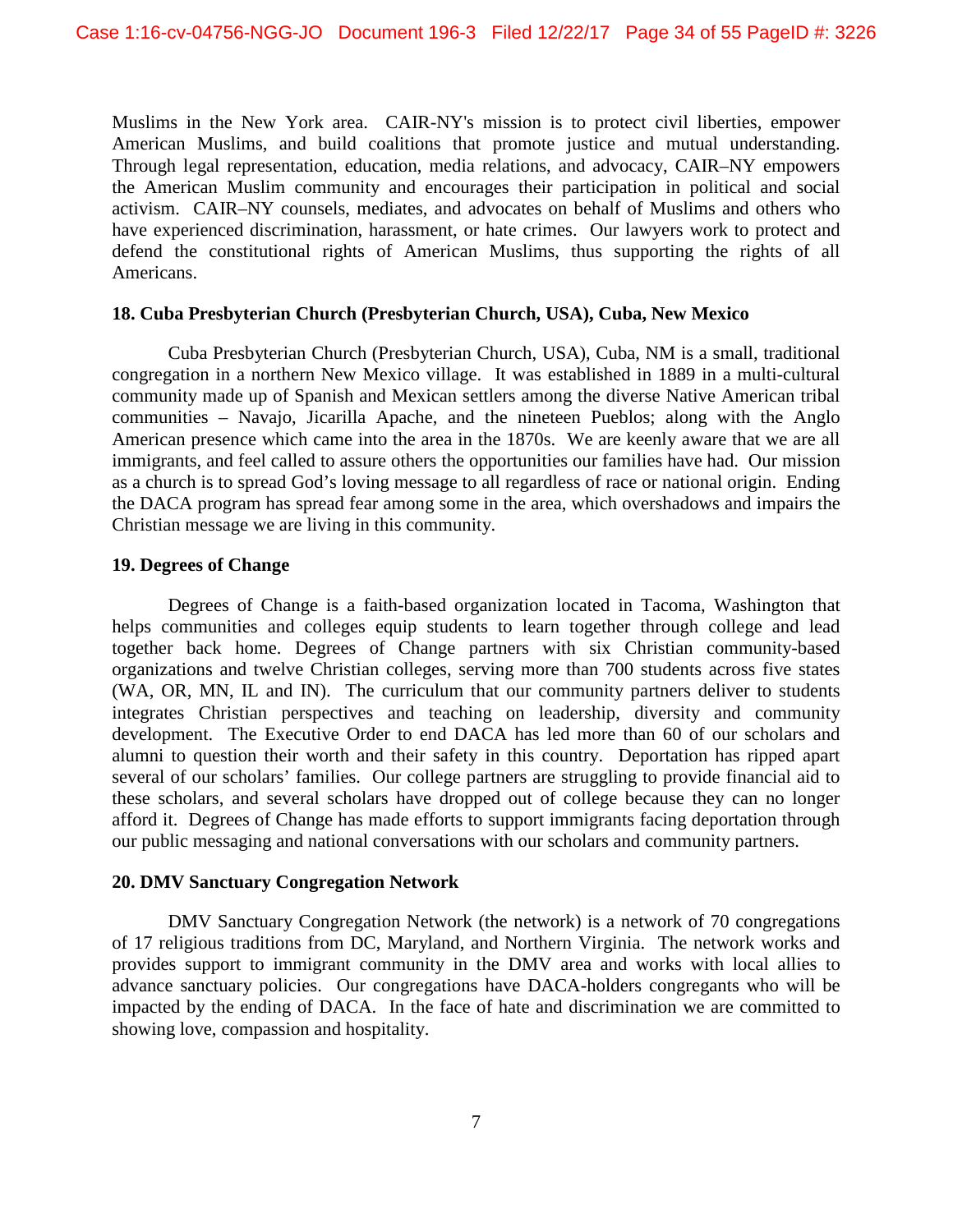Muslims in the New York area. CAIR-NY's mission is to protect civil liberties, empower American Muslims, and build coalitions that promote justice and mutual understanding. Through legal representation, education, media relations, and advocacy, CAIR–NY empowers the American Muslim community and encourages their participation in political and social activism. CAIR–NY counsels, mediates, and advocates on behalf of Muslims and others who have experienced discrimination, harassment, or hate crimes. Our lawyers work to protect and defend the constitutional rights of American Muslims, thus supporting the rights of all Americans.

**18. Cuba Presbyterian Church (Presbyterian Church, USA), Cuba, New Mexico**

Cuba Presbyterian Church (Presbyterian Church, USA), Cuba, NM is a small, traditional congregation in a northern New Mexico village. It was established in 1889 in a multi-cultural community made up of Spanish and Mexican settlers among the diverse Native American tribal communities – Navajo, Jicarilla Apache, and the nineteen Pueblos; along with the Anglo American presence which came into the area in the 1870s. We are keenly aware that we are all immigrants, and feel called to assure others the opportunities our families have had. Our mission as a church is to spread God's loving message to all regardless of race or national origin. Ending the DACA program has spread fear among some in the area, which overshadows and impairs the Christian message we are living in this community.

**19. Degrees of Change**

Degrees of Change is a faith-based organization located in Tacoma, Washington that helps communities and colleges equip students to learn together through college and lead together back home. Degrees of Change partners with six Christian community-based organizations and twelve Christian colleges, serving more than 700 students across five states (WA, OR, MN, IL and IN). The curriculum that our community partners deliver to students integrates Christian perspectives and teaching on leadership, diversity and community development. The Executive Order to end DACA has led more than 60 of our scholars and alumni to question their worth and their safety in this country. Deportation has ripped apart several of our scholars' families. Our college partners are struggling to provide financial aid to these scholars, and several scholars have dropped out of college because they can no longer afford it. Degrees of Change has made efforts to support immigrants facing deportation through our public messaging and national conversations with our scholars and community partners.

**20. DMV Sanctuary Congregation Network**

DMV Sanctuary Congregation Network (the network) is a network of 70 congregations of 17 religious traditions from DC, Maryland, and Northern Virginia. The network works and provides support to immigrant community in the DMV area and works with local allies to advance sanctuary policies. Our congregations have DACA-holders congregants who will be impacted by the ending of DACA. In the face of hate and discrimination we are committed to showing love, compassion and hospitality.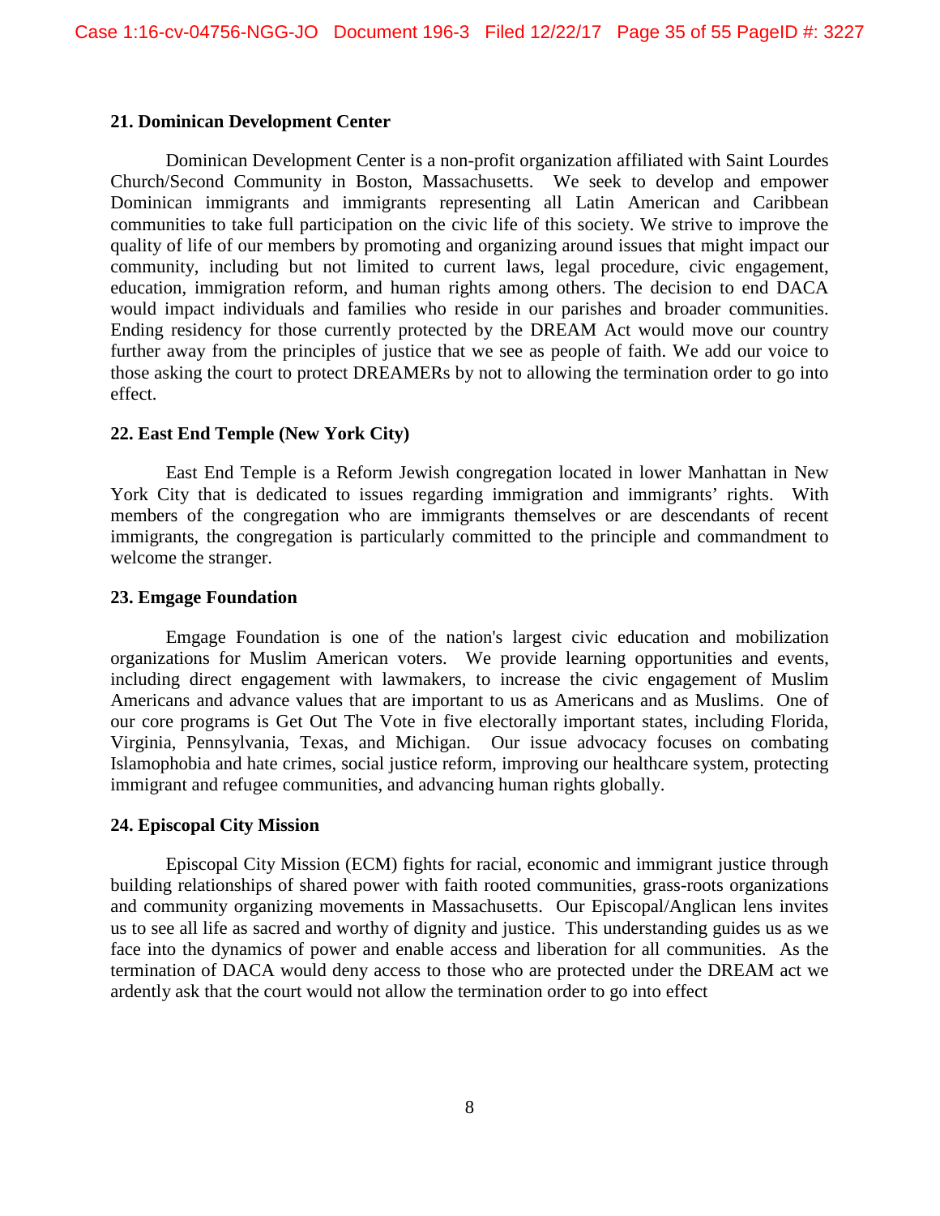**21. Dominican Development Center**

Dominican Development Center is a non-profit organization affiliated with Saint Lourdes Church/Second Community in Boston, Massachusetts. We seek to develop and empower Dominican immigrants and immigrants representing all Latin American and Caribbean communities to take full participation on the civic life of this society. We strive to improve the quality of life of our members by promoting and organizing around issues that might impact our community, including but not limited to current laws, legal procedure, civic engagement, education, immigration reform, and human rights among others. The decision to end DACA would impact individuals and families who reside in our parishes and broader communities. Ending residency for those currently protected by the DREAM Act would move our country further away from the principles of justice that we see as people of faith. We add our voice to those asking the court to protect DREAMERs by not to allowing the termination order to go into effect.

**22. East End Temple (New York City)**

East End Temple is a Reform Jewish congregation located in lower Manhattan in New York City that is dedicated to issues regarding immigration and immigrants' rights. With members of the congregation who are immigrants themselves or are descendants of recent immigrants, the congregation is particularly committed to the principle and commandment to welcome the stranger.

**23. Emgage Foundation**

Emgage Foundation is one of the nation's largest civic education and mobilization organizations for Muslim American voters. We provide learning opportunities and events, including direct engagement with lawmakers, to increase the civic engagement of Muslim Americans and advance values that are important to us as Americans and as Muslims. One of our core programs is Get Out The Vote in five electorally important states, including Florida, Virginia, Pennsylvania, Texas, and Michigan. Our issue advocacy focuses on combating Islamophobia and hate crimes, social justice reform, improving our healthcare system, protecting immigrant and refugee communities, and advancing human rights globally.

**24. Episcopal City Mission**

Episcopal City Mission (ECM) fights for racial, economic and immigrant justice through building relationships of shared power with faith rooted communities, grass-roots organizations and community organizing movements in Massachusetts. Our Episcopal/Anglican lens invites us to see all life as sacred and worthy of dignity and justice. This understanding guides us as we face into the dynamics of power and enable access and liberation for all communities. As the termination of DACA would deny access to those who are protected under the DREAM act we ardently ask that the court would not allow the termination order to go into effect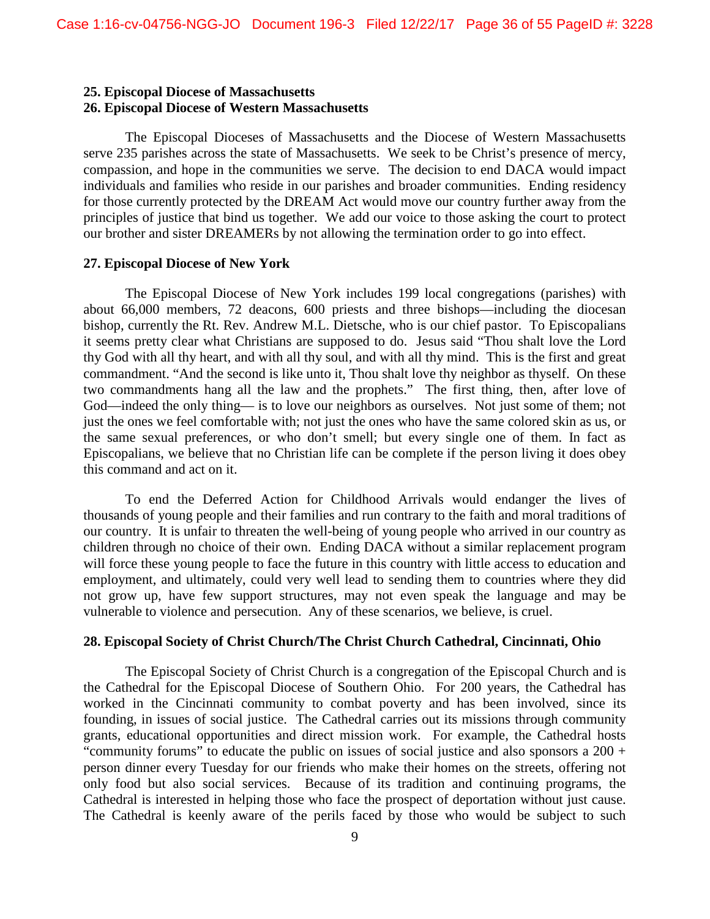**25. Episcopal Diocese of Massachusetts**
**26. Episcopal Diocese of Western Massachusetts**

The Episcopal Dioceses of Massachusetts and the Diocese of Western Massachusetts serve 235 parishes across the state of Massachusetts. We seek to be Christ's presence of mercy, compassion, and hope in the communities we serve. The decision to end DACA would impact individuals and families who reside in our parishes and broader communities. Ending residency for those currently protected by the DREAM Act would move our country further away from the principles of justice that bind us together. We add our voice to those asking the court to protect our brother and sister DREAMERs by not allowing the termination order to go into effect.

**27. Episcopal Diocese of New York**

The Episcopal Diocese of New York includes 199 local congregations (parishes) with about 66,000 members, 72 deacons, 600 priests and three bishops—including the diocesan bishop, currently the Rt. Rev. Andrew M.L. Dietsche, who is our chief pastor. To Episcopalians it seems pretty clear what Christians are supposed to do. Jesus said "Thou shalt love the Lord thy God with all thy heart, and with all thy soul, and with all thy mind. This is the first and great commandment. "And the second is like unto it, Thou shalt love thy neighbor as thyself. On these two commandments hang all the law and the prophets." The first thing, then, after love of God—indeed the only thing— is to love our neighbors as ourselves. Not just some of them; not just the ones we feel comfortable with; not just the ones who have the same colored skin as us, or the same sexual preferences, or who don't smell; but every single one of them. In fact as Episcopalians, we believe that no Christian life can be complete if the person living it does obey this command and act on it.

To end the Deferred Action for Childhood Arrivals would endanger the lives of thousands of young people and their families and run contrary to the faith and moral traditions of our country. It is unfair to threaten the well-being of young people who arrived in our country as children through no choice of their own. Ending DACA without a similar replacement program will force these young people to face the future in this country with little access to education and employment, and ultimately, could very well lead to sending them to countries where they did not grow up, have few support structures, may not even speak the language and may be vulnerable to violence and persecution. Any of these scenarios, we believe, is cruel.

**28. Episcopal Society of Christ Church/The Christ Church Cathedral, Cincinnati, Ohio**

The Episcopal Society of Christ Church is a congregation of the Episcopal Church and is the Cathedral for the Episcopal Diocese of Southern Ohio. For 200 years, the Cathedral has worked in the Cincinnati community to combat poverty and has been involved, since its founding, in issues of social justice. The Cathedral carries out its missions through community grants, educational opportunities and direct mission work. For example, the Cathedral hosts "community forums" to educate the public on issues of social justice and also sponsors a 200 + person dinner every Tuesday for our friends who make their homes on the streets, offering not only food but also social services. Because of its tradition and continuing programs, the Cathedral is interested in helping those who face the prospect of deportation without just cause. The Cathedral is keenly aware of the perils faced by those who would be subject to such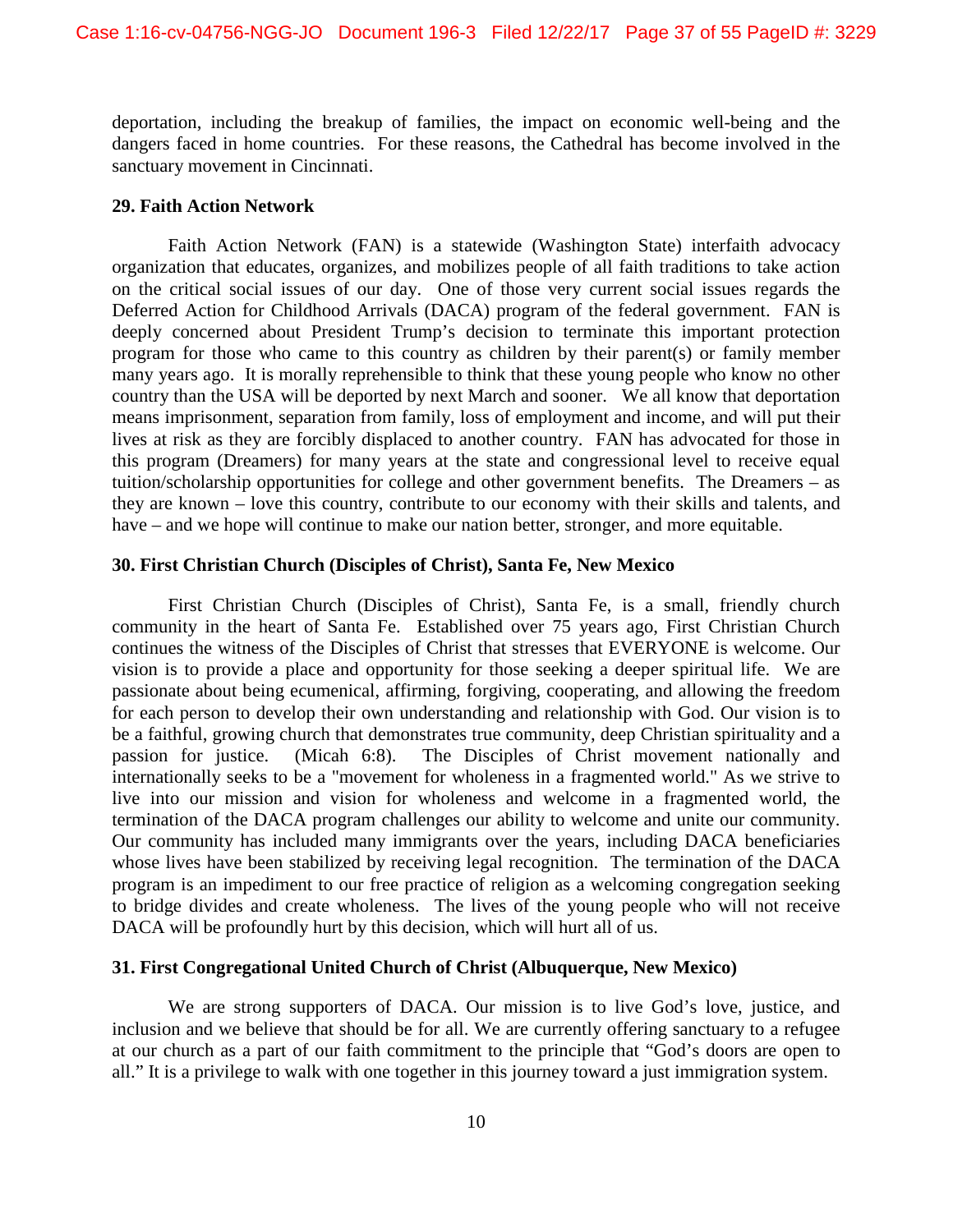deportation, including the breakup of families, the impact on economic well-being and the dangers faced in home countries. For these reasons, the Cathedral has become involved in the sanctuary movement in Cincinnati.

**29. Faith Action Network**

Faith Action Network (FAN) is a statewide (Washington State) interfaith advocacy organization that educates, organizes, and mobilizes people of all faith traditions to take action on the critical social issues of our day. One of those very current social issues regards the Deferred Action for Childhood Arrivals (DACA) program of the federal government. FAN is deeply concerned about President Trump's decision to terminate this important protection program for those who came to this country as children by their parent(s) or family member many years ago. It is morally reprehensible to think that these young people who know no other country than the USA will be deported by next March and sooner. We all know that deportation means imprisonment, separation from family, loss of employment and income, and will put their lives at risk as they are forcibly displaced to another country. FAN has advocated for those in this program (Dreamers) for many years at the state and congressional level to receive equal tuition/scholarship opportunities for college and other government benefits. The Dreamers – as they are known – love this country, contribute to our economy with their skills and talents, and have – and we hope will continue to make our nation better, stronger, and more equitable.

**30. First Christian Church (Disciples of Christ), Santa Fe, New Mexico**

First Christian Church (Disciples of Christ), Santa Fe, is a small, friendly church community in the heart of Santa Fe. Established over 75 years ago, First Christian Church continues the witness of the Disciples of Christ that stresses that EVERYONE is welcome. Our vision is to provide a place and opportunity for those seeking a deeper spiritual life. We are passionate about being ecumenical, affirming, forgiving, cooperating, and allowing the freedom for each person to develop their own understanding and relationship with God. Our vision is to be a faithful, growing church that demonstrates true community, deep Christian spirituality and a passion for justice. (Micah 6:8). The Disciples of Christ movement nationally and internationally seeks to be a "movement for wholeness in a fragmented world." As we strive to live into our mission and vision for wholeness and welcome in a fragmented world, the termination of the DACA program challenges our ability to welcome and unite our community. Our community has included many immigrants over the years, including DACA beneficiaries whose lives have been stabilized by receiving legal recognition. The termination of the DACA program is an impediment to our free practice of religion as a welcoming congregation seeking to bridge divides and create wholeness. The lives of the young people who will not receive DACA will be profoundly hurt by this decision, which will hurt all of us.

**31. First Congregational United Church of Christ (Albuquerque, New Mexico)**

We are strong supporters of DACA. Our mission is to live God's love, justice, and inclusion and we believe that should be for all. We are currently offering sanctuary to a refugee at our church as a part of our faith commitment to the principle that "God's doors are open to all." It is a privilege to walk with one together in this journey toward a just immigration system.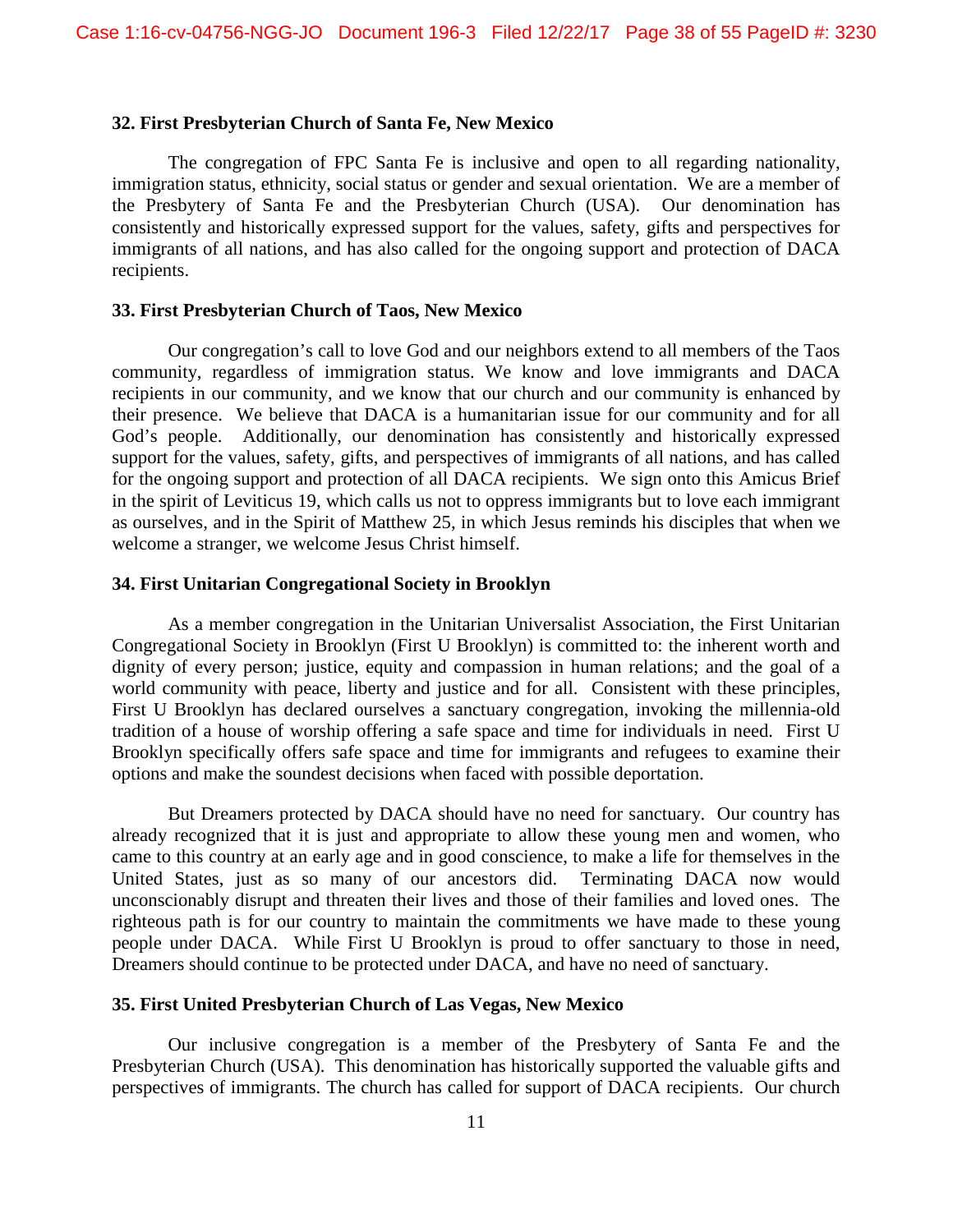**32. First Presbyterian Church of Santa Fe, New Mexico**

The congregation of FPC Santa Fe is inclusive and open to all regarding nationality, immigration status, ethnicity, social status or gender and sexual orientation. We are a member of the Presbytery of Santa Fe and the Presbyterian Church (USA). Our denomination has consistently and historically expressed support for the values, safety, gifts and perspectives for immigrants of all nations, and has also called for the ongoing support and protection of DACA recipients.

**33. First Presbyterian Church of Taos, New Mexico**

Our congregation's call to love God and our neighbors extend to all members of the Taos community, regardless of immigration status. We know and love immigrants and DACA recipients in our community, and we know that our church and our community is enhanced by their presence. We believe that DACA is a humanitarian issue for our community and for all God's people. Additionally, our denomination has consistently and historically expressed support for the values, safety, gifts, and perspectives of immigrants of all nations, and has called for the ongoing support and protection of all DACA recipients. We sign onto this Amicus Brief in the spirit of Leviticus 19, which calls us not to oppress immigrants but to love each immigrant as ourselves, and in the Spirit of Matthew 25, in which Jesus reminds his disciples that when we welcome a stranger, we welcome Jesus Christ himself.

**34. First Unitarian Congregational Society in Brooklyn**

As a member congregation in the Unitarian Universalist Association, the First Unitarian Congregational Society in Brooklyn (First U Brooklyn) is committed to: the inherent worth and dignity of every person; justice, equity and compassion in human relations; and the goal of a world community with peace, liberty and justice and for all. Consistent with these principles, First U Brooklyn has declared ourselves a sanctuary congregation, invoking the millennia-old tradition of a house of worship offering a safe space and time for individuals in need. First U Brooklyn specifically offers safe space and time for immigrants and refugees to examine their options and make the soundest decisions when faced with possible deportation.

But Dreamers protected by DACA should have no need for sanctuary. Our country has already recognized that it is just and appropriate to allow these young men and women, who came to this country at an early age and in good conscience, to make a life for themselves in the United States, just as so many of our ancestors did. Terminating DACA now would unconscionably disrupt and threaten their lives and those of their families and loved ones. The righteous path is for our country to maintain the commitments we have made to these young people under DACA. While First U Brooklyn is proud to offer sanctuary to those in need, Dreamers should continue to be protected under DACA, and have no need of sanctuary.

**35. First United Presbyterian Church of Las Vegas, New Mexico**

Our inclusive congregation is a member of the Presbytery of Santa Fe and the Presbyterian Church (USA). This denomination has historically supported the valuable gifts and perspectives of immigrants. The church has called for support of DACA recipients. Our church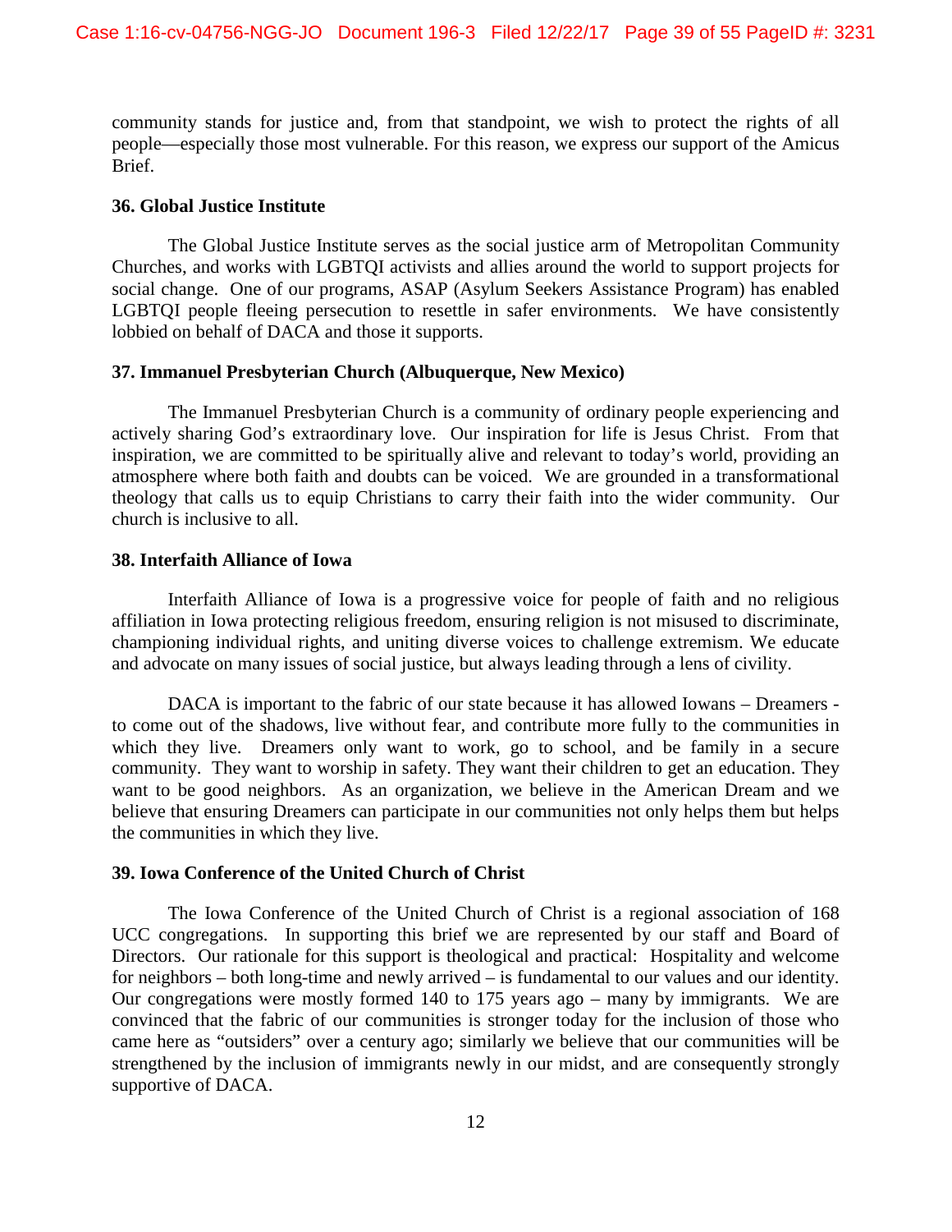community stands for justice and, from that standpoint, we wish to protect the rights of all people—especially those most vulnerable. For this reason, we express our support of the Amicus Brief.

**36. Global Justice Institute**

The Global Justice Institute serves as the social justice arm of Metropolitan Community Churches, and works with LGBTQI activists and allies around the world to support projects for social change. One of our programs, ASAP (Asylum Seekers Assistance Program) has enabled LGBTQI people fleeing persecution to resettle in safer environments. We have consistently lobbied on behalf of DACA and those it supports.

**37. Immanuel Presbyterian Church (Albuquerque, New Mexico)**

The Immanuel Presbyterian Church is a community of ordinary people experiencing and actively sharing God's extraordinary love. Our inspiration for life is Jesus Christ. From that inspiration, we are committed to be spiritually alive and relevant to today's world, providing an atmosphere where both faith and doubts can be voiced. We are grounded in a transformational theology that calls us to equip Christians to carry their faith into the wider community. Our church is inclusive to all.

**38. Interfaith Alliance of Iowa**

Interfaith Alliance of Iowa is a progressive voice for people of faith and no religious affiliation in Iowa protecting religious freedom, ensuring religion is not misused to discriminate, championing individual rights, and uniting diverse voices to challenge extremism. We educate and advocate on many issues of social justice, but always leading through a lens of civility.

DACA is important to the fabric of our state because it has allowed Iowans – Dreamers - to come out of the shadows, live without fear, and contribute more fully to the communities in which they live. Dreamers only want to work, go to school, and be family in a secure community. They want to worship in safety. They want their children to get an education. They want to be good neighbors. As an organization, we believe in the American Dream and we believe that ensuring Dreamers can participate in our communities not only helps them but helps the communities in which they live.

**39. Iowa Conference of the United Church of Christ**

The Iowa Conference of the United Church of Christ is a regional association of 168 UCC congregations. In supporting this brief we are represented by our staff and Board of Directors. Our rationale for this support is theological and practical: Hospitality and welcome for neighbors – both long-time and newly arrived – is fundamental to our values and our identity. Our congregations were mostly formed 140 to 175 years ago – many by immigrants. We are convinced that the fabric of our communities is stronger today for the inclusion of those who came here as "outsiders" over a century ago; similarly we believe that our communities will be strengthened by the inclusion of immigrants newly in our midst, and are consequently strongly supportive of DACA.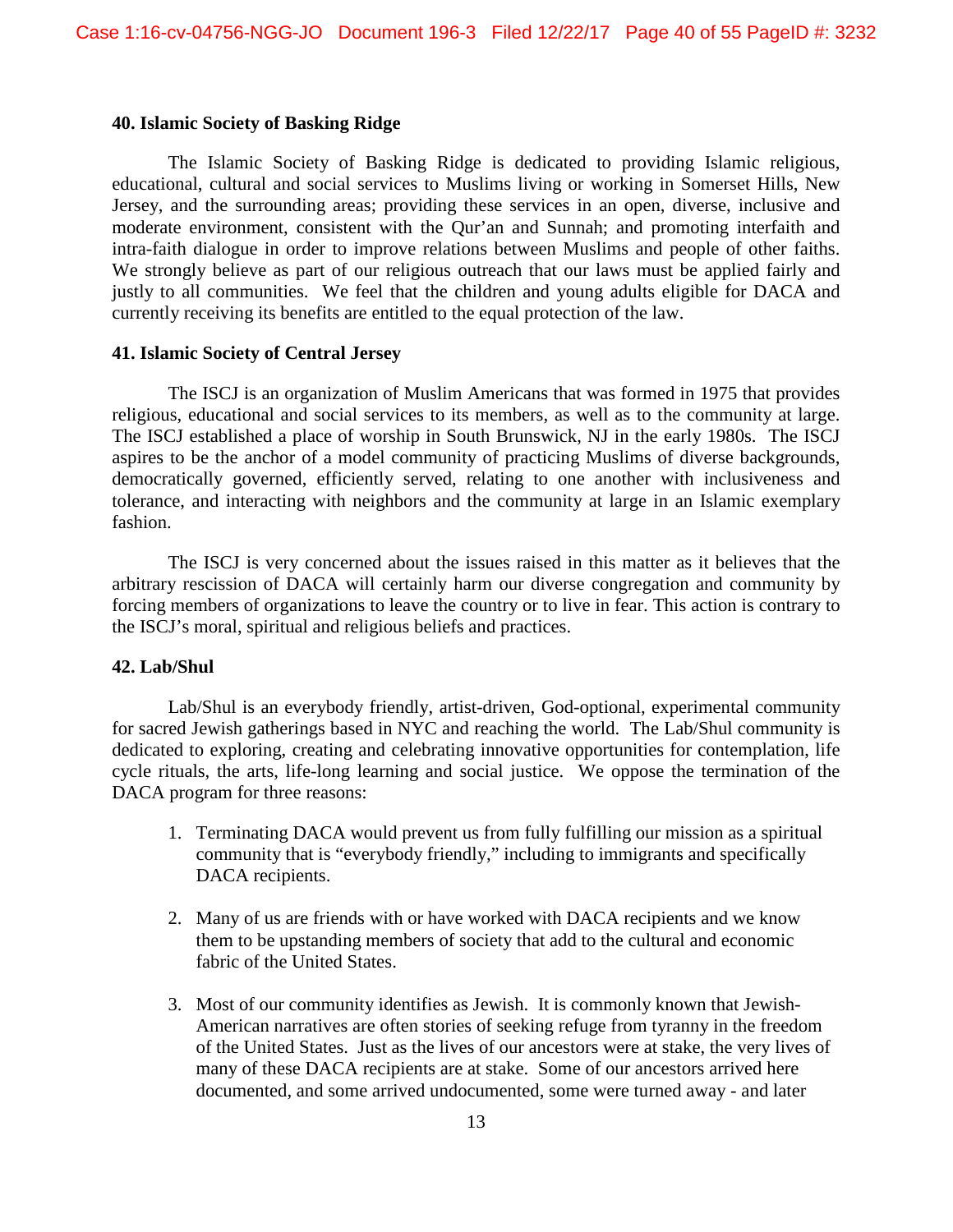**40. Islamic Society of Basking Ridge**

The Islamic Society of Basking Ridge is dedicated to providing Islamic religious, educational, cultural and social services to Muslims living or working in Somerset Hills, New Jersey, and the surrounding areas; providing these services in an open, diverse, inclusive and moderate environment, consistent with the Qur'an and Sunnah; and promoting interfaith and intra-faith dialogue in order to improve relations between Muslims and people of other faiths. We strongly believe as part of our religious outreach that our laws must be applied fairly and justly to all communities. We feel that the children and young adults eligible for DACA and currently receiving its benefits are entitled to the equal protection of the law.

**41. Islamic Society of Central Jersey**

The ISCJ is an organization of Muslim Americans that was formed in 1975 that provides religious, educational and social services to its members, as well as to the community at large. The ISCJ established a place of worship in South Brunswick, NJ in the early 1980s. The ISCJ aspires to be the anchor of a model community of practicing Muslims of diverse backgrounds, democratically governed, efficiently served, relating to one another with inclusiveness and tolerance, and interacting with neighbors and the community at large in an Islamic exemplary fashion.

The ISCJ is very concerned about the issues raised in this matter as it believes that the arbitrary rescission of DACA will certainly harm our diverse congregation and community by forcing members of organizations to leave the country or to live in fear. This action is contrary to the ISCJ's moral, spiritual and religious beliefs and practices.

**42. Lab/Shul**

Lab/Shul is an everybody friendly, artist-driven, God-optional, experimental community for sacred Jewish gatherings based in NYC and reaching the world. The Lab/Shul community is dedicated to exploring, creating and celebrating innovative opportunities for contemplation, life cycle rituals, the arts, life-long learning and social justice. We oppose the termination of the DACA program for three reasons:

1. Terminating DACA would prevent us from fully fulfilling our mission as a spiritual community that is "everybody friendly," including to immigrants and specifically DACA recipients.

2. Many of us are friends with or have worked with DACA recipients and we know them to be upstanding members of society that add to the cultural and economic fabric of the United States.

3. Most of our community identifies as Jewish. It is commonly known that Jewish-American narratives are often stories of seeking refuge from tyranny in the freedom of the United States. Just as the lives of our ancestors were at stake, the very lives of many of these DACA recipients are at stake. Some of our ancestors arrived here documented, and some arrived undocumented, some were turned away - and later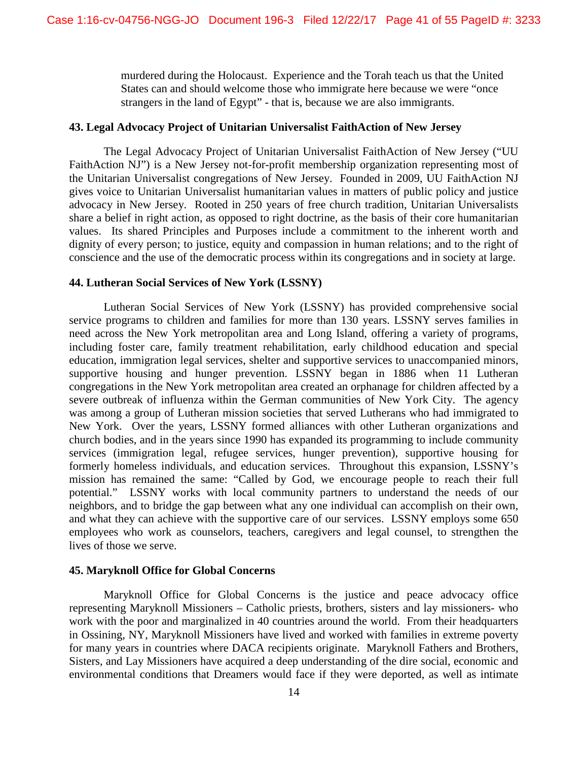murdered during the Holocaust. Experience and the Torah teach us that the United States can and should welcome those who immigrate here because we were "once strangers in the land of Egypt" - that is, because we are also immigrants.

**43. Legal Advocacy Project of Unitarian Universalist FaithAction of New Jersey**

The Legal Advocacy Project of Unitarian Universalist FaithAction of New Jersey ("UU FaithAction NJ") is a New Jersey not-for-profit membership organization representing most of the Unitarian Universalist congregations of New Jersey. Founded in 2009, UU FaithAction NJ gives voice to Unitarian Universalist humanitarian values in matters of public policy and justice advocacy in New Jersey. Rooted in 250 years of free church tradition, Unitarian Universalists share a belief in right action, as opposed to right doctrine, as the basis of their core humanitarian values. Its shared Principles and Purposes include a commitment to the inherent worth and dignity of every person; to justice, equity and compassion in human relations; and to the right of conscience and the use of the democratic process within its congregations and in society at large.

**44. Lutheran Social Services of New York (LSSNY)**

Lutheran Social Services of New York (LSSNY) has provided comprehensive social service programs to children and families for more than 130 years. LSSNY serves families in need across the New York metropolitan area and Long Island, offering a variety of programs, including foster care, family treatment rehabilitation, early childhood education and special education, immigration legal services, shelter and supportive services to unaccompanied minors, supportive housing and hunger prevention. LSSNY began in 1886 when 11 Lutheran congregations in the New York metropolitan area created an orphanage for children affected by a severe outbreak of influenza within the German communities of New York City. The agency was among a group of Lutheran mission societies that served Lutherans who had immigrated to New York. Over the years, LSSNY formed alliances with other Lutheran organizations and church bodies, and in the years since 1990 has expanded its programming to include community services (immigration legal, refugee services, hunger prevention), supportive housing for formerly homeless individuals, and education services. Throughout this expansion, LSSNY's mission has remained the same: "Called by God, we encourage people to reach their full potential." LSSNY works with local community partners to understand the needs of our neighbors, and to bridge the gap between what any one individual can accomplish on their own, and what they can achieve with the supportive care of our services. LSSNY employs some 650 employees who work as counselors, teachers, caregivers and legal counsel, to strengthen the lives of those we serve.

**45. Maryknoll Office for Global Concerns**

Maryknoll Office for Global Concerns is the justice and peace advocacy office representing Maryknoll Missioners – Catholic priests, brothers, sisters and lay missioners- who work with the poor and marginalized in 40 countries around the world. From their headquarters in Ossining, NY, Maryknoll Missioners have lived and worked with families in extreme poverty for many years in countries where DACA recipients originate. Maryknoll Fathers and Brothers, Sisters, and Lay Missioners have acquired a deep understanding of the dire social, economic and environmental conditions that Dreamers would face if they were deported, as well as intimate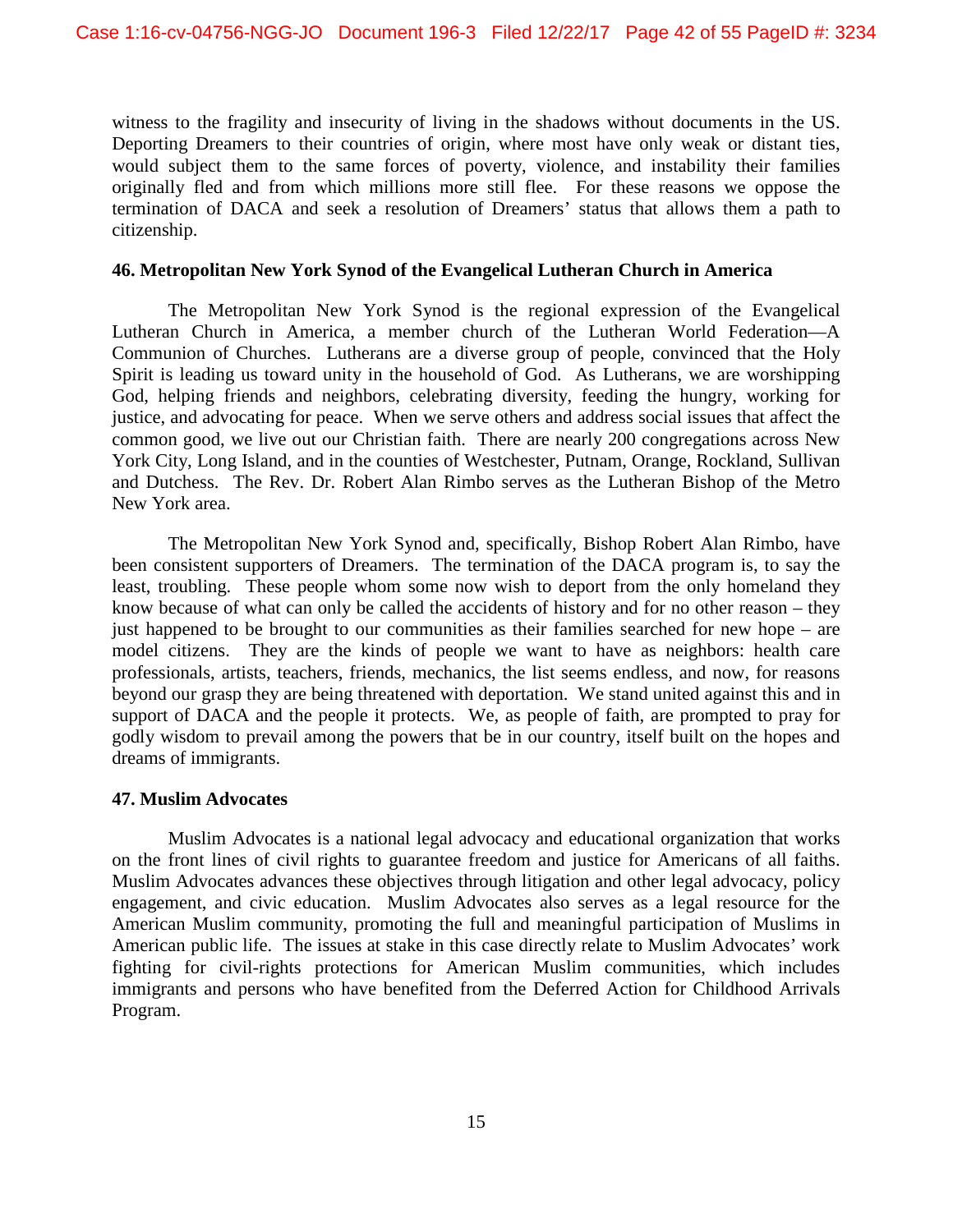witness to the fragility and insecurity of living in the shadows without documents in the US. Deporting Dreamers to their countries of origin, where most have only weak or distant ties, would subject them to the same forces of poverty, violence, and instability their families originally fled and from which millions more still flee. For these reasons we oppose the termination of DACA and seek a resolution of Dreamers' status that allows them a path to citizenship.

**46. Metropolitan New York Synod of the Evangelical Lutheran Church in America**

The Metropolitan New York Synod is the regional expression of the Evangelical Lutheran Church in America, a member church of the Lutheran World Federation—A Communion of Churches. Lutherans are a diverse group of people, convinced that the Holy Spirit is leading us toward unity in the household of God. As Lutherans, we are worshipping God, helping friends and neighbors, celebrating diversity, feeding the hungry, working for justice, and advocating for peace. When we serve others and address social issues that affect the common good, we live out our Christian faith. There are nearly 200 congregations across New York City, Long Island, and in the counties of Westchester, Putnam, Orange, Rockland, Sullivan and Dutchess. The Rev. Dr. Robert Alan Rimbo serves as the Lutheran Bishop of the Metro New York area.

The Metropolitan New York Synod and, specifically, Bishop Robert Alan Rimbo, have been consistent supporters of Dreamers. The termination of the DACA program is, to say the least, troubling. These people whom some now wish to deport from the only homeland they know because of what can only be called the accidents of history and for no other reason – they just happened to be brought to our communities as their families searched for new hope – are model citizens. They are the kinds of people we want to have as neighbors: health care professionals, artists, teachers, friends, mechanics, the list seems endless, and now, for reasons beyond our grasp they are being threatened with deportation. We stand united against this and in support of DACA and the people it protects. We, as people of faith, are prompted to pray for godly wisdom to prevail among the powers that be in our country, itself built on the hopes and dreams of immigrants.

**47. Muslim Advocates**

Muslim Advocates is a national legal advocacy and educational organization that works on the front lines of civil rights to guarantee freedom and justice for Americans of all faiths. Muslim Advocates advances these objectives through litigation and other legal advocacy, policy engagement, and civic education. Muslim Advocates also serves as a legal resource for the American Muslim community, promoting the full and meaningful participation of Muslims in American public life. The issues at stake in this case directly relate to Muslim Advocates' work fighting for civil-rights protections for American Muslim communities, which includes immigrants and persons who have benefited from the Deferred Action for Childhood Arrivals Program.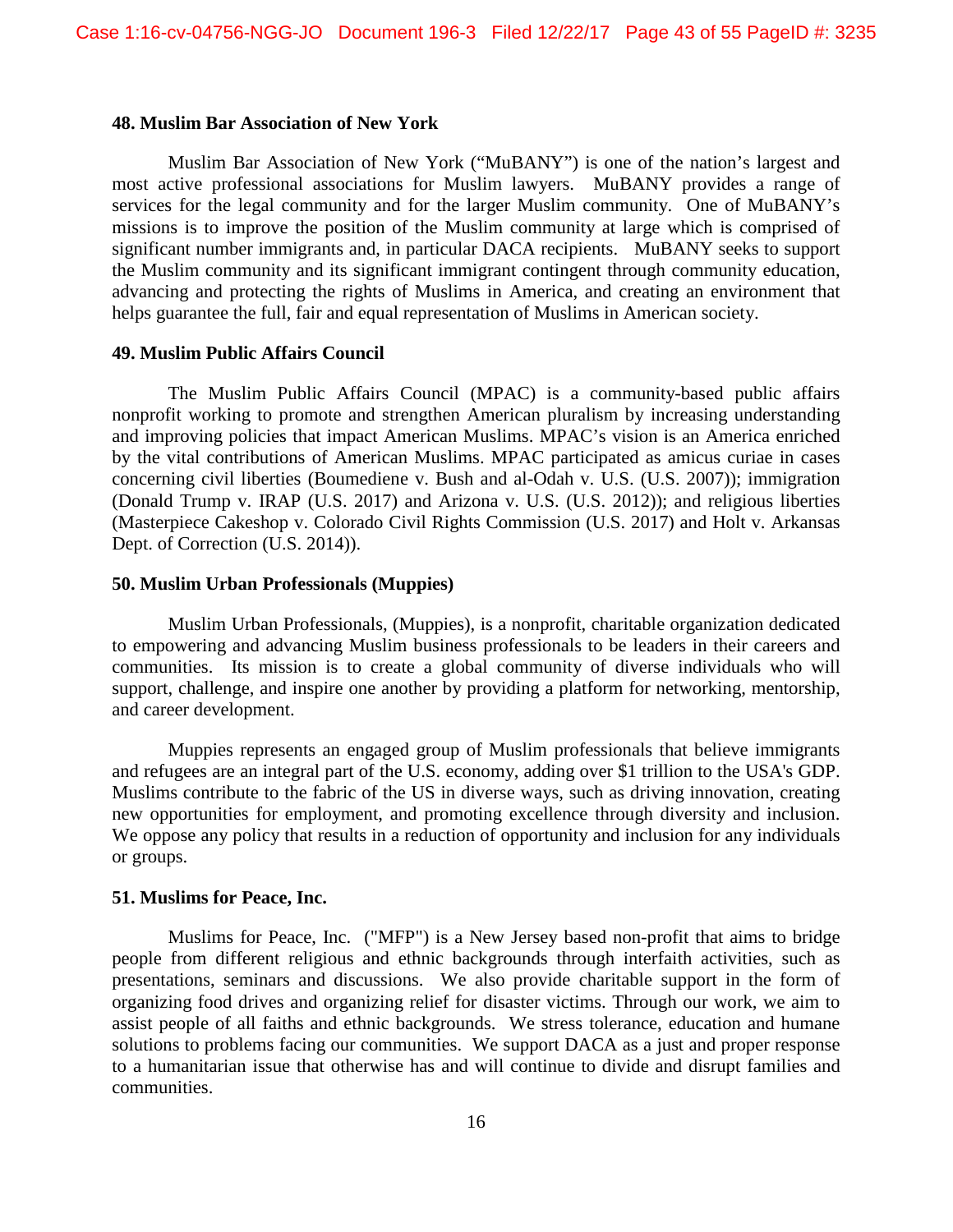**48. Muslim Bar Association of New York**

Muslim Bar Association of New York ("MuBANY") is one of the nation's largest and most active professional associations for Muslim lawyers. MuBANY provides a range of services for the legal community and for the larger Muslim community. One of MuBANY's missions is to improve the position of the Muslim community at large which is comprised of significant number immigrants and, in particular DACA recipients. MuBANY seeks to support the Muslim community and its significant immigrant contingent through community education, advancing and protecting the rights of Muslims in America, and creating an environment that helps guarantee the full, fair and equal representation of Muslims in American society.

**49. Muslim Public Affairs Council**

The Muslim Public Affairs Council (MPAC) is a community-based public affairs nonprofit working to promote and strengthen American pluralism by increasing understanding and improving policies that impact American Muslims. MPAC's vision is an America enriched by the vital contributions of American Muslims. MPAC participated as amicus curiae in cases concerning civil liberties (Boumediene v. Bush and al-Odah v. U.S. (U.S. 2007)); immigration (Donald Trump v. IRAP (U.S. 2017) and Arizona v. U.S. (U.S. 2012)); and religious liberties (Masterpiece Cakeshop v. Colorado Civil Rights Commission (U.S. 2017) and Holt v. Arkansas Dept. of Correction (U.S. 2014)).

**50. Muslim Urban Professionals (Muppies)**

Muslim Urban Professionals, (Muppies), is a nonprofit, charitable organization dedicated to empowering and advancing Muslim business professionals to be leaders in their careers and communities. Its mission is to create a global community of diverse individuals who will support, challenge, and inspire one another by providing a platform for networking, mentorship, and career development.

Muppies represents an engaged group of Muslim professionals that believe immigrants and refugees are an integral part of the U.S. economy, adding over $1 trillion to the USA's GDP. Muslims contribute to the fabric of the US in diverse ways, such as driving innovation, creating new opportunities for employment, and promoting excellence through diversity and inclusion. We oppose any policy that results in a reduction of opportunity and inclusion for any individuals or groups.

**51. Muslims for Peace, Inc.**

Muslims for Peace, Inc. ("MFP") is a New Jersey based non-profit that aims to bridge people from different religious and ethnic backgrounds through interfaith activities, such as presentations, seminars and discussions. We also provide charitable support in the form of organizing food drives and organizing relief for disaster victims. Through our work, we aim to assist people of all faiths and ethnic backgrounds. We stress tolerance, education and humane solutions to problems facing our communities. We support DACA as a just and proper response to a humanitarian issue that otherwise has and will continue to divide and disrupt families and communities.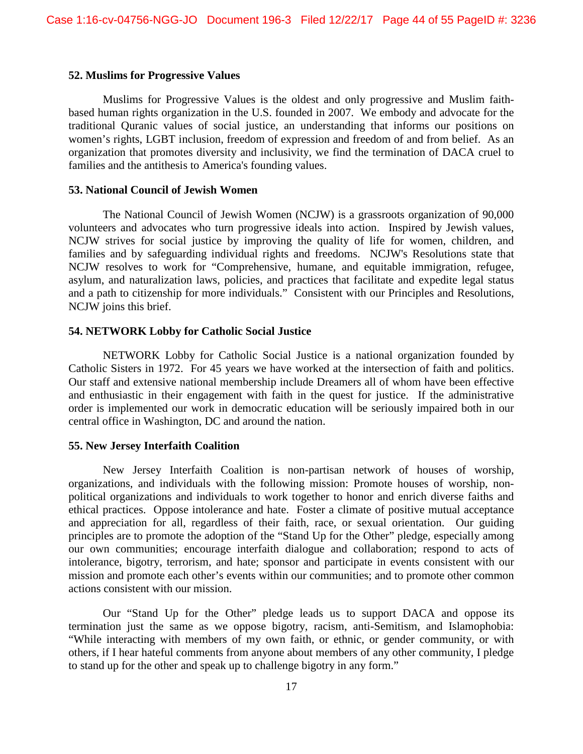**52. Muslims for Progressive Values**

Muslims for Progressive Values is the oldest and only progressive and Muslim faith-based human rights organization in the U.S. founded in 2007. We embody and advocate for the traditional Quranic values of social justice, an understanding that informs our positions on women's rights, LGBT inclusion, freedom of expression and freedom of and from belief. As an organization that promotes diversity and inclusivity, we find the termination of DACA cruel to families and the antithesis to America's founding values.

**53. National Council of Jewish Women**

The National Council of Jewish Women (NCJW) is a grassroots organization of 90,000 volunteers and advocates who turn progressive ideals into action. Inspired by Jewish values, NCJW strives for social justice by improving the quality of life for women, children, and families and by safeguarding individual rights and freedoms. NCJW's Resolutions state that NCJW resolves to work for "Comprehensive, humane, and equitable immigration, refugee, asylum, and naturalization laws, policies, and practices that facilitate and expedite legal status and a path to citizenship for more individuals." Consistent with our Principles and Resolutions, NCJW joins this brief.

**54. NETWORK Lobby for Catholic Social Justice**

NETWORK Lobby for Catholic Social Justice is a national organization founded by Catholic Sisters in 1972. For 45 years we have worked at the intersection of faith and politics. Our staff and extensive national membership include Dreamers all of whom have been effective and enthusiastic in their engagement with faith in the quest for justice. If the administrative order is implemented our work in democratic education will be seriously impaired both in our central office in Washington, DC and around the nation.

**55. New Jersey Interfaith Coalition**

New Jersey Interfaith Coalition is non-partisan network of houses of worship, organizations, and individuals with the following mission: Promote houses of worship, non-political organizations and individuals to work together to honor and enrich diverse faiths and ethical practices. Oppose intolerance and hate. Foster a climate of positive mutual acceptance and appreciation for all, regardless of their faith, race, or sexual orientation. Our guiding principles are to promote the adoption of the "Stand Up for the Other" pledge, especially among our own communities; encourage interfaith dialogue and collaboration; respond to acts of intolerance, bigotry, terrorism, and hate; sponsor and participate in events consistent with our mission and promote each other's events within our communities; and to promote other common actions consistent with our mission.

Our "Stand Up for the Other" pledge leads us to support DACA and oppose its termination just the same as we oppose bigotry, racism, anti-Semitism, and Islamophobia: "While interacting with members of my own faith, or ethnic, or gender community, or with others, if I hear hateful comments from anyone about members of any other community, I pledge to stand up for the other and speak up to challenge bigotry in any form."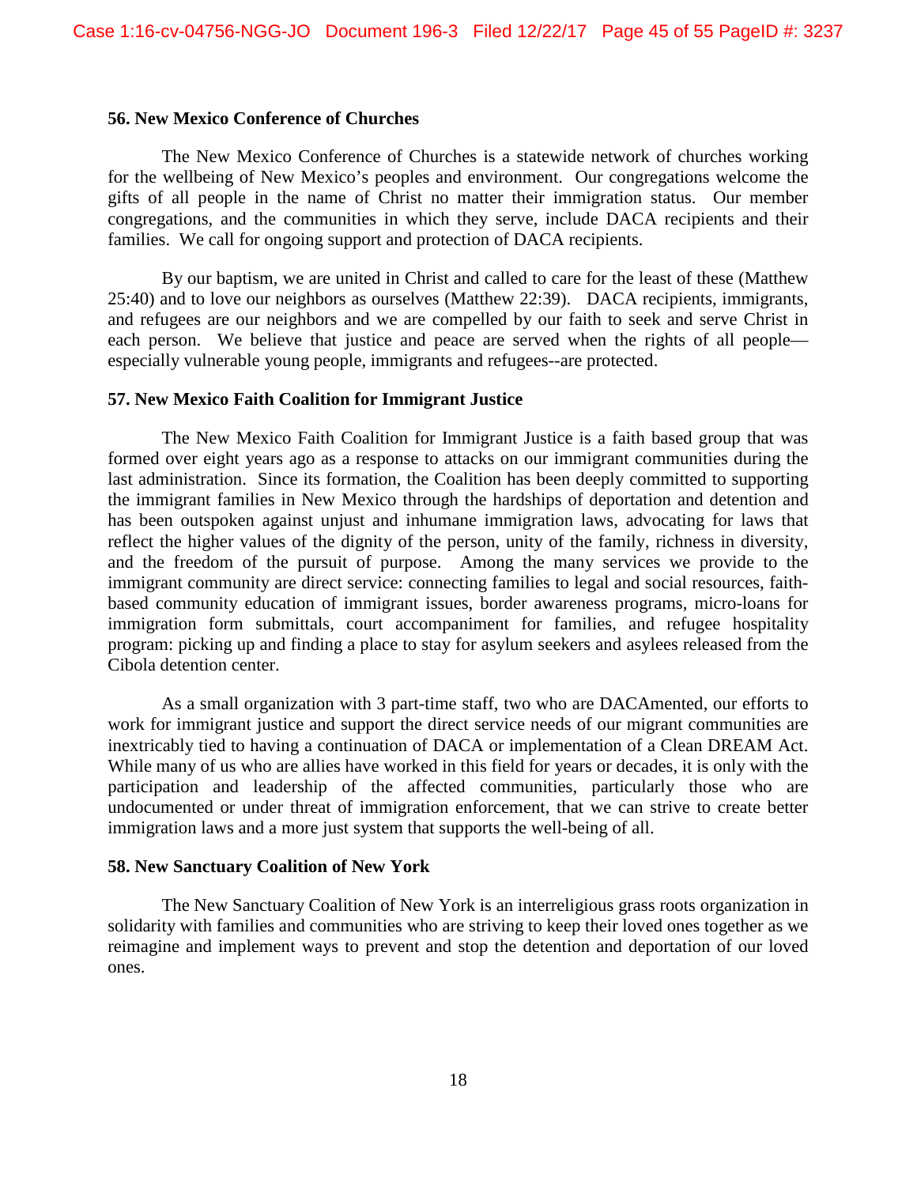**56. New Mexico Conference of Churches**

The New Mexico Conference of Churches is a statewide network of churches working for the wellbeing of New Mexico's peoples and environment. Our congregations welcome the gifts of all people in the name of Christ no matter their immigration status. Our member congregations, and the communities in which they serve, include DACA recipients and their families. We call for ongoing support and protection of DACA recipients.

By our baptism, we are united in Christ and called to care for the least of these (Matthew 25:40) and to love our neighbors as ourselves (Matthew 22:39). DACA recipients, immigrants, and refugees are our neighbors and we are compelled by our faith to seek and serve Christ in each person. We believe that justice and peace are served when the rights of all people—especially vulnerable young people, immigrants and refugees--are protected.

**57. New Mexico Faith Coalition for Immigrant Justice**

The New Mexico Faith Coalition for Immigrant Justice is a faith based group that was formed over eight years ago as a response to attacks on our immigrant communities during the last administration. Since its formation, the Coalition has been deeply committed to supporting the immigrant families in New Mexico through the hardships of deportation and detention and has been outspoken against unjust and inhumane immigration laws, advocating for laws that reflect the higher values of the dignity of the person, unity of the family, richness in diversity, and the freedom of the pursuit of purpose. Among the many services we provide to the immigrant community are direct service: connecting families to legal and social resources, faith-based community education of immigrant issues, border awareness programs, micro-loans for immigration form submittals, court accompaniment for families, and refugee hospitality program: picking up and finding a place to stay for asylum seekers and asylees released from the Cibola detention center.

As a small organization with 3 part-time staff, two who are DACAmented, our efforts to work for immigrant justice and support the direct service needs of our migrant communities are inextricably tied to having a continuation of DACA or implementation of a Clean DREAM Act. While many of us who are allies have worked in this field for years or decades, it is only with the participation and leadership of the affected communities, particularly those who are undocumented or under threat of immigration enforcement, that we can strive to create better immigration laws and a more just system that supports the well-being of all.

**58. New Sanctuary Coalition of New York**

The New Sanctuary Coalition of New York is an interreligious grass roots organization in solidarity with families and communities who are striving to keep their loved ones together as we reimagine and implement ways to prevent and stop the detention and deportation of our loved ones.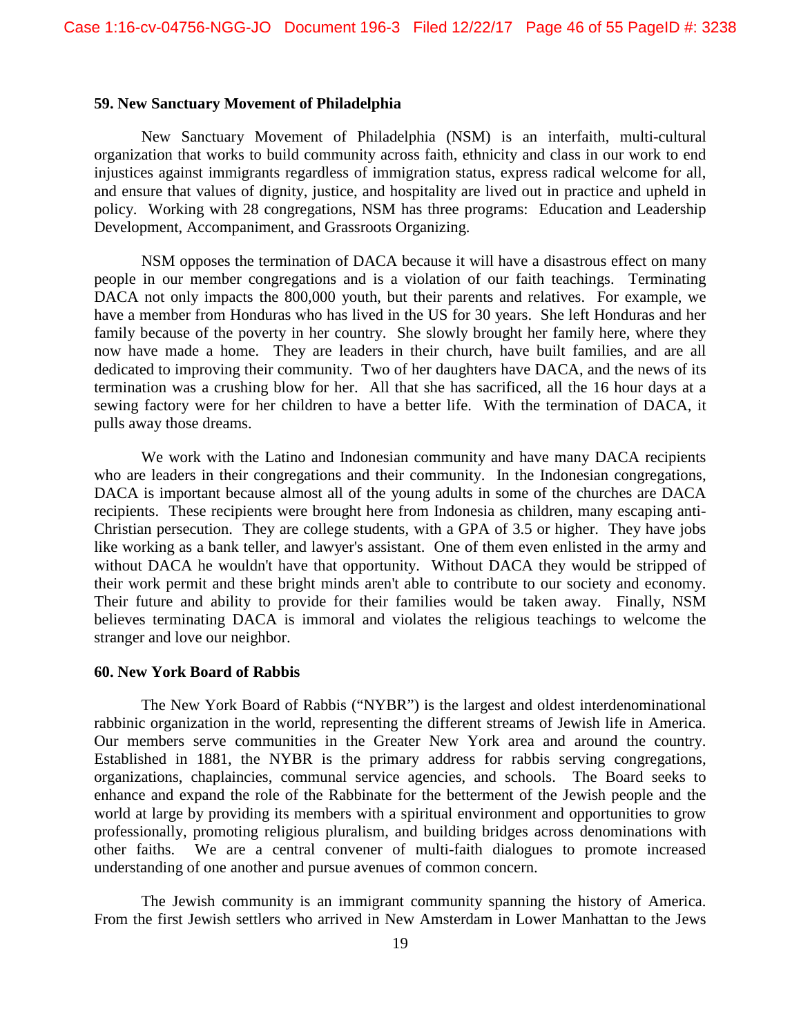**59. New Sanctuary Movement of Philadelphia**

New Sanctuary Movement of Philadelphia (NSM) is an interfaith, multi-cultural organization that works to build community across faith, ethnicity and class in our work to end injustices against immigrants regardless of immigration status, express radical welcome for all, and ensure that values of dignity, justice, and hospitality are lived out in practice and upheld in policy. Working with 28 congregations, NSM has three programs: Education and Leadership Development, Accompaniment, and Grassroots Organizing.

NSM opposes the termination of DACA because it will have a disastrous effect on many people in our member congregations and is a violation of our faith teachings. Terminating DACA not only impacts the 800,000 youth, but their parents and relatives. For example, we have a member from Honduras who has lived in the US for 30 years. She left Honduras and her family because of the poverty in her country. She slowly brought her family here, where they now have made a home. They are leaders in their church, have built families, and are all dedicated to improving their community. Two of her daughters have DACA, and the news of its termination was a crushing blow for her. All that she has sacrificed, all the 16 hour days at a sewing factory were for her children to have a better life. With the termination of DACA, it pulls away those dreams.

We work with the Latino and Indonesian community and have many DACA recipients who are leaders in their congregations and their community. In the Indonesian congregations, DACA is important because almost all of the young adults in some of the churches are DACA recipients. These recipients were brought here from Indonesia as children, many escaping anti-Christian persecution. They are college students, with a GPA of 3.5 or higher. They have jobs like working as a bank teller, and lawyer's assistant. One of them even enlisted in the army and without DACA he wouldn't have that opportunity. Without DACA they would be stripped of their work permit and these bright minds aren't able to contribute to our society and economy. Their future and ability to provide for their families would be taken away. Finally, NSM believes terminating DACA is immoral and violates the religious teachings to welcome the stranger and love our neighbor.

**60. New York Board of Rabbis**

The New York Board of Rabbis ("NYBR") is the largest and oldest interdenominational rabbinic organization in the world, representing the different streams of Jewish life in America. Our members serve communities in the Greater New York area and around the country. Established in 1881, the NYBR is the primary address for rabbis serving congregations, organizations, chaplaincies, communal service agencies, and schools. The Board seeks to enhance and expand the role of the Rabbinate for the betterment of the Jewish people and the world at large by providing its members with a spiritual environment and opportunities to grow professionally, promoting religious pluralism, and building bridges across denominations with other faiths. We are a central convener of multi-faith dialogues to promote increased understanding of one another and pursue avenues of common concern.

The Jewish community is an immigrant community spanning the history of America. From the first Jewish settlers who arrived in New Amsterdam in Lower Manhattan to the Jews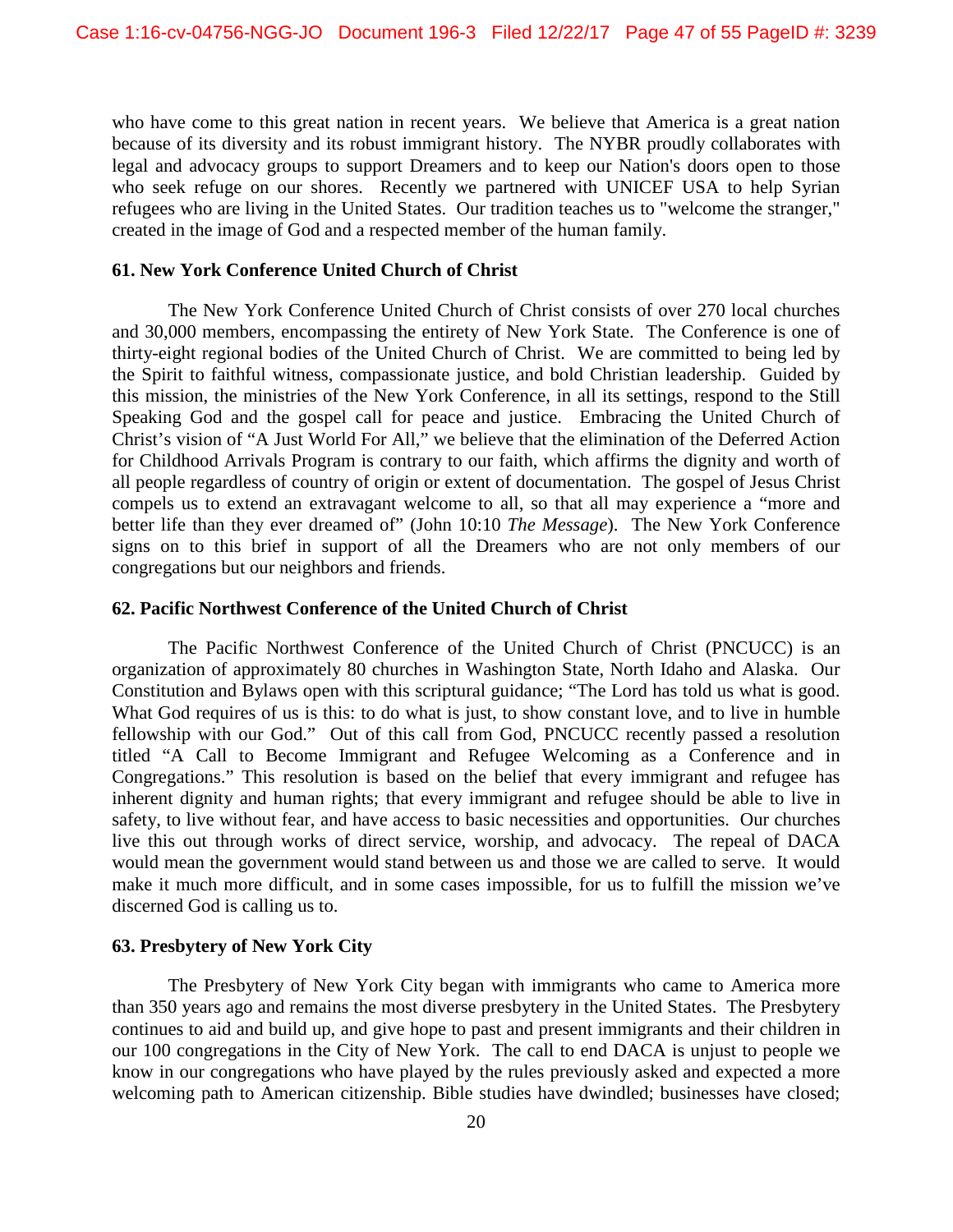who have come to this great nation in recent years. We believe that America is a great nation because of its diversity and its robust immigrant history. The NYBR proudly collaborates with legal and advocacy groups to support Dreamers and to keep our Nation's doors open to those who seek refuge on our shores. Recently we partnered with UNICEF USA to help Syrian refugees who are living in the United States. Our tradition teaches us to "welcome the stranger," created in the image of God and a respected member of the human family.

**61. New York Conference United Church of Christ**

The New York Conference United Church of Christ consists of over 270 local churches and 30,000 members, encompassing the entirety of New York State. The Conference is one of thirty-eight regional bodies of the United Church of Christ. We are committed to being led by the Spirit to faithful witness, compassionate justice, and bold Christian leadership. Guided by this mission, the ministries of the New York Conference, in all its settings, respond to the Still Speaking God and the gospel call for peace and justice. Embracing the United Church of Christ's vision of "A Just World For All," we believe that the elimination of the Deferred Action for Childhood Arrivals Program is contrary to our faith, which affirms the dignity and worth of all people regardless of country of origin or extent of documentation. The gospel of Jesus Christ compels us to extend an extravagant welcome to all, so that all may experience a "more and better life than they ever dreamed of" (John 10:10 *The Message*). The New York Conference signs on to this brief in support of all the Dreamers who are not only members of our congregations but our neighbors and friends.

**62. Pacific Northwest Conference of the United Church of Christ**

The Pacific Northwest Conference of the United Church of Christ (PNCUCC) is an organization of approximately 80 churches in Washington State, North Idaho and Alaska. Our Constitution and Bylaws open with this scriptural guidance; "The Lord has told us what is good. What God requires of us is this: to do what is just, to show constant love, and to live in humble fellowship with our God." Out of this call from God, PNCUCC recently passed a resolution titled "A Call to Become Immigrant and Refugee Welcoming as a Conference and in Congregations." This resolution is based on the belief that every immigrant and refugee has inherent dignity and human rights; that every immigrant and refugee should be able to live in safety, to live without fear, and have access to basic necessities and opportunities. Our churches live this out through works of direct service, worship, and advocacy. The repeal of DACA would mean the government would stand between us and those we are called to serve. It would make it much more difficult, and in some cases impossible, for us to fulfill the mission we've discerned God is calling us to.

**63. Presbytery of New York City**

The Presbytery of New York City began with immigrants who came to America more than 350 years ago and remains the most diverse presbytery in the United States. The Presbytery continues to aid and build up, and give hope to past and present immigrants and their children in our 100 congregations in the City of New York. The call to end DACA is unjust to people we know in our congregations who have played by the rules previously asked and expected a more welcoming path to American citizenship. Bible studies have dwindled; businesses have closed;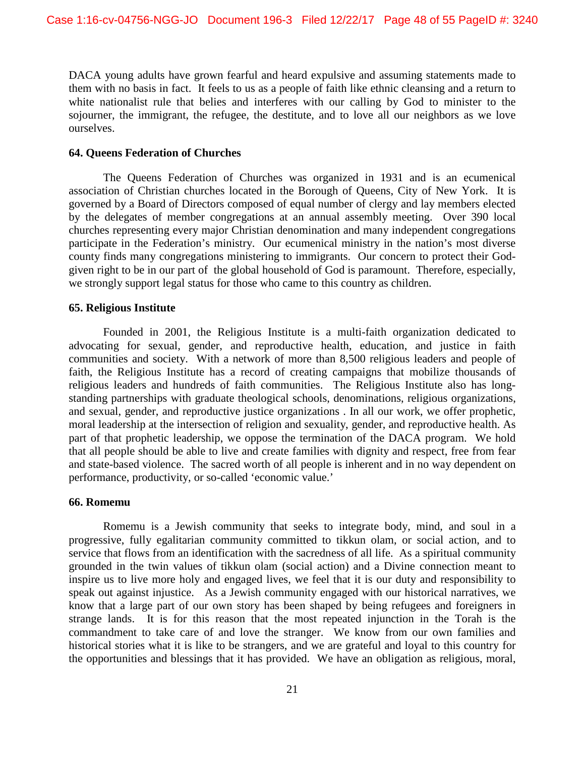DACA young adults have grown fearful and heard expulsive and assuming statements made to them with no basis in fact. It feels to us as a people of faith like ethnic cleansing and a return to white nationalist rule that belies and interferes with our calling by God to minister to the sojourner, the immigrant, the refugee, the destitute, and to love all our neighbors as we love ourselves.

**64. Queens Federation of Churches**

The Queens Federation of Churches was organized in 1931 and is an ecumenical association of Christian churches located in the Borough of Queens, City of New York. It is governed by a Board of Directors composed of equal number of clergy and lay members elected by the delegates of member congregations at an annual assembly meeting. Over 390 local churches representing every major Christian denomination and many independent congregations participate in the Federation's ministry. Our ecumenical ministry in the nation's most diverse county finds many congregations ministering to immigrants. Our concern to protect their God-given right to be in our part of the global household of God is paramount. Therefore, especially, we strongly support legal status for those who came to this country as children.

**65. Religious Institute**

Founded in 2001, the Religious Institute is a multi-faith organization dedicated to advocating for sexual, gender, and reproductive health, education, and justice in faith communities and society. With a network of more than 8,500 religious leaders and people of faith, the Religious Institute has a record of creating campaigns that mobilize thousands of religious leaders and hundreds of faith communities. The Religious Institute also has long-standing partnerships with graduate theological schools, denominations, religious organizations, and sexual, gender, and reproductive justice organizations . In all our work, we offer prophetic, moral leadership at the intersection of religion and sexuality, gender, and reproductive health. As part of that prophetic leadership, we oppose the termination of the DACA program. We hold that all people should be able to live and create families with dignity and respect, free from fear and state-based violence. The sacred worth of all people is inherent and in no way dependent on performance, productivity, or so-called 'economic value.'

**66. Romemu**

Romemu is a Jewish community that seeks to integrate body, mind, and soul in a progressive, fully egalitarian community committed to tikkun olam, or social action, and to service that flows from an identification with the sacredness of all life. As a spiritual community grounded in the twin values of tikkun olam (social action) and a Divine connection meant to inspire us to live more holy and engaged lives, we feel that it is our duty and responsibility to speak out against injustice. As a Jewish community engaged with our historical narratives, we know that a large part of our own story has been shaped by being refugees and foreigners in strange lands. It is for this reason that the most repeated injunction in the Torah is the commandment to take care of and love the stranger. We know from our own families and historical stories what it is like to be strangers, and we are grateful and loyal to this country for the opportunities and blessings that it has provided. We have an obligation as religious, moral,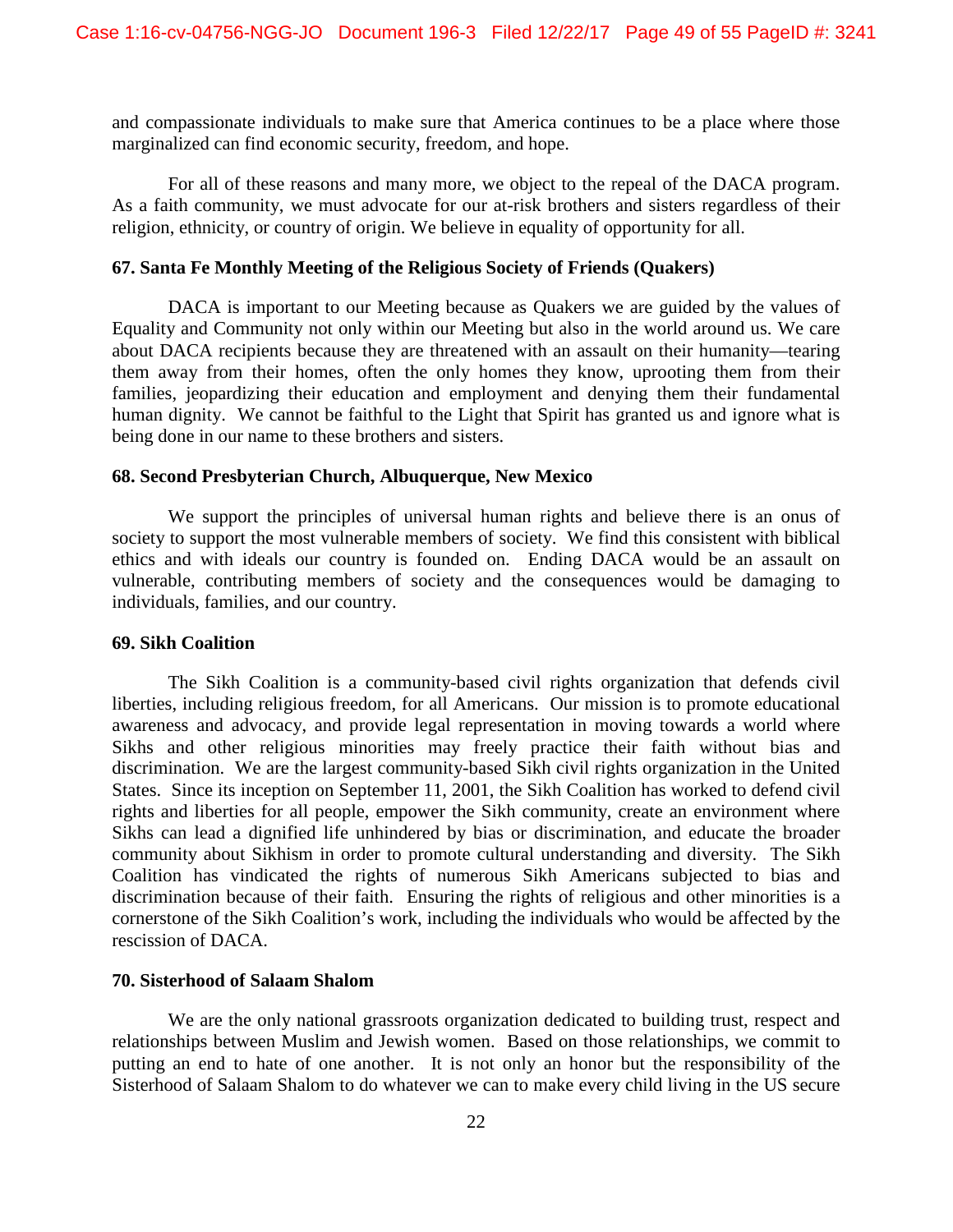and compassionate individuals to make sure that America continues to be a place where those marginalized can find economic security, freedom, and hope.

For all of these reasons and many more, we object to the repeal of the DACA program. As a faith community, we must advocate for our at-risk brothers and sisters regardless of their religion, ethnicity, or country of origin. We believe in equality of opportunity for all.

**67. Santa Fe Monthly Meeting of the Religious Society of Friends (Quakers)**

DACA is important to our Meeting because as Quakers we are guided by the values of Equality and Community not only within our Meeting but also in the world around us. We care about DACA recipients because they are threatened with an assault on their humanity—tearing them away from their homes, often the only homes they know, uprooting them from their families, jeopardizing their education and employment and denying them their fundamental human dignity. We cannot be faithful to the Light that Spirit has granted us and ignore what is being done in our name to these brothers and sisters.

**68. Second Presbyterian Church, Albuquerque, New Mexico**

We support the principles of universal human rights and believe there is an onus of society to support the most vulnerable members of society. We find this consistent with biblical ethics and with ideals our country is founded on. Ending DACA would be an assault on vulnerable, contributing members of society and the consequences would be damaging to individuals, families, and our country.

**69. Sikh Coalition**

The Sikh Coalition is a community-based civil rights organization that defends civil liberties, including religious freedom, for all Americans. Our mission is to promote educational awareness and advocacy, and provide legal representation in moving towards a world where Sikhs and other religious minorities may freely practice their faith without bias and discrimination. We are the largest community-based Sikh civil rights organization in the United States. Since its inception on September 11, 2001, the Sikh Coalition has worked to defend civil rights and liberties for all people, empower the Sikh community, create an environment where Sikhs can lead a dignified life unhindered by bias or discrimination, and educate the broader community about Sikhism in order to promote cultural understanding and diversity. The Sikh Coalition has vindicated the rights of numerous Sikh Americans subjected to bias and discrimination because of their faith. Ensuring the rights of religious and other minorities is a cornerstone of the Sikh Coalition's work, including the individuals who would be affected by the rescission of DACA.

**70. Sisterhood of Salaam Shalom**

We are the only national grassroots organization dedicated to building trust, respect and relationships between Muslim and Jewish women. Based on those relationships, we commit to putting an end to hate of one another. It is not only an honor but the responsibility of the Sisterhood of Salaam Shalom to do whatever we can to make every child living in the US secure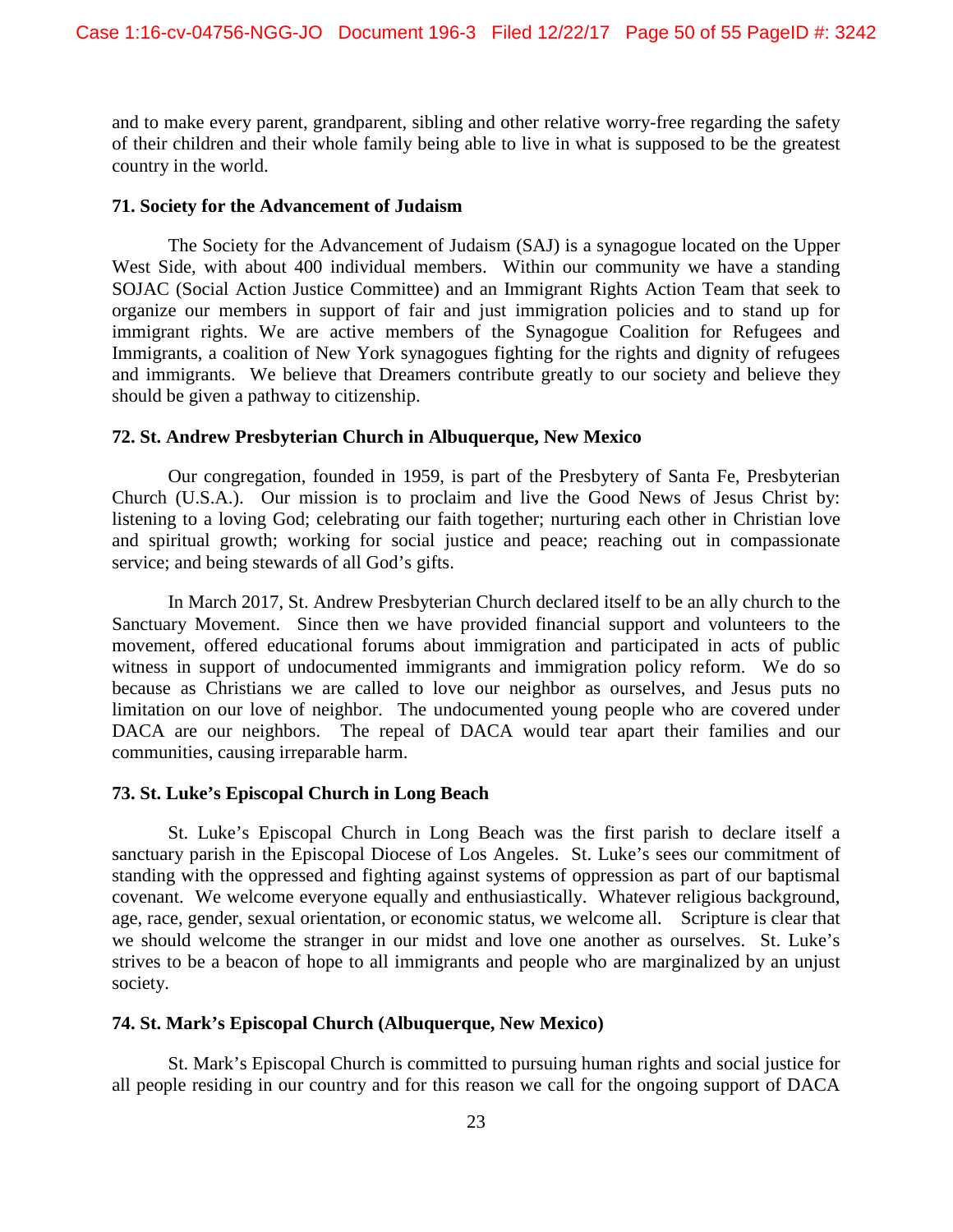and to make every parent, grandparent, sibling and other relative worry-free regarding the safety of their children and their whole family being able to live in what is supposed to be the greatest country in the world.

**71. Society for the Advancement of Judaism**

The Society for the Advancement of Judaism (SAJ) is a synagogue located on the Upper West Side, with about 400 individual members. Within our community we have a standing SOJAC (Social Action Justice Committee) and an Immigrant Rights Action Team that seek to organize our members in support of fair and just immigration policies and to stand up for immigrant rights. We are active members of the Synagogue Coalition for Refugees and Immigrants, a coalition of New York synagogues fighting for the rights and dignity of refugees and immigrants. We believe that Dreamers contribute greatly to our society and believe they should be given a pathway to citizenship.

**72. St. Andrew Presbyterian Church in Albuquerque, New Mexico**

Our congregation, founded in 1959, is part of the Presbytery of Santa Fe, Presbyterian Church (U.S.A.). Our mission is to proclaim and live the Good News of Jesus Christ by: listening to a loving God; celebrating our faith together; nurturing each other in Christian love and spiritual growth; working for social justice and peace; reaching out in compassionate service; and being stewards of all God's gifts.

In March 2017, St. Andrew Presbyterian Church declared itself to be an ally church to the Sanctuary Movement. Since then we have provided financial support and volunteers to the movement, offered educational forums about immigration and participated in acts of public witness in support of undocumented immigrants and immigration policy reform. We do so because as Christians we are called to love our neighbor as ourselves, and Jesus puts no limitation on our love of neighbor. The undocumented young people who are covered under DACA are our neighbors. The repeal of DACA would tear apart their families and our communities, causing irreparable harm.

**73. St. Luke's Episcopal Church in Long Beach**

St. Luke's Episcopal Church in Long Beach was the first parish to declare itself a sanctuary parish in the Episcopal Diocese of Los Angeles. St. Luke's sees our commitment of standing with the oppressed and fighting against systems of oppression as part of our baptismal covenant. We welcome everyone equally and enthusiastically. Whatever religious background, age, race, gender, sexual orientation, or economic status, we welcome all. Scripture is clear that we should welcome the stranger in our midst and love one another as ourselves. St. Luke's strives to be a beacon of hope to all immigrants and people who are marginalized by an unjust society.

**74. St. Mark's Episcopal Church (Albuquerque, New Mexico)**

St. Mark's Episcopal Church is committed to pursuing human rights and social justice for all people residing in our country and for this reason we call for the ongoing support of DACA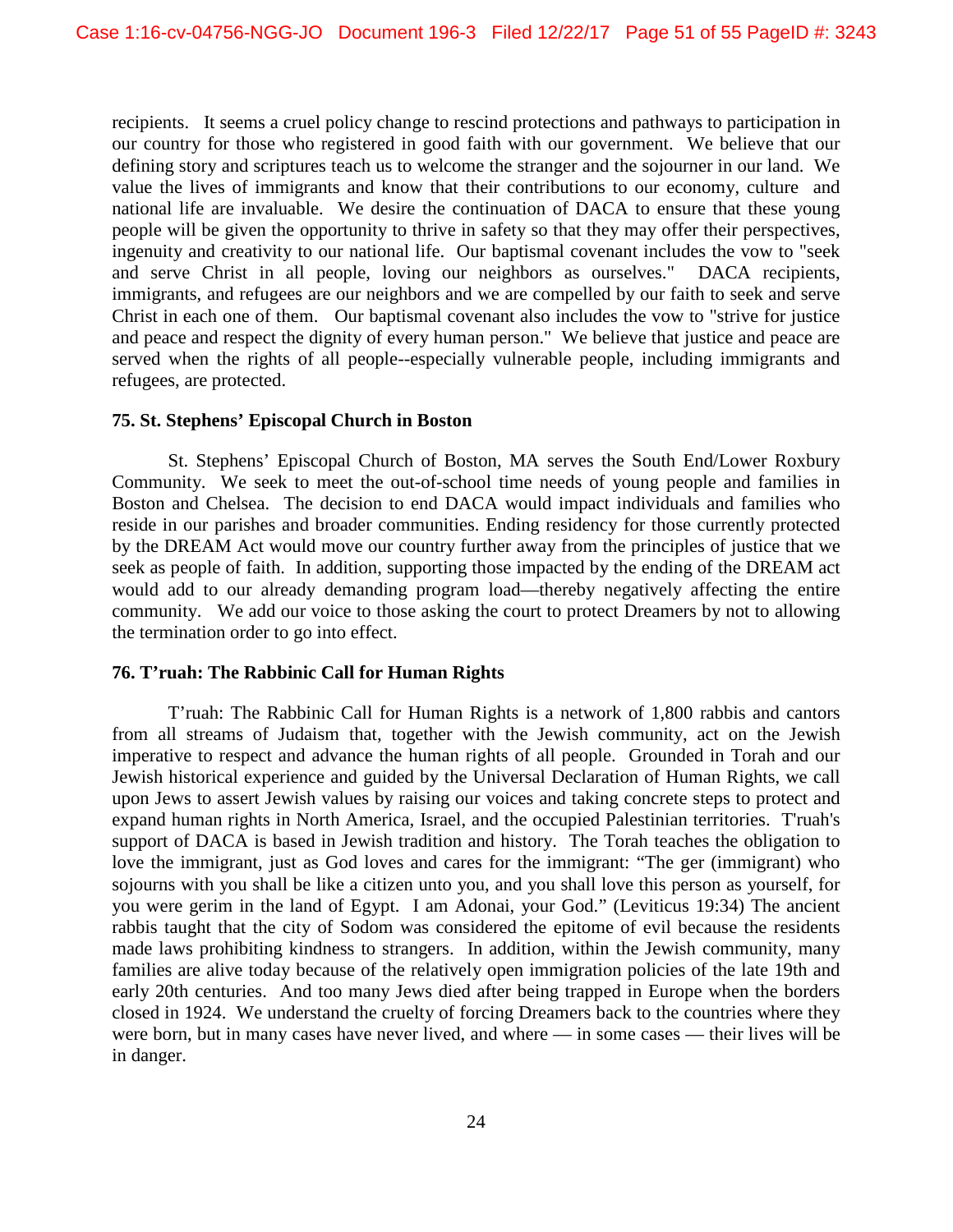recipients. It seems a cruel policy change to rescind protections and pathways to participation in our country for those who registered in good faith with our government. We believe that our defining story and scriptures teach us to welcome the stranger and the sojourner in our land. We value the lives of immigrants and know that their contributions to our economy, culture and national life are invaluable. We desire the continuation of DACA to ensure that these young people will be given the opportunity to thrive in safety so that they may offer their perspectives, ingenuity and creativity to our national life. Our baptismal covenant includes the vow to "seek and serve Christ in all people, loving our neighbors as ourselves." DACA recipients, immigrants, and refugees are our neighbors and we are compelled by our faith to seek and serve Christ in each one of them. Our baptismal covenant also includes the vow to "strive for justice and peace and respect the dignity of every human person." We believe that justice and peace are served when the rights of all people--especially vulnerable people, including immigrants and refugees, are protected.

**75. St. Stephens' Episcopal Church in Boston**

St. Stephens' Episcopal Church of Boston, MA serves the South End/Lower Roxbury Community. We seek to meet the out-of-school time needs of young people and families in Boston and Chelsea. The decision to end DACA would impact individuals and families who reside in our parishes and broader communities. Ending residency for those currently protected by the DREAM Act would move our country further away from the principles of justice that we seek as people of faith. In addition, supporting those impacted by the ending of the DREAM act would add to our already demanding program load—thereby negatively affecting the entire community. We add our voice to those asking the court to protect Dreamers by not to allowing the termination order to go into effect.

**76. T'ruah: The Rabbinic Call for Human Rights**

T'ruah: The Rabbinic Call for Human Rights is a network of 1,800 rabbis and cantors from all streams of Judaism that, together with the Jewish community, act on the Jewish imperative to respect and advance the human rights of all people. Grounded in Torah and our Jewish historical experience and guided by the Universal Declaration of Human Rights, we call upon Jews to assert Jewish values by raising our voices and taking concrete steps to protect and expand human rights in North America, Israel, and the occupied Palestinian territories. T'ruah's support of DACA is based in Jewish tradition and history. The Torah teaches the obligation to love the immigrant, just as God loves and cares for the immigrant: "The ger (immigrant) who sojourns with you shall be like a citizen unto you, and you shall love this person as yourself, for you were gerim in the land of Egypt. I am Adonai, your God." (Leviticus 19:34) The ancient rabbis taught that the city of Sodom was considered the epitome of evil because the residents made laws prohibiting kindness to strangers. In addition, within the Jewish community, many families are alive today because of the relatively open immigration policies of the late 19th and early 20th centuries. And too many Jews died after being trapped in Europe when the borders closed in 1924. We understand the cruelty of forcing Dreamers back to the countries where they were born, but in many cases have never lived, and where — in some cases — their lives will be in danger.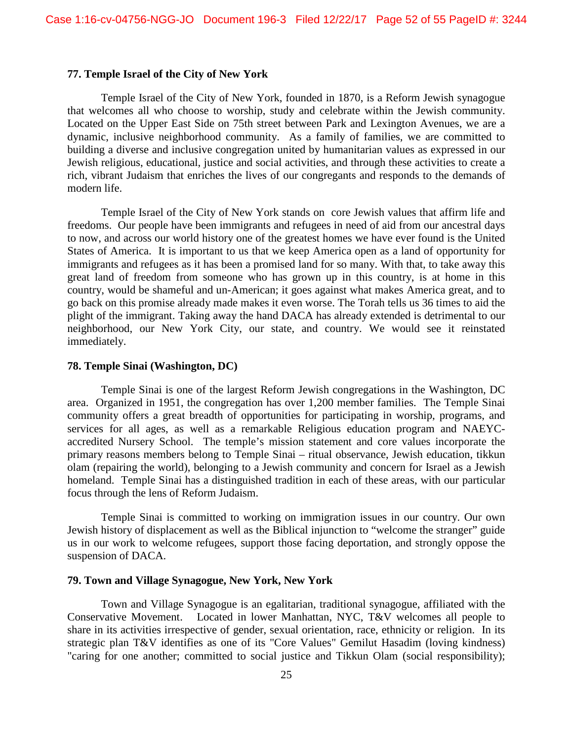**77. Temple Israel of the City of New York**

Temple Israel of the City of New York, founded in 1870, is a Reform Jewish synagogue that welcomes all who choose to worship, study and celebrate within the Jewish community. Located on the Upper East Side on 75th street between Park and Lexington Avenues, we are a dynamic, inclusive neighborhood community. As a family of families, we are committed to building a diverse and inclusive congregation united by humanitarian values as expressed in our Jewish religious, educational, justice and social activities, and through these activities to create a rich, vibrant Judaism that enriches the lives of our congregants and responds to the demands of modern life.

Temple Israel of the City of New York stands on core Jewish values that affirm life and freedoms. Our people have been immigrants and refugees in need of aid from our ancestral days to now, and across our world history one of the greatest homes we have ever found is the United States of America. It is important to us that we keep America open as a land of opportunity for immigrants and refugees as it has been a promised land for so many. With that, to take away this great land of freedom from someone who has grown up in this country, is at home in this country, would be shameful and un-American; it goes against what makes America great, and to go back on this promise already made makes it even worse. The Torah tells us 36 times to aid the plight of the immigrant. Taking away the hand DACA has already extended is detrimental to our neighborhood, our New York City, our state, and country. We would see it reinstated immediately.

**78. Temple Sinai (Washington, DC)**

Temple Sinai is one of the largest Reform Jewish congregations in the Washington, DC area. Organized in 1951, the congregation has over 1,200 member families. The Temple Sinai community offers a great breadth of opportunities for participating in worship, programs, and services for all ages, as well as a remarkable Religious education program and NAEYC-accredited Nursery School. The temple's mission statement and core values incorporate the primary reasons members belong to Temple Sinai – ritual observance, Jewish education, tikkun olam (repairing the world), belonging to a Jewish community and concern for Israel as a Jewish homeland. Temple Sinai has a distinguished tradition in each of these areas, with our particular focus through the lens of Reform Judaism.

Temple Sinai is committed to working on immigration issues in our country. Our own Jewish history of displacement as well as the Biblical injunction to "welcome the stranger" guide us in our work to welcome refugees, support those facing deportation, and strongly oppose the suspension of DACA.

**79. Town and Village Synagogue, New York, New York**

Town and Village Synagogue is an egalitarian, traditional synagogue, affiliated with the Conservative Movement. Located in lower Manhattan, NYC, T&V welcomes all people to share in its activities irrespective of gender, sexual orientation, race, ethnicity or religion. In its strategic plan T&V identifies as one of its "Core Values" Gemilut Hasadim (loving kindness) "caring for one another; committed to social justice and Tikkun Olam (social responsibility);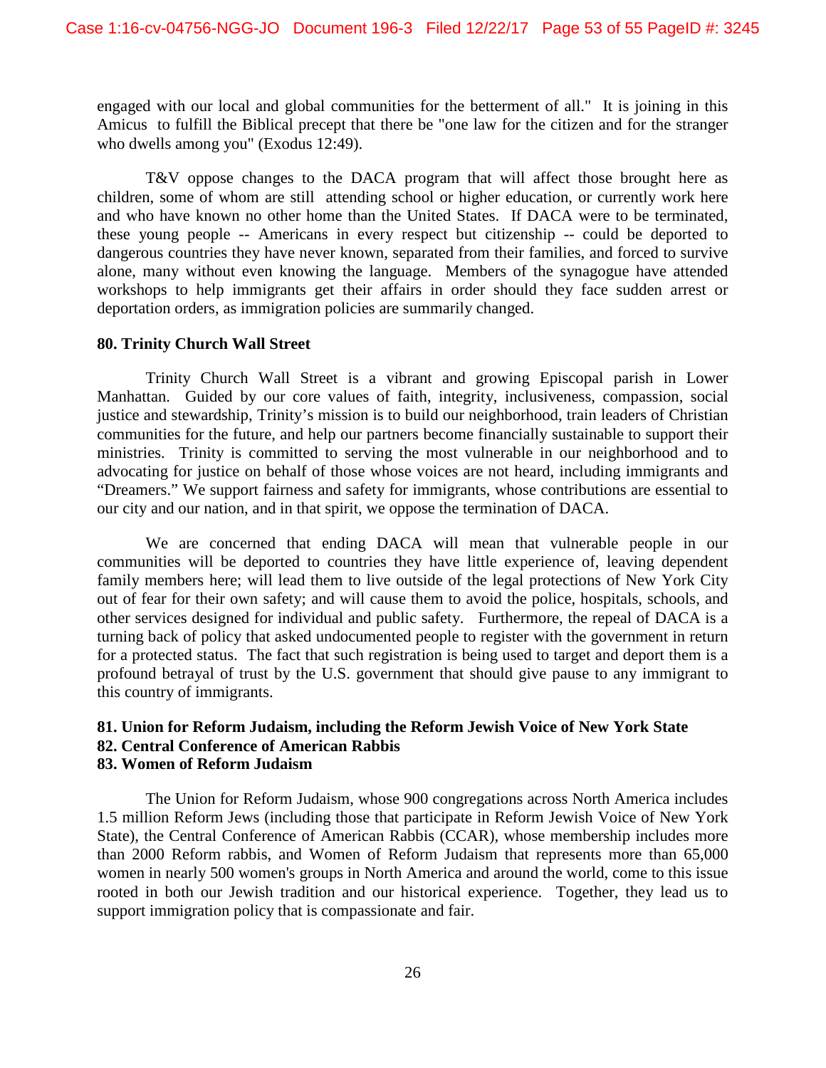engaged with our local and global communities for the betterment of all." It is joining in this Amicus to fulfill the Biblical precept that there be "one law for the citizen and for the stranger who dwells among you" (Exodus 12:49).

T&V oppose changes to the DACA program that will affect those brought here as children, some of whom are still attending school or higher education, or currently work here and who have known no other home than the United States. If DACA were to be terminated, these young people -- Americans in every respect but citizenship -- could be deported to dangerous countries they have never known, separated from their families, and forced to survive alone, many without even knowing the language. Members of the synagogue have attended workshops to help immigrants get their affairs in order should they face sudden arrest or deportation orders, as immigration policies are summarily changed.

**80. Trinity Church Wall Street**

Trinity Church Wall Street is a vibrant and growing Episcopal parish in Lower Manhattan. Guided by our core values of faith, integrity, inclusiveness, compassion, social justice and stewardship, Trinity's mission is to build our neighborhood, train leaders of Christian communities for the future, and help our partners become financially sustainable to support their ministries. Trinity is committed to serving the most vulnerable in our neighborhood and to advocating for justice on behalf of those whose voices are not heard, including immigrants and "Dreamers." We support fairness and safety for immigrants, whose contributions are essential to our city and our nation, and in that spirit, we oppose the termination of DACA.

We are concerned that ending DACA will mean that vulnerable people in our communities will be deported to countries they have little experience of, leaving dependent family members here; will lead them to live outside of the legal protections of New York City out of fear for their own safety; and will cause them to avoid the police, hospitals, schools, and other services designed for individual and public safety. Furthermore, the repeal of DACA is a turning back of policy that asked undocumented people to register with the government in return for a protected status. The fact that such registration is being used to target and deport them is a profound betrayal of trust by the U.S. government that should give pause to any immigrant to this country of immigrants.

**81. Union for Reform Judaism, including the Reform Jewish Voice of New York State**
**82. Central Conference of American Rabbis**
**83. Women of Reform Judaism**

The Union for Reform Judaism, whose 900 congregations across North America includes 1.5 million Reform Jews (including those that participate in Reform Jewish Voice of New York State), the Central Conference of American Rabbis (CCAR), whose membership includes more than 2000 Reform rabbis, and Women of Reform Judaism that represents more than 65,000 women in nearly 500 women's groups in North America and around the world, come to this issue rooted in both our Jewish tradition and our historical experience. Together, they lead us to support immigration policy that is compassionate and fair.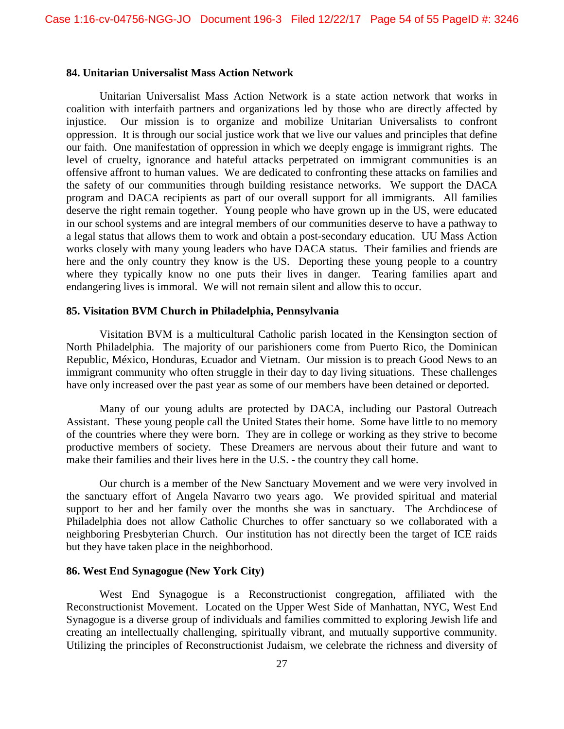**84. Unitarian Universalist Mass Action Network**

Unitarian Universalist Mass Action Network is a state action network that works in coalition with interfaith partners and organizations led by those who are directly affected by injustice. Our mission is to organize and mobilize Unitarian Universalists to confront oppression. It is through our social justice work that we live our values and principles that define our faith. One manifestation of oppression in which we deeply engage is immigrant rights. The level of cruelty, ignorance and hateful attacks perpetrated on immigrant communities is an offensive affront to human values. We are dedicated to confronting these attacks on families and the safety of our communities through building resistance networks. We support the DACA program and DACA recipients as part of our overall support for all immigrants. All families deserve the right remain together. Young people who have grown up in the US, were educated in our school systems and are integral members of our communities deserve to have a pathway to a legal status that allows them to work and obtain a post-secondary education. UU Mass Action works closely with many young leaders who have DACA status. Their families and friends are here and the only country they know is the US. Deporting these young people to a country where they typically know no one puts their lives in danger. Tearing families apart and endangering lives is immoral. We will not remain silent and allow this to occur.

**85. Visitation BVM Church in Philadelphia, Pennsylvania**

Visitation BVM is a multicultural Catholic parish located in the Kensington section of North Philadelphia. The majority of our parishioners come from Puerto Rico, the Dominican Republic, México, Honduras, Ecuador and Vietnam. Our mission is to preach Good News to an immigrant community who often struggle in their day to day living situations. These challenges have only increased over the past year as some of our members have been detained or deported.

Many of our young adults are protected by DACA, including our Pastoral Outreach Assistant. These young people call the United States their home. Some have little to no memory of the countries where they were born. They are in college or working as they strive to become productive members of society. These Dreamers are nervous about their future and want to make their families and their lives here in the U.S. - the country they call home.

Our church is a member of the New Sanctuary Movement and we were very involved in the sanctuary effort of Angela Navarro two years ago. We provided spiritual and material support to her and her family over the months she was in sanctuary. The Archdiocese of Philadelphia does not allow Catholic Churches to offer sanctuary so we collaborated with a neighboring Presbyterian Church. Our institution has not directly been the target of ICE raids but they have taken place in the neighborhood.

**86. West End Synagogue (New York City)**

West End Synagogue is a Reconstructionist congregation, affiliated with the Reconstructionist Movement. Located on the Upper West Side of Manhattan, NYC, West End Synagogue is a diverse group of individuals and families committed to exploring Jewish life and creating an intellectually challenging, spiritually vibrant, and mutually supportive community. Utilizing the principles of Reconstructionist Judaism, we celebrate the richness and diversity of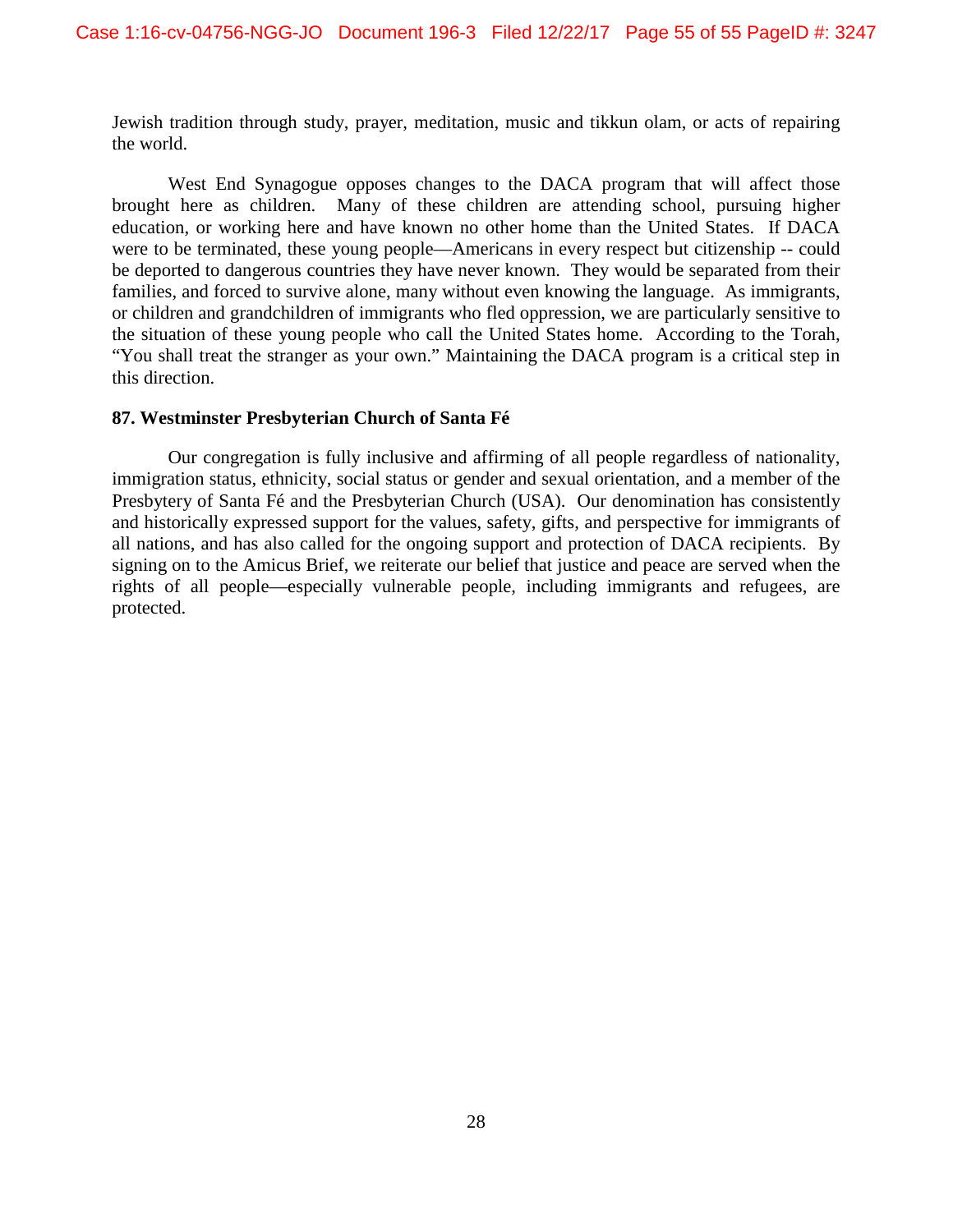Jewish tradition through study, prayer, meditation, music and tikkun olam, or acts of repairing the world.

West End Synagogue opposes changes to the DACA program that will affect those brought here as children. Many of these children are attending school, pursuing higher education, or working here and have known no other home than the United States. If DACA were to be terminated, these young people—Americans in every respect but citizenship -- could be deported to dangerous countries they have never known. They would be separated from their families, and forced to survive alone, many without even knowing the language. As immigrants, or children and grandchildren of immigrants who fled oppression, we are particularly sensitive to the situation of these young people who call the United States home. According to the Torah, "You shall treat the stranger as your own." Maintaining the DACA program is a critical step in this direction.

**87. Westminster Presbyterian Church of Santa Fé**

Our congregation is fully inclusive and affirming of all people regardless of nationality, immigration status, ethnicity, social status or gender and sexual orientation, and a member of the Presbytery of Santa Fé and the Presbyterian Church (USA). Our denomination has consistently and historically expressed support for the values, safety, gifts, and perspective for immigrants of all nations, and has also called for the ongoing support and protection of DACA recipients. By signing on to the Amicus Brief, we reiterate our belief that justice and peace are served when the rights of all people—especially vulnerable people, including immigrants and refugees, are protected.